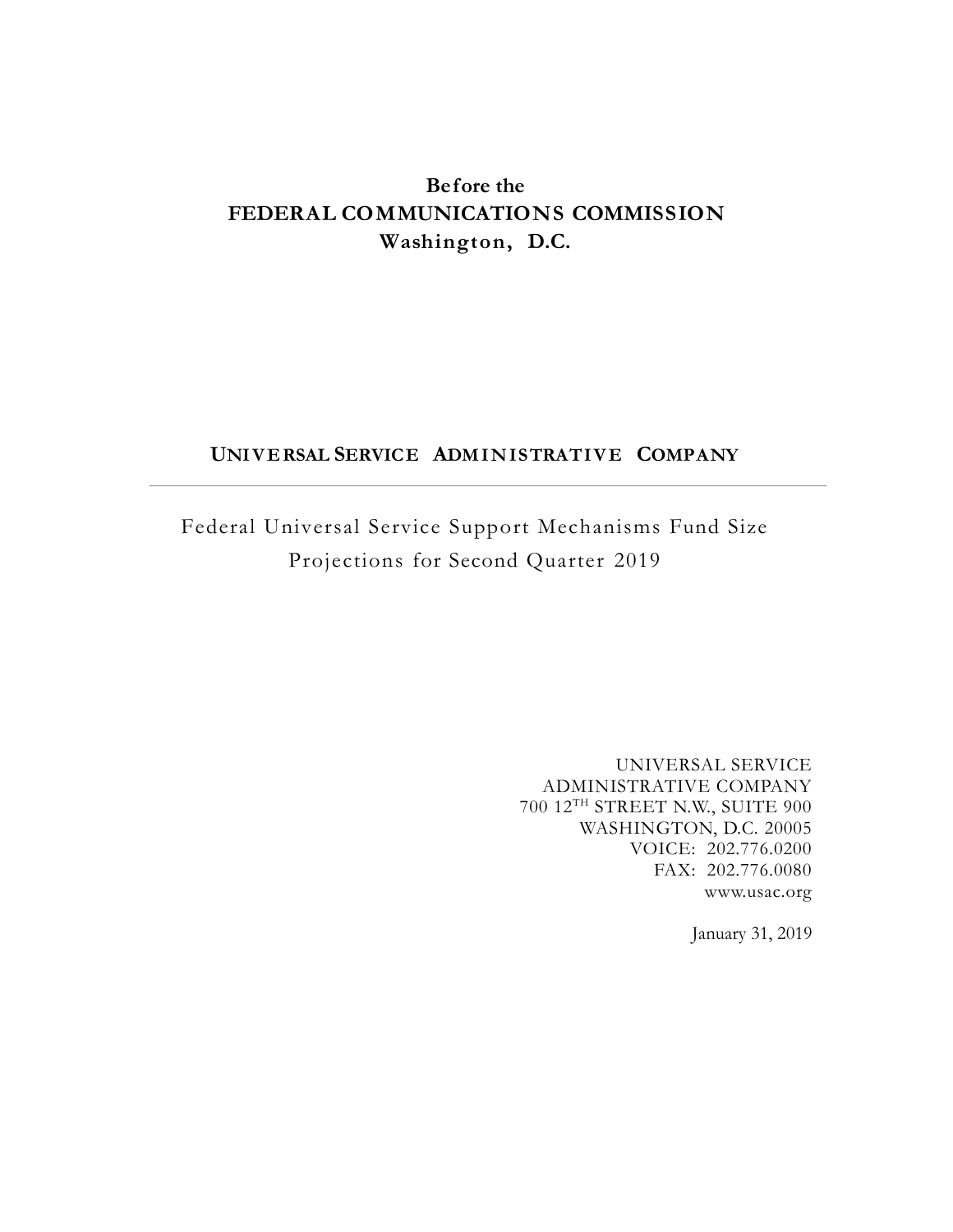**Before the**
**FEDERAL COMMUNICATIONS COMMISSION**
**Washington, D.C.**

**UNIVERSAL SERVICE ADMINISTRATIVE COMPANY**

---

Federal Universal Service Support Mechanisms Fund Size Projections for Second Quarter 2019

UNIVERSAL SERVICE
ADMINISTRATIVE COMPANY
700 12TH STREET N.W., SUITE 900
WASHINGTON, D.C. 20005
VOICE: 202.776.0200
FAX: 202.776.0080
www.usac.org

January 31, 2019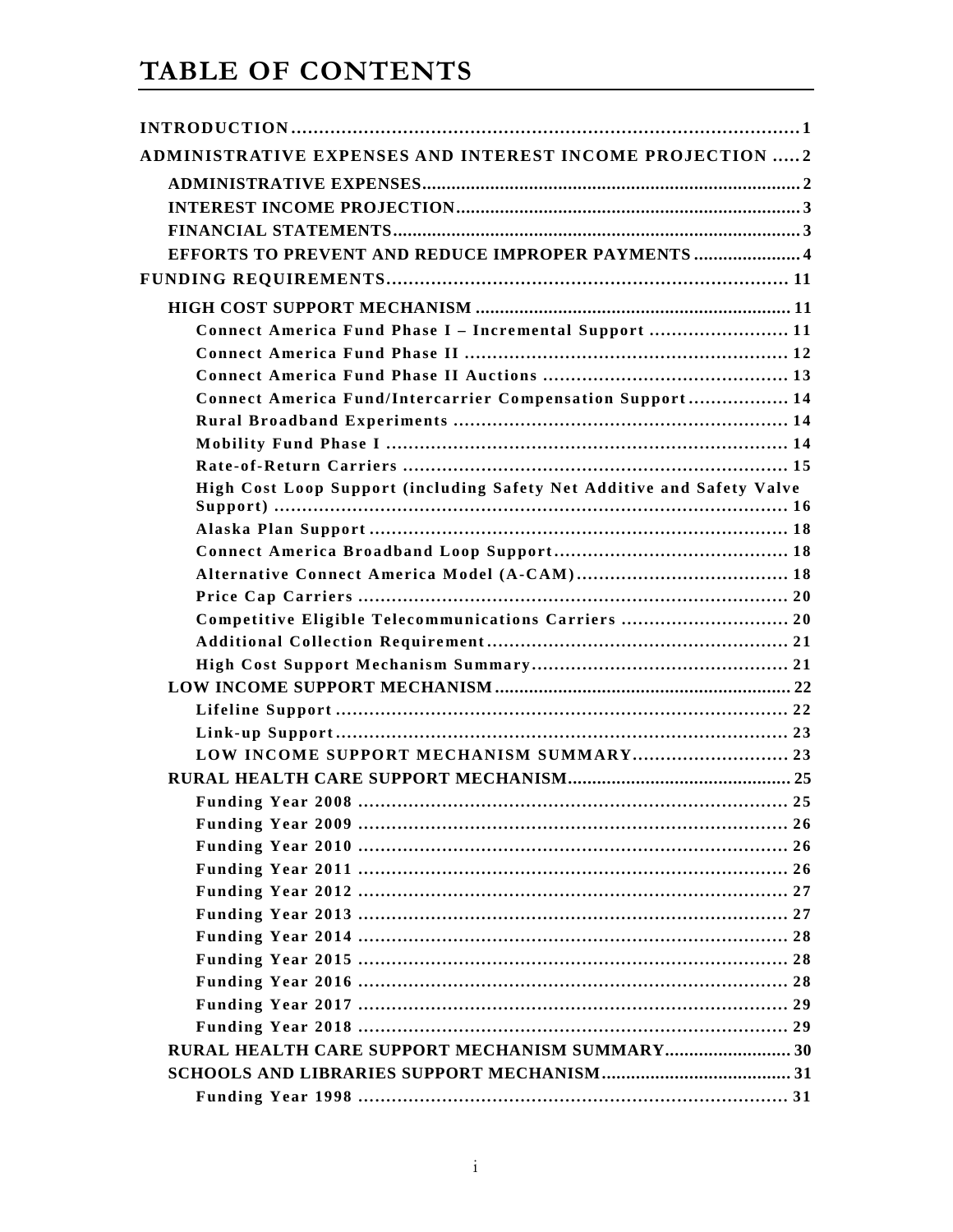# TABLE OF CONTENTS

INTRODUCTION .... 1

ADMINISTRATIVE EXPENSES AND INTEREST INCOME PROJECTION .... 2

- ADMINISTRATIVE EXPENSES .... 2
- INTEREST INCOME PROJECTION .... 3
- FINANCIAL STATEMENTS .... 3
- EFFORTS TO PREVENT AND REDUCE IMPROPER PAYMENTS .... 4

FUNDING REQUIREMENTS .... 11

- HIGH COST SUPPORT MECHANISM .... 11
  - Connect America Fund Phase I – Incremental Support .... 11
  - Connect America Fund Phase II .... 12
  - Connect America Fund Phase II Auctions .... 13
  - Connect America Fund/Intercarrier Compensation Support .... 14
  - Rural Broadband Experiments .... 14
  - Mobility Fund Phase I .... 14
  - Rate-of-Return Carriers .... 15
  - High Cost Loop Support (including Safety Net Additive and Safety Valve Support) .... 16
  - Alaska Plan Support .... 18
  - Connect America Broadband Loop Support .... 18
  - Alternative Connect America Model (A-CAM) .... 18
  - Price Cap Carriers .... 20
  - Competitive Eligible Telecommunications Carriers .... 20
  - Additional Collection Requirement .... 21
  - High Cost Support Mechanism Summary .... 21
- LOW INCOME SUPPORT MECHANISM .... 22
  - Lifeline Support .... 22
  - Link-up Support .... 23
  - LOW INCOME SUPPORT MECHANISM SUMMARY .... 23
- RURAL HEALTH CARE SUPPORT MECHANISM .... 25
  - Funding Year 2008 .... 25
  - Funding Year 2009 .... 26
  - Funding Year 2010 .... 26
  - Funding Year 2011 .... 26
  - Funding Year 2012 .... 27
  - Funding Year 2013 .... 27
  - Funding Year 2014 .... 28
  - Funding Year 2015 .... 28
  - Funding Year 2016 .... 28
  - Funding Year 2017 .... 29
  - Funding Year 2018 .... 29
- RURAL HEALTH CARE SUPPORT MECHANISM SUMMARY .... 30
- SCHOOLS AND LIBRARIES SUPPORT MECHANISM .... 31
  - Funding Year 1998 .... 31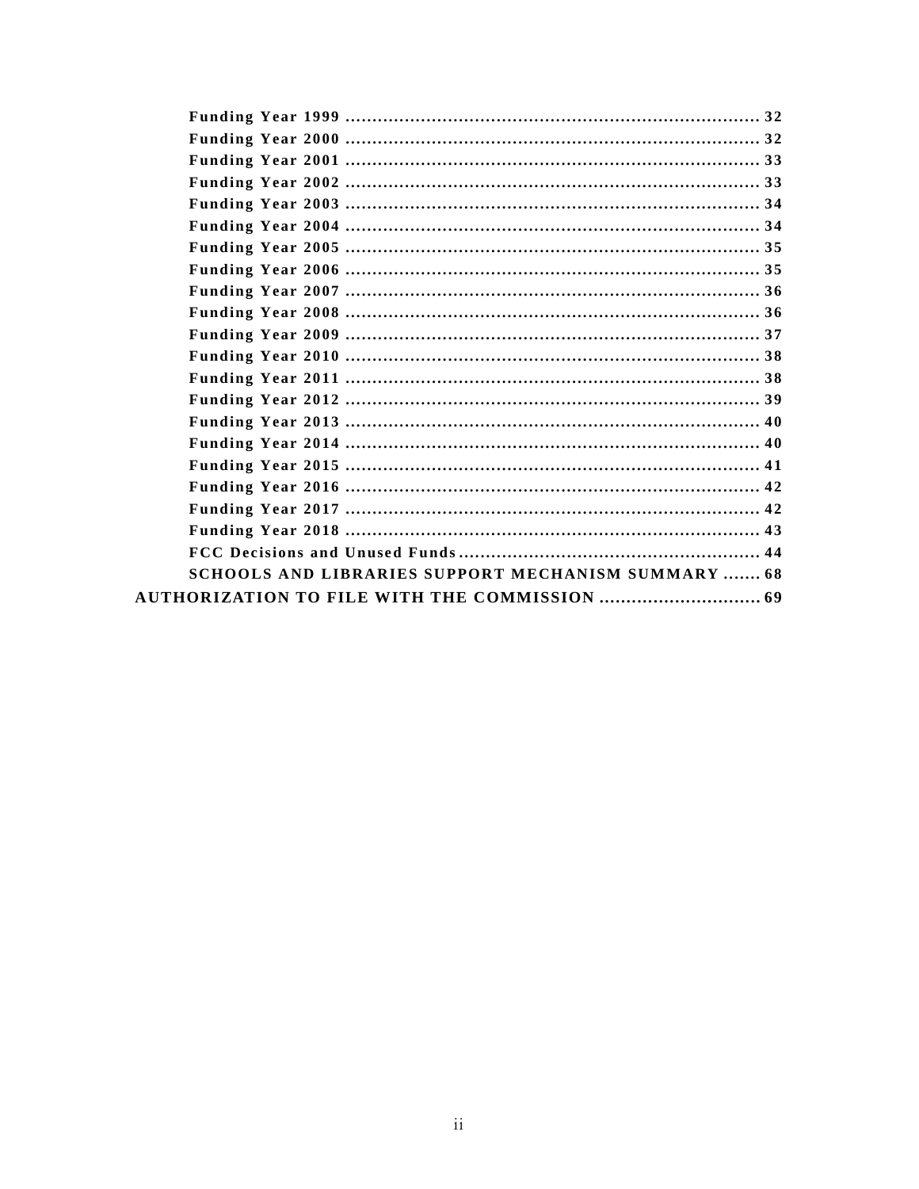Funding Year 1999 ........................................................................... 32
Funding Year 2000 ........................................................................... 32
Funding Year 2001 ........................................................................... 33
Funding Year 2002 ........................................................................... 33
Funding Year 2003 ........................................................................... 34
Funding Year 2004 ........................................................................... 34
Funding Year 2005 ........................................................................... 35
Funding Year 2006 ........................................................................... 35
Funding Year 2007 ........................................................................... 36
Funding Year 2008 ........................................................................... 36
Funding Year 2009 ........................................................................... 37
Funding Year 2010 ........................................................................... 38
Funding Year 2011 ........................................................................... 38
Funding Year 2012 ........................................................................... 39
Funding Year 2013 ........................................................................... 40
Funding Year 2014 ........................................................................... 40
Funding Year 2015 ........................................................................... 41
Funding Year 2016 ........................................................................... 42
Funding Year 2017 ........................................................................... 42
Funding Year 2018 ........................................................................... 43
FCC Decisions and Unused Funds ..................................................... 44
SCHOOLS AND LIBRARIES SUPPORT MECHANISM SUMMARY ....... 68
AUTHORIZATION TO FILE WITH THE COMMISSION ............................ 69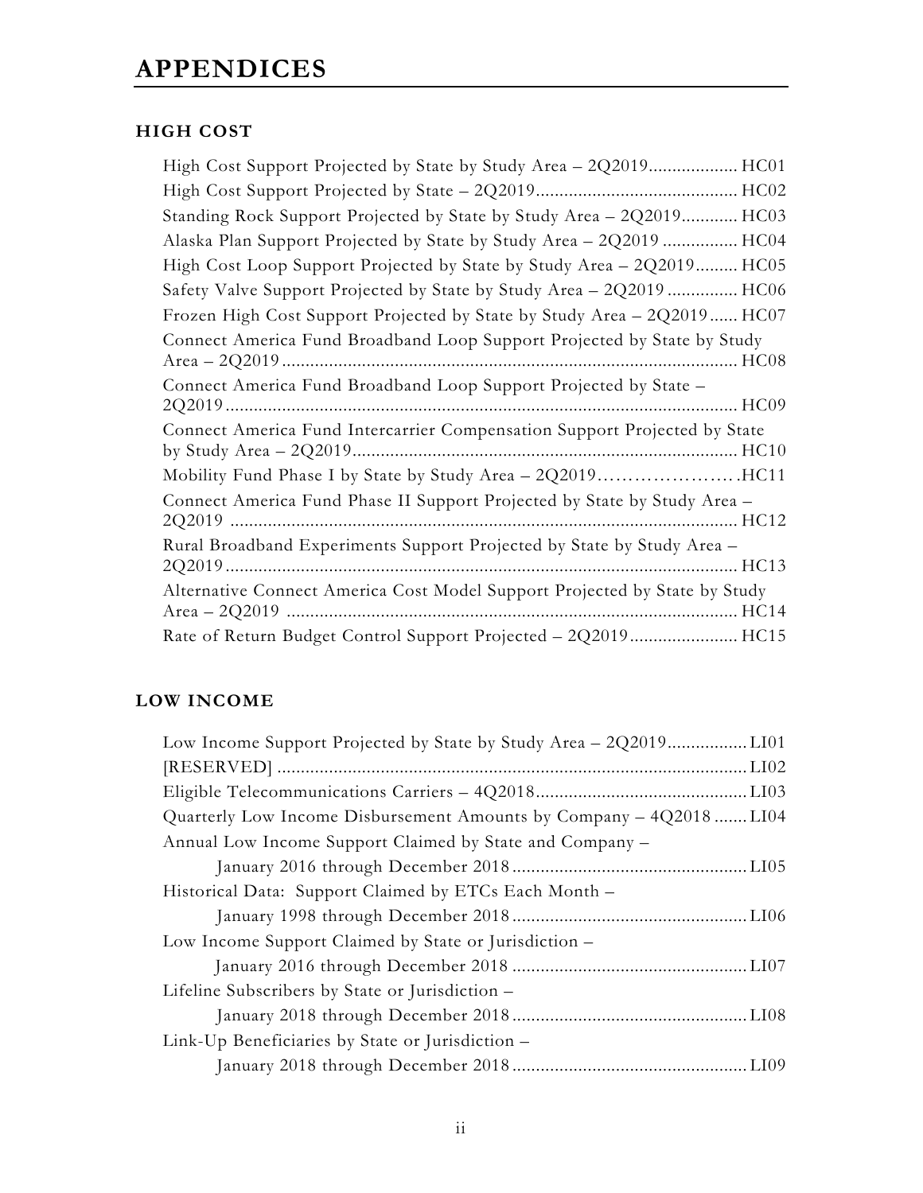# APPENDICES

### HIGH COST

High Cost Support Projected by State by Study Area – 2Q2019 .................. HC01
High Cost Support Projected by State – 2Q2019 .......................................... HC02
Standing Rock Support Projected by State by Study Area – 2Q2019 ............ HC03
Alaska Plan Support Projected by State by Study Area – 2Q2019 ................ HC04
High Cost Loop Support Projected by State by Study Area – 2Q2019 ......... HC05
Safety Valve Support Projected by State by Study Area – 2Q2019 ............... HC06
Frozen High Cost Support Projected by State by Study Area – 2Q2019 ...... HC07
Connect America Fund Broadband Loop Support Projected by State by Study Area – 2Q2019 ................................................................................................ HC08
Connect America Fund Broadband Loop Support Projected by State – 2Q2019 ............................................................................................................ HC09
Connect America Fund Intercarrier Compensation Support Projected by State by Study Area – 2Q2019 ................................................................................. HC10
Mobility Fund Phase I by State by Study Area – 2Q2019 ………………… .HC11
Connect America Fund Phase II Support Projected by State by Study Area – 2Q2019 .......................................................................................................... HC12
Rural Broadband Experiments Support Projected by State by Study Area – 2Q2019 ........................................................................................................... HC13
Alternative Connect America Cost Model Support Projected by State by Study Area – 2Q2019 .............................................................................................. HC14
Rate of Return Budget Control Support Projected – 2Q2019 ....................... HC15

### LOW INCOME

Low Income Support Projected by State by Study Area – 2Q2019 ................ LI01
[RESERVED] .................................................................................................. LI02
Eligible Telecommunications Carriers – 4Q2018 ............................................ LI03
Quarterly Low Income Disbursement Amounts by Company – 4Q2018 ....... LI04
Annual Low Income Support Claimed by State and Company –
January 2016 through December 2018 ................................................. LI05
Historical Data: Support Claimed by ETCs Each Month –
January 1998 through December 2018 ................................................. LI06
Low Income Support Claimed by State or Jurisdiction –
January 2016 through December 2018 ................................................. LI07
Lifeline Subscribers by State or Jurisdiction –
January 2018 through December 2018 ................................................. LI08
Link-Up Beneficiaries by State or Jurisdiction –
January 2018 through December 2018 ................................................. LI09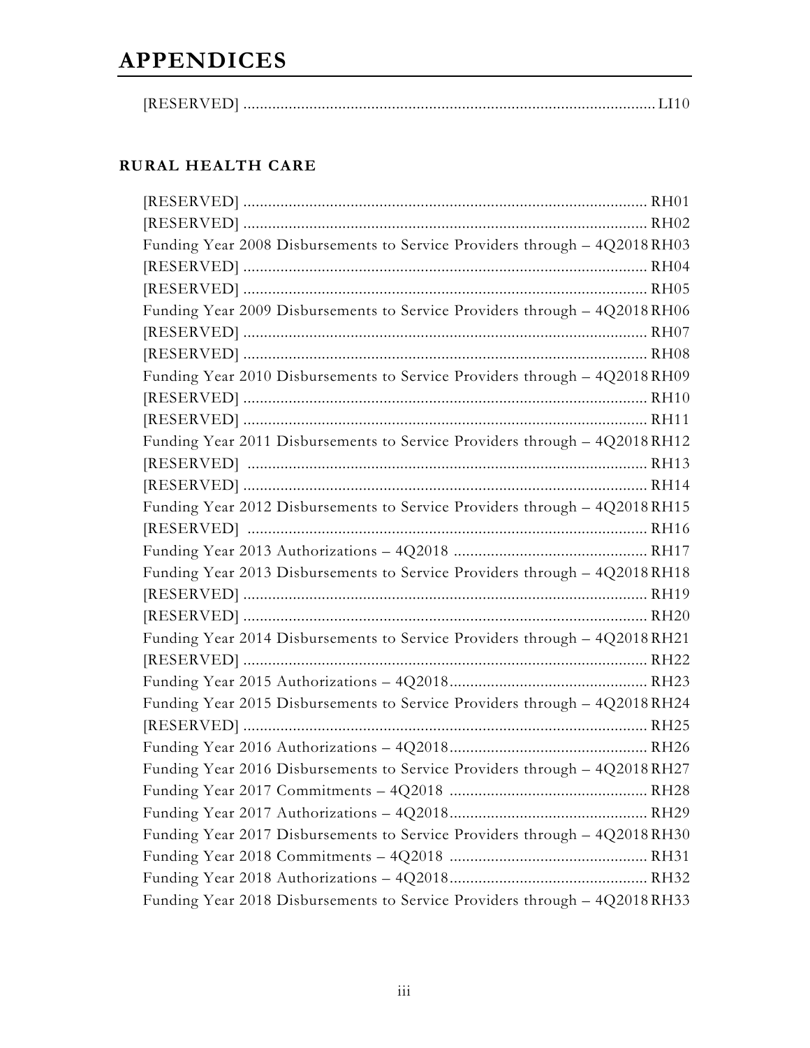# APPENDICES

[RESERVED] .................................................................................................. LI10

### RURAL HEALTH CARE

[RESERVED] .................................................................................................. RH01
[RESERVED] .................................................................................................. RH02
Funding Year 2008 Disbursements to Service Providers through – 4Q2018 RH03
[RESERVED] .................................................................................................. RH04
[RESERVED] .................................................................................................. RH05
Funding Year 2009 Disbursements to Service Providers through – 4Q2018 RH06
[RESERVED] .................................................................................................. RH07
[RESERVED] .................................................................................................. RH08
Funding Year 2010 Disbursements to Service Providers through – 4Q2018 RH09
[RESERVED] .................................................................................................. RH10
[RESERVED] .................................................................................................. RH11
Funding Year 2011 Disbursements to Service Providers through – 4Q2018 RH12
[RESERVED] .................................................................................................. RH13
[RESERVED] .................................................................................................. RH14
Funding Year 2012 Disbursements to Service Providers through – 4Q2018 RH15
[RESERVED] .................................................................................................. RH16
Funding Year 2013 Authorizations – 4Q2018 ............................................... RH17
Funding Year 2013 Disbursements to Service Providers through – 4Q2018 RH18
[RESERVED] .................................................................................................. RH19
[RESERVED] .................................................................................................. RH20
Funding Year 2014 Disbursements to Service Providers through – 4Q2018 RH21
[RESERVED] .................................................................................................. RH22
Funding Year 2015 Authorizations – 4Q2018................................................ RH23
Funding Year 2015 Disbursements to Service Providers through – 4Q2018 RH24
[RESERVED] .................................................................................................. RH25
Funding Year 2016 Authorizations – 4Q2018................................................ RH26
Funding Year 2016 Disbursements to Service Providers through – 4Q2018 RH27
Funding Year 2017 Commitments – 4Q2018 ................................................ RH28
Funding Year 2017 Authorizations – 4Q2018................................................ RH29
Funding Year 2017 Disbursements to Service Providers through – 4Q2018 RH30
Funding Year 2018 Commitments – 4Q2018 ................................................ RH31
Funding Year 2018 Authorizations – 4Q2018................................................ RH32
Funding Year 2018 Disbursements to Service Providers through – 4Q2018 RH33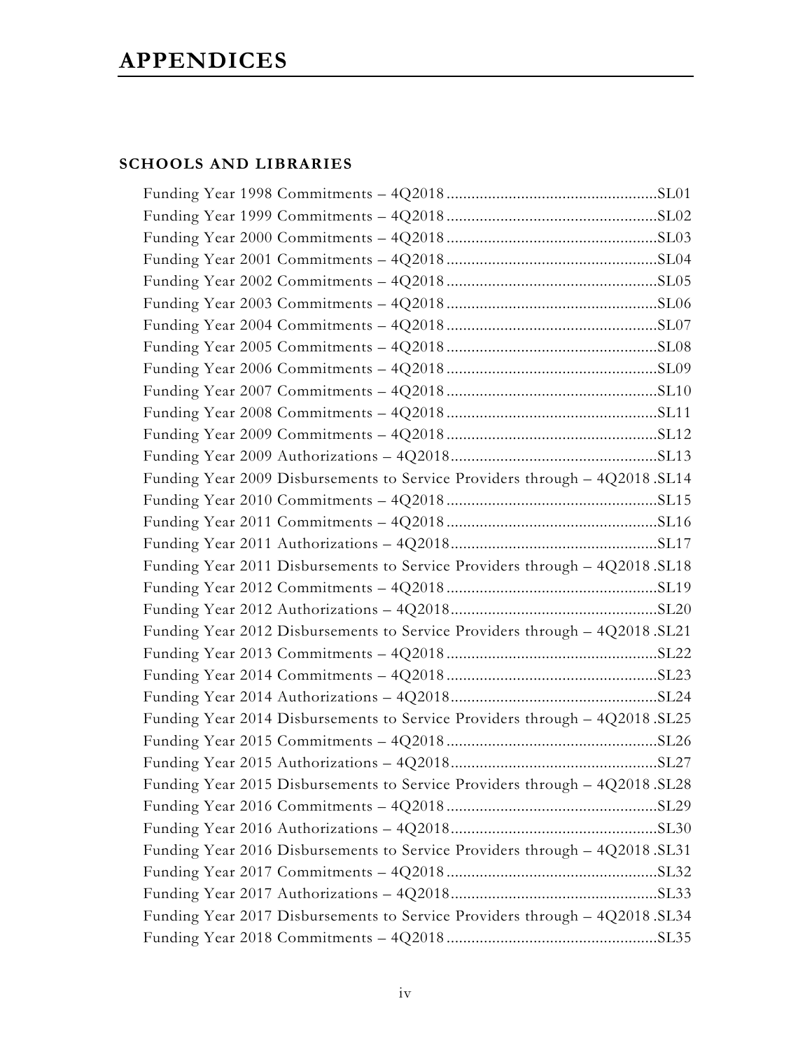# APPENDICES

### SCHOOLS AND LIBRARIES

Funding Year 1998 Commitments – 4Q2018 ..................................................SL01
Funding Year 1999 Commitments – 4Q2018 ..................................................SL02
Funding Year 2000 Commitments – 4Q2018 ..................................................SL03
Funding Year 2001 Commitments – 4Q2018 ..................................................SL04
Funding Year 2002 Commitments – 4Q2018 ..................................................SL05
Funding Year 2003 Commitments – 4Q2018 ..................................................SL06
Funding Year 2004 Commitments – 4Q2018 ..................................................SL07
Funding Year 2005 Commitments – 4Q2018 ..................................................SL08
Funding Year 2006 Commitments – 4Q2018 ..................................................SL09
Funding Year 2007 Commitments – 4Q2018 ..................................................SL10
Funding Year 2008 Commitments – 4Q2018 ..................................................SL11
Funding Year 2009 Commitments – 4Q2018 ..................................................SL12
Funding Year 2009 Authorizations – 4Q2018.................................................SL13
Funding Year 2009 Disbursements to Service Providers through – 4Q2018 .SL14
Funding Year 2010 Commitments – 4Q2018 ..................................................SL15
Funding Year 2011 Commitments – 4Q2018 ..................................................SL16
Funding Year 2011 Authorizations – 4Q2018.................................................SL17
Funding Year 2011 Disbursements to Service Providers through – 4Q2018 .SL18
Funding Year 2012 Commitments – 4Q2018 ..................................................SL19
Funding Year 2012 Authorizations – 4Q2018.................................................SL20
Funding Year 2012 Disbursements to Service Providers through – 4Q2018 .SL21
Funding Year 2013 Commitments – 4Q2018 ..................................................SL22
Funding Year 2014 Commitments – 4Q2018 ..................................................SL23
Funding Year 2014 Authorizations – 4Q2018.................................................SL24
Funding Year 2014 Disbursements to Service Providers through – 4Q2018 .SL25
Funding Year 2015 Commitments – 4Q2018 ..................................................SL26
Funding Year 2015 Authorizations – 4Q2018.................................................SL27
Funding Year 2015 Disbursements to Service Providers through – 4Q2018 .SL28
Funding Year 2016 Commitments – 4Q2018 ..................................................SL29
Funding Year 2016 Authorizations – 4Q2018.................................................SL30
Funding Year 2016 Disbursements to Service Providers through – 4Q2018 .SL31
Funding Year 2017 Commitments – 4Q2018 ..................................................SL32
Funding Year 2017 Authorizations – 4Q2018.................................................SL33
Funding Year 2017 Disbursements to Service Providers through – 4Q2018 .SL34
Funding Year 2018 Commitments – 4Q2018 ..................................................SL35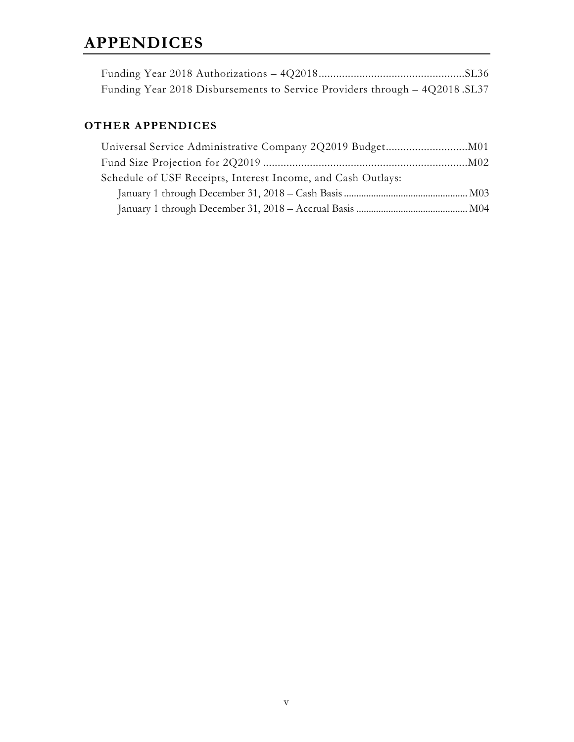# APPENDICES

Funding Year 2018 Authorizations – 4Q2018..................................................SL36

Funding Year 2018 Disbursements to Service Providers through – 4Q2018 .SL37

### OTHER APPENDICES

Universal Service Administrative Company 2Q2019 Budget............................M01

Fund Size Projection for 2Q2019 ......................................................................M02

Schedule of USF Receipts, Interest Income, and Cash Outlays:

- January 1 through December 31, 2018 – Cash Basis ................................................. M03
- January 1 through December 31, 2018 – Accrual Basis ............................................ M04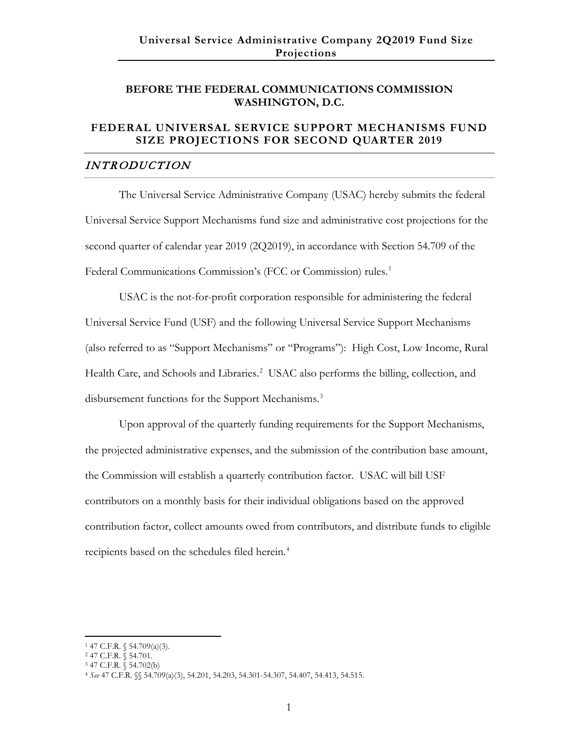## BEFORE THE FEDERAL COMMUNICATIONS COMMISSION WASHINGTON, D.C.

## FEDERAL UNIVERSAL SERVICE SUPPORT MECHANISMS FUND SIZE PROJECTIONS FOR SECOND QUARTER 2019

### *INTRODUCTION*

The Universal Service Administrative Company (USAC) hereby submits the federal Universal Service Support Mechanisms fund size and administrative cost projections for the second quarter of calendar year 2019 (2Q2019), in accordance with Section 54.709 of the Federal Communications Commission's (FCC or Commission) rules.[1]

USAC is the not-for-profit corporation responsible for administering the federal Universal Service Fund (USF) and the following Universal Service Support Mechanisms (also referred to as "Support Mechanisms" or "Programs"): High Cost, Low Income, Rural Health Care, and Schools and Libraries.[2] USAC also performs the billing, collection, and disbursement functions for the Support Mechanisms.[3]

Upon approval of the quarterly funding requirements for the Support Mechanisms, the projected administrative expenses, and the submission of the contribution base amount, the Commission will establish a quarterly contribution factor. USAC will bill USF contributors on a monthly basis for their individual obligations based on the approved contribution factor, collect amounts owed from contributors, and distribute funds to eligible recipients based on the schedules filed herein.[4]

---

[1] 47 C.F.R. § 54.709(a)(3).

[2] 47 C.F.R. § 54.701.

[3] 47 C.F.R. § 54.702(b)

[4] *See* 47 C.F.R. §§ 54.709(a)(3), 54.201, 54.203, 54.301-54.307, 54.407, 54.413, 54.515.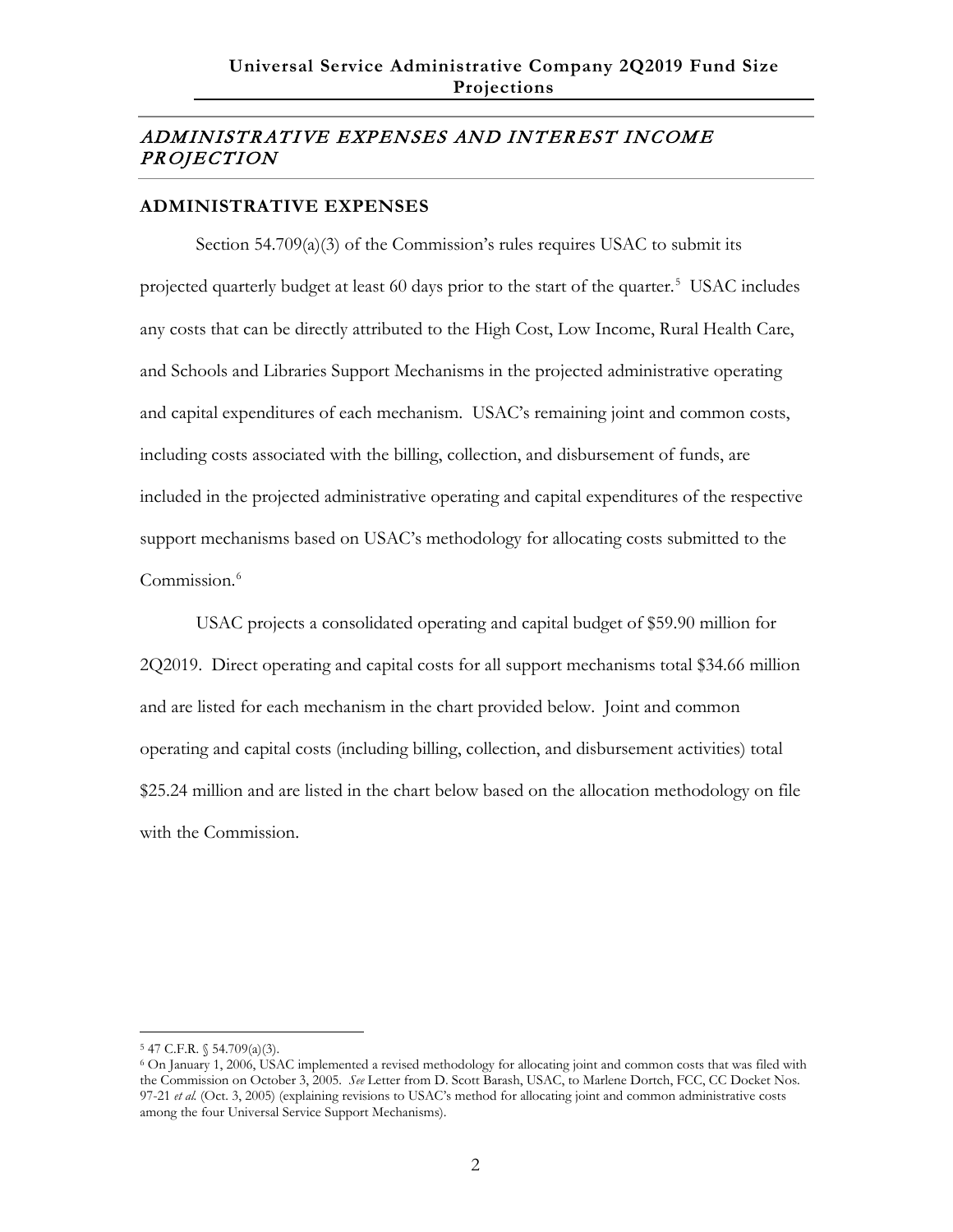## *ADMINISTRATIVE EXPENSES AND INTEREST INCOME PROJECTION*

### ADMINISTRATIVE EXPENSES

Section 54.709(a)(3) of the Commission's rules requires USAC to submit its projected quarterly budget at least 60 days prior to the start of the quarter.[5] USAC includes any costs that can be directly attributed to the High Cost, Low Income, Rural Health Care, and Schools and Libraries Support Mechanisms in the projected administrative operating and capital expenditures of each mechanism. USAC's remaining joint and common costs, including costs associated with the billing, collection, and disbursement of funds, are included in the projected administrative operating and capital expenditures of the respective support mechanisms based on USAC's methodology for allocating costs submitted to the Commission.[6]

USAC projects a consolidated operating and capital budget of $59.90 million for 2Q2019. Direct operating and capital costs for all support mechanisms total $34.66 million and are listed for each mechanism in the chart provided below. Joint and common operating and capital costs (including billing, collection, and disbursement activities) total $25.24 million and are listed in the chart below based on the allocation methodology on file with the Commission.

---

[5] 47 C.F.R. § 54.709(a)(3).

[6] On January 1, 2006, USAC implemented a revised methodology for allocating joint and common costs that was filed with the Commission on October 3, 2005. *See* Letter from D. Scott Barash, USAC, to Marlene Dortch, FCC, CC Docket Nos. 97-21 *et al.* (Oct. 3, 2005) (explaining revisions to USAC's method for allocating joint and common administrative costs among the four Universal Service Support Mechanisms).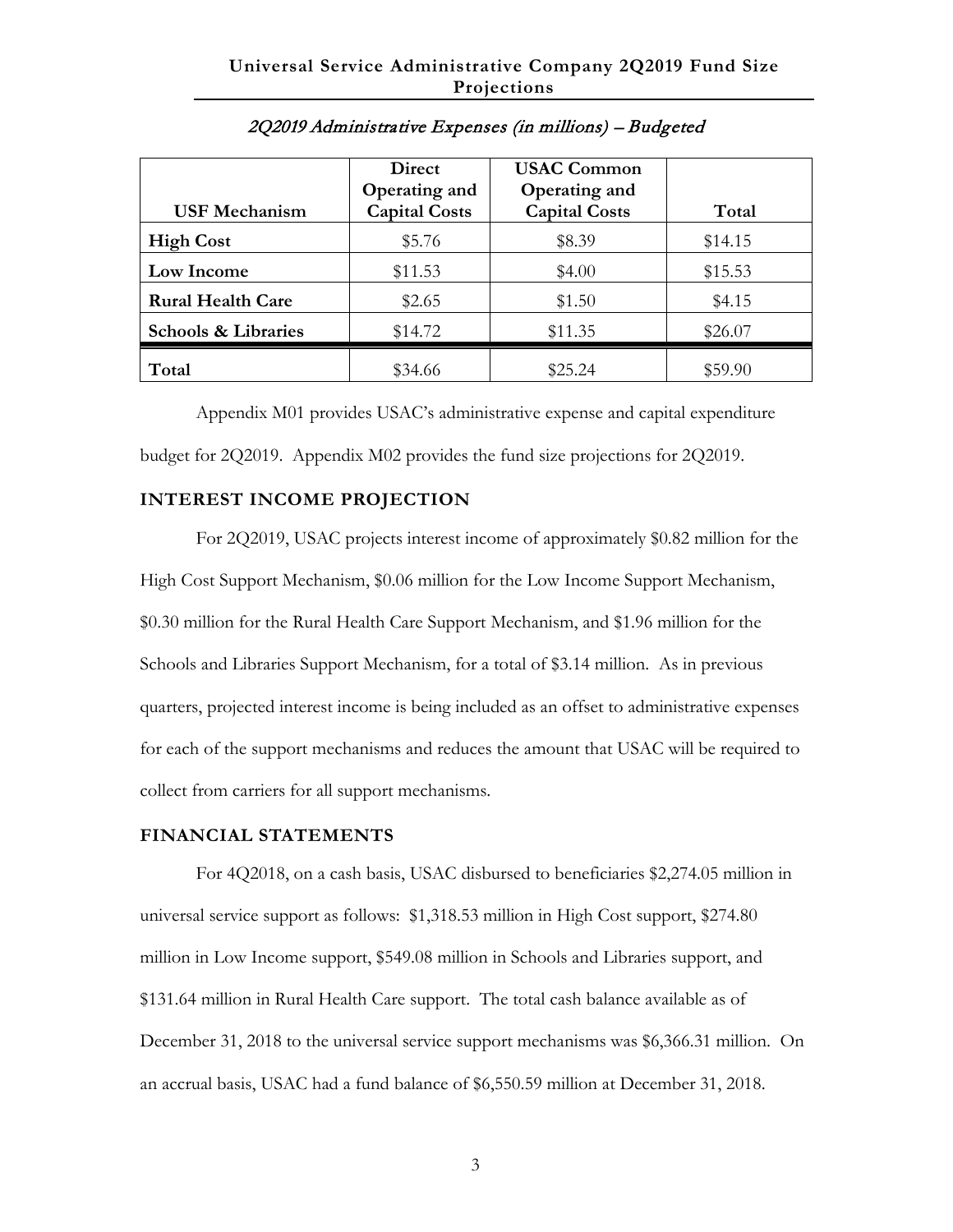*2Q2019 Administrative Expenses (in millions) – Budgeted*

| USF Mechanism | Direct Operating and Capital Costs | USAC Common Operating and Capital Costs | Total |
|---|---|---|---|
| **High Cost** | $5.76 | $8.39 | $14.15 |
| **Low Income** | $11.53 | $4.00 | $15.53 |
| **Rural Health Care** | $2.65 | $1.50 | $4.15 |
| **Schools & Libraries** | $14.72 | $11.35 | $26.07 |
| **Total** | $34.66 | $25.24 | $59.90 |

Appendix M01 provides USAC's administrative expense and capital expenditure budget for 2Q2019. Appendix M02 provides the fund size projections for 2Q2019.

## INTEREST INCOME PROJECTION

For 2Q2019, USAC projects interest income of approximately $0.82 million for the High Cost Support Mechanism, $0.06 million for the Low Income Support Mechanism, $0.30 million for the Rural Health Care Support Mechanism, and $1.96 million for the Schools and Libraries Support Mechanism, for a total of $3.14 million. As in previous quarters, projected interest income is being included as an offset to administrative expenses for each of the support mechanisms and reduces the amount that USAC will be required to collect from carriers for all support mechanisms.

## FINANCIAL STATEMENTS

For 4Q2018, on a cash basis, USAC disbursed to beneficiaries $2,274.05 million in universal service support as follows: $1,318.53 million in High Cost support, $274.80 million in Low Income support, $549.08 million in Schools and Libraries support, and $131.64 million in Rural Health Care support. The total cash balance available as of December 31, 2018 to the universal service support mechanisms was $6,366.31 million. On an accrual basis, USAC had a fund balance of $6,550.59 million at December 31, 2018.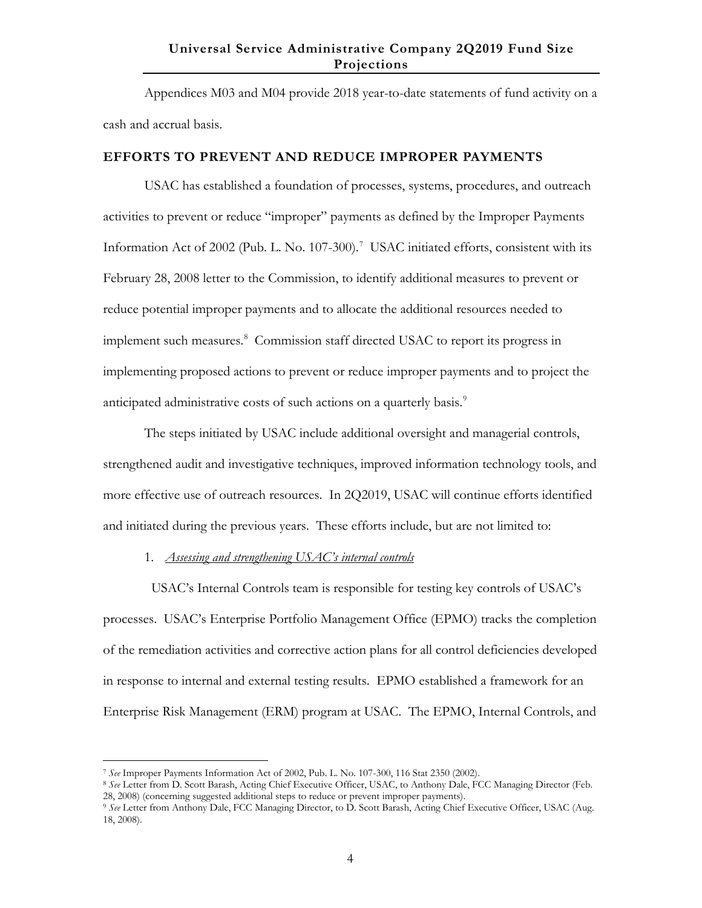Appendices M03 and M04 provide 2018 year-to-date statements of fund activity on a cash and accrual basis.

## EFFORTS TO PREVENT AND REDUCE IMPROPER PAYMENTS

USAC has established a foundation of processes, systems, procedures, and outreach activities to prevent or reduce "improper" payments as defined by the Improper Payments Information Act of 2002 (Pub. L. No. 107-300).[7] USAC initiated efforts, consistent with its February 28, 2008 letter to the Commission, to identify additional measures to prevent or reduce potential improper payments and to allocate the additional resources needed to implement such measures.[8] Commission staff directed USAC to report its progress in implementing proposed actions to prevent or reduce improper payments and to project the anticipated administrative costs of such actions on a quarterly basis.[9]

The steps initiated by USAC include additional oversight and managerial controls, strengthened audit and investigative techniques, improved information technology tools, and more effective use of outreach resources. In 2Q2019, USAC will continue efforts identified and initiated during the previous years. These efforts include, but are not limited to:

1. *Assessing and strengthening USAC's internal controls*

USAC's Internal Controls team is responsible for testing key controls of USAC's processes. USAC's Enterprise Portfolio Management Office (EPMO) tracks the completion of the remediation activities and corrective action plans for all control deficiencies developed in response to internal and external testing results. EPMO established a framework for an Enterprise Risk Management (ERM) program at USAC. The EPMO, Internal Controls, and

---

[7] *See* Improper Payments Information Act of 2002, Pub. L. No. 107-300, 116 Stat 2350 (2002).

[8] *See* Letter from D. Scott Barash, Acting Chief Executive Officer, USAC, to Anthony Dale, FCC Managing Director (Feb. 28, 2008) (concerning suggested additional steps to reduce or prevent improper payments).

[9] *See* Letter from Anthony Dale, FCC Managing Director, to D. Scott Barash, Acting Chief Executive Officer, USAC (Aug. 18, 2008).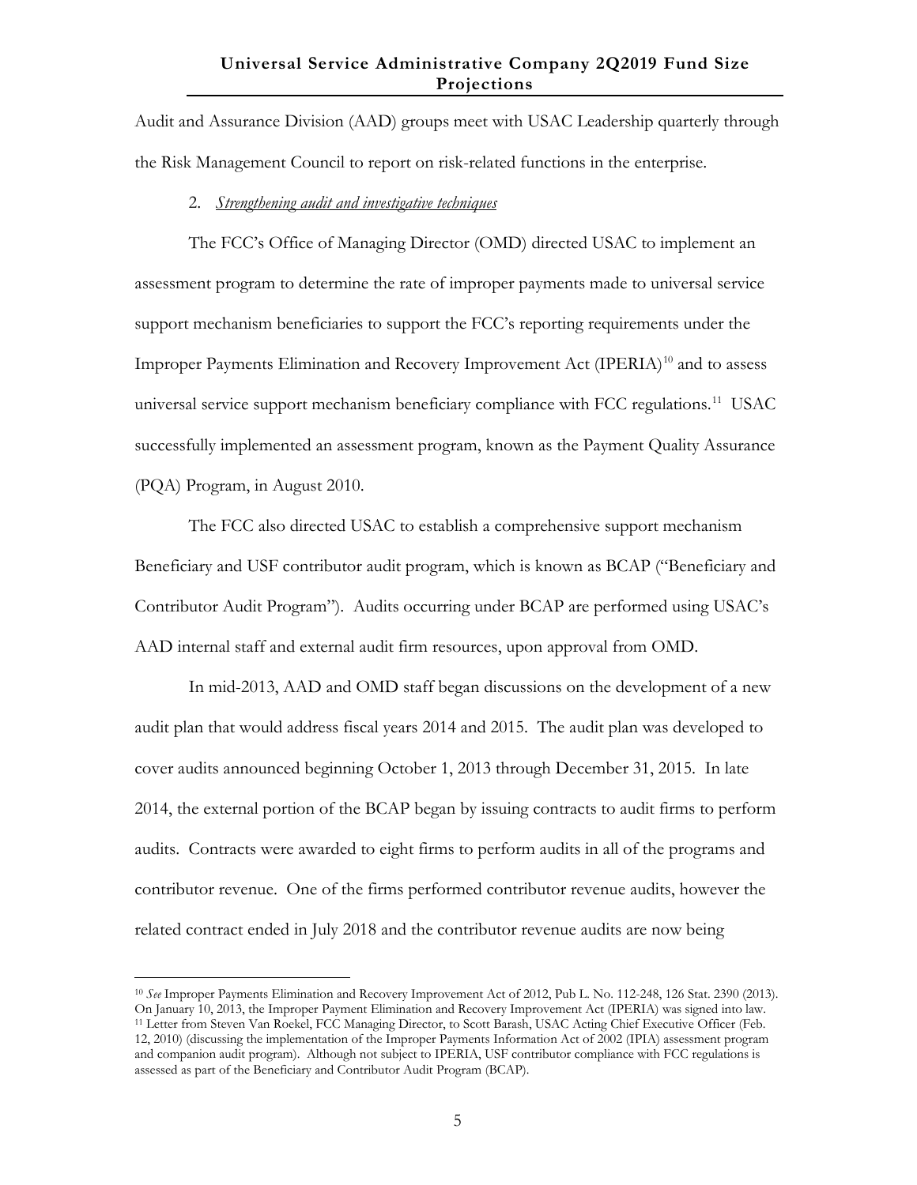Audit and Assurance Division (AAD) groups meet with USAC Leadership quarterly through the Risk Management Council to report on risk-related functions in the enterprise.

2. *Strengthening audit and investigative techniques*

The FCC's Office of Managing Director (OMD) directed USAC to implement an assessment program to determine the rate of improper payments made to universal service support mechanism beneficiaries to support the FCC's reporting requirements under the Improper Payments Elimination and Recovery Improvement Act (IPERIA)[10] and to assess universal service support mechanism beneficiary compliance with FCC regulations.[11] USAC successfully implemented an assessment program, known as the Payment Quality Assurance (PQA) Program, in August 2010.

The FCC also directed USAC to establish a comprehensive support mechanism Beneficiary and USF contributor audit program, which is known as BCAP ("Beneficiary and Contributor Audit Program"). Audits occurring under BCAP are performed using USAC's AAD internal staff and external audit firm resources, upon approval from OMD.

In mid-2013, AAD and OMD staff began discussions on the development of a new audit plan that would address fiscal years 2014 and 2015. The audit plan was developed to cover audits announced beginning October 1, 2013 through December 31, 2015. In late 2014, the external portion of the BCAP began by issuing contracts to audit firms to perform audits. Contracts were awarded to eight firms to perform audits in all of the programs and contributor revenue. One of the firms performed contributor revenue audits, however the related contract ended in July 2018 and the contributor revenue audits are now being

---

[10] *See* Improper Payments Elimination and Recovery Improvement Act of 2012, Pub L. No. 112-248, 126 Stat. 2390 (2013). On January 10, 2013, the Improper Payment Elimination and Recovery Improvement Act (IPERIA) was signed into law.

[11] Letter from Steven Van Roekel, FCC Managing Director, to Scott Barash, USAC Acting Chief Executive Officer (Feb. 12, 2010) (discussing the implementation of the Improper Payments Information Act of 2002 (IPIA) assessment program and companion audit program). Although not subject to IPERIA, USF contributor compliance with FCC regulations is assessed as part of the Beneficiary and Contributor Audit Program (BCAP).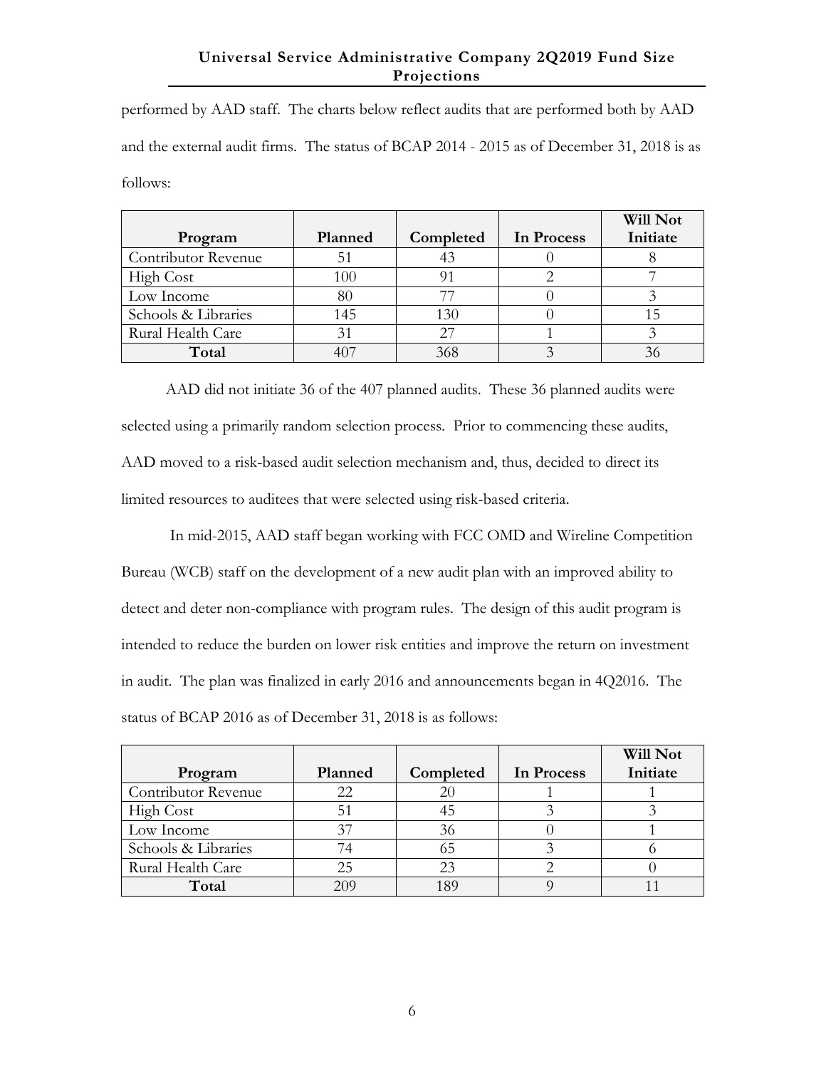performed by AAD staff. The charts below reflect audits that are performed both by AAD and the external audit firms. The status of BCAP 2014 - 2015 as of December 31, 2018 is as follows:

| Program | Planned | Completed | In Process | Will Not Initiate |
|---|---|---|---|---|
| Contributor Revenue | 51 | 43 | 0 | 8 |
| High Cost | 100 | 91 | 2 | 7 |
| Low Income | 80 | 77 | 0 | 3 |
| Schools & Libraries | 145 | 130 | 0 | 15 |
| Rural Health Care | 31 | 27 | 1 | 3 |
| **Total** | 407 | 368 | 3 | 36 |

AAD did not initiate 36 of the 407 planned audits. These 36 planned audits were selected using a primarily random selection process. Prior to commencing these audits, AAD moved to a risk-based audit selection mechanism and, thus, decided to direct its limited resources to auditees that were selected using risk-based criteria.

In mid-2015, AAD staff began working with FCC OMD and Wireline Competition Bureau (WCB) staff on the development of a new audit plan with an improved ability to detect and deter non-compliance with program rules. The design of this audit program is intended to reduce the burden on lower risk entities and improve the return on investment in audit. The plan was finalized in early 2016 and announcements began in 4Q2016. The status of BCAP 2016 as of December 31, 2018 is as follows:

| Program | Planned | Completed | In Process | Will Not Initiate |
|---|---|---|---|---|
| Contributor Revenue | 22 | 20 | 1 | 1 |
| High Cost | 51 | 45 | 3 | 3 |
| Low Income | 37 | 36 | 0 | 1 |
| Schools & Libraries | 74 | 65 | 3 | 6 |
| Rural Health Care | 25 | 23 | 2 | 0 |
| **Total** | 209 | 189 | 9 | 11 |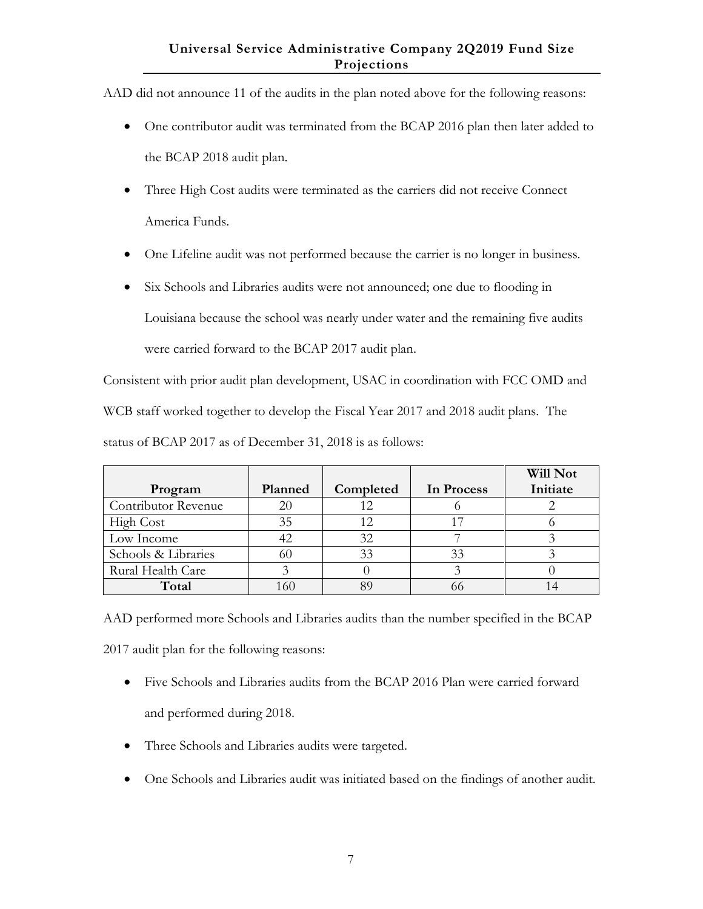AAD did not announce 11 of the audits in the plan noted above for the following reasons:

- One contributor audit was terminated from the BCAP 2016 plan then later added to the BCAP 2018 audit plan.
- Three High Cost audits were terminated as the carriers did not receive Connect America Funds.
- One Lifeline audit was not performed because the carrier is no longer in business.
- Six Schools and Libraries audits were not announced; one due to flooding in Louisiana because the school was nearly under water and the remaining five audits were carried forward to the BCAP 2017 audit plan.

Consistent with prior audit plan development, USAC in coordination with FCC OMD and WCB staff worked together to develop the Fiscal Year 2017 and 2018 audit plans. The status of BCAP 2017 as of December 31, 2018 is as follows:

| Program | Planned | Completed | In Process | Will Not Initiate |
|---|---|---|---|---|
| Contributor Revenue | 20 | 12 | 6 | 2 |
| High Cost | 35 | 12 | 17 | 6 |
| Low Income | 42 | 32 | 7 | 3 |
| Schools & Libraries | 60 | 33 | 33 | 3 |
| Rural Health Care | 3 | 0 | 3 | 0 |
| **Total** | 160 | 89 | 66 | 14 |

AAD performed more Schools and Libraries audits than the number specified in the BCAP 2017 audit plan for the following reasons:

- Five Schools and Libraries audits from the BCAP 2016 Plan were carried forward and performed during 2018.
- Three Schools and Libraries audits were targeted.
- One Schools and Libraries audit was initiated based on the findings of another audit.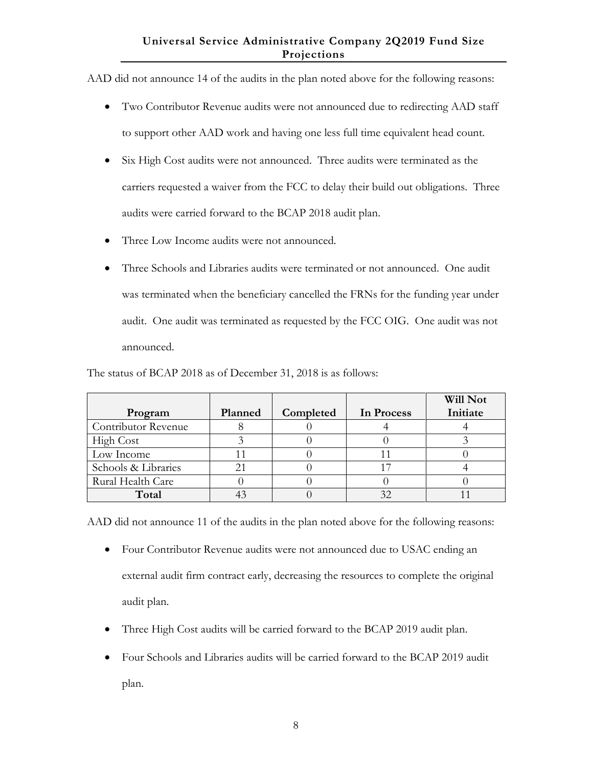AAD did not announce 14 of the audits in the plan noted above for the following reasons:

- Two Contributor Revenue audits were not announced due to redirecting AAD staff to support other AAD work and having one less full time equivalent head count.
- Six High Cost audits were not announced. Three audits were terminated as the carriers requested a waiver from the FCC to delay their build out obligations. Three audits were carried forward to the BCAP 2018 audit plan.
- Three Low Income audits were not announced.
- Three Schools and Libraries audits were terminated or not announced. One audit was terminated when the beneficiary cancelled the FRNs for the funding year under audit. One audit was terminated as requested by the FCC OIG. One audit was not announced.

The status of BCAP 2018 as of December 31, 2018 is as follows:

| Program | Planned | Completed | In Process | Will Not Initiate |
|---|---|---|---|---|
| Contributor Revenue | 8 | 0 | 4 | 4 |
| High Cost | 3 | 0 | 0 | 3 |
| Low Income | 11 | 0 | 11 | 0 |
| Schools & Libraries | 21 | 0 | 17 | 4 |
| Rural Health Care | 0 | 0 | 0 | 0 |
| **Total** | 43 | 0 | 32 | 11 |

AAD did not announce 11 of the audits in the plan noted above for the following reasons:

- Four Contributor Revenue audits were not announced due to USAC ending an external audit firm contract early, decreasing the resources to complete the original audit plan.
- Three High Cost audits will be carried forward to the BCAP 2019 audit plan.
- Four Schools and Libraries audits will be carried forward to the BCAP 2019 audit plan.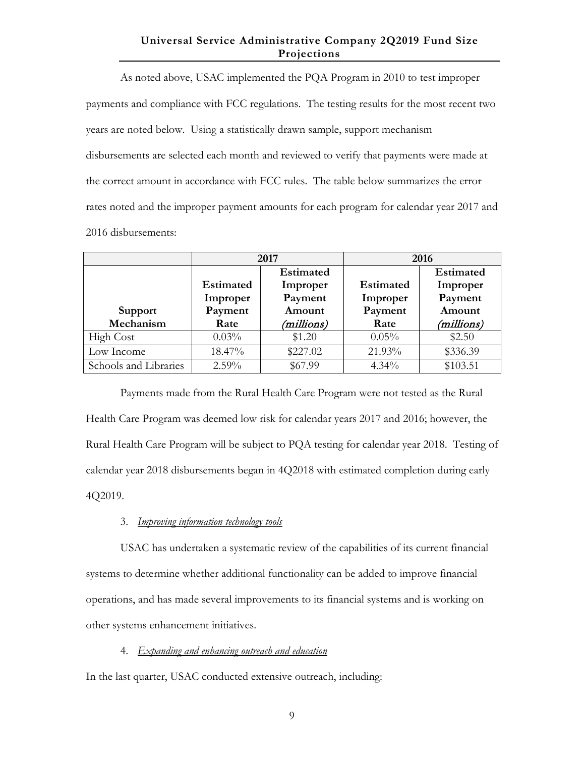As noted above, USAC implemented the PQA Program in 2010 to test improper payments and compliance with FCC regulations. The testing results for the most recent two years are noted below. Using a statistically drawn sample, support mechanism disbursements are selected each month and reviewed to verify that payments were made at the correct amount in accordance with FCC rules. The table below summarizes the error rates noted and the improper payment amounts for each program for calendar year 2017 and 2016 disbursements:

| | 2017 | | 2016 | |
|---|---|---|---|---|
| **Support Mechanism** | **Estimated Improper Payment Rate** | **Estimated Improper Payment Amount *(millions)*** | **Estimated Improper Payment Rate** | **Estimated Improper Payment Amount *(millions)*** |
| High Cost | 0.03% | $1.20 | 0.05% | $2.50 |
| Low Income | 18.47% | $227.02 | 21.93% | $336.39 |
| Schools and Libraries | 2.59% | $67.99 | 4.34% | $103.51 |

Payments made from the Rural Health Care Program were not tested as the Rural Health Care Program was deemed low risk for calendar years 2017 and 2016; however, the Rural Health Care Program will be subject to PQA testing for calendar year 2018. Testing of calendar year 2018 disbursements began in 4Q2018 with estimated completion during early 4Q2019.

3. *Improving information technology tools*

USAC has undertaken a systematic review of the capabilities of its current financial systems to determine whether additional functionality can be added to improve financial operations, and has made several improvements to its financial systems and is working on other systems enhancement initiatives.

4. *Expanding and enhancing outreach and education*

In the last quarter, USAC conducted extensive outreach, including: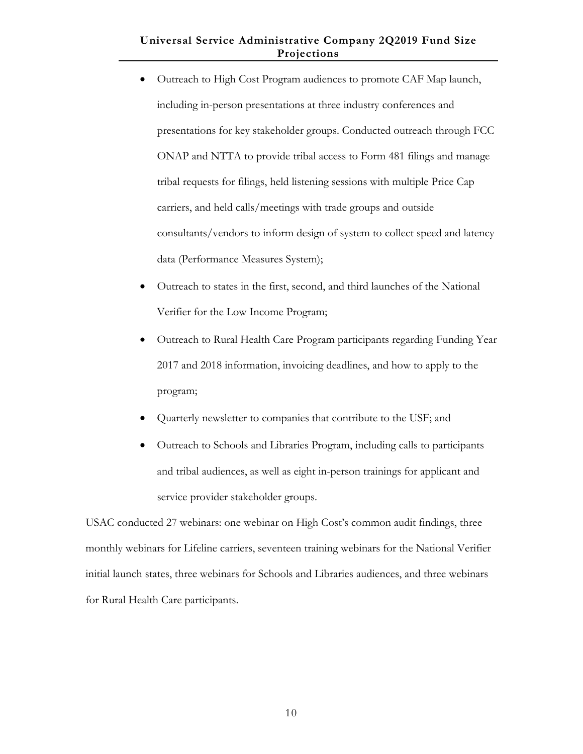- Outreach to High Cost Program audiences to promote CAF Map launch, including in-person presentations at three industry conferences and presentations for key stakeholder groups. Conducted outreach through FCC ONAP and NTTA to provide tribal access to Form 481 filings and manage tribal requests for filings, held listening sessions with multiple Price Cap carriers, and held calls/meetings with trade groups and outside consultants/vendors to inform design of system to collect speed and latency data (Performance Measures System);
- Outreach to states in the first, second, and third launches of the National Verifier for the Low Income Program;
- Outreach to Rural Health Care Program participants regarding Funding Year 2017 and 2018 information, invoicing deadlines, and how to apply to the program;
- Quarterly newsletter to companies that contribute to the USF; and
- Outreach to Schools and Libraries Program, including calls to participants and tribal audiences, as well as eight in-person trainings for applicant and service provider stakeholder groups.

USAC conducted 27 webinars: one webinar on High Cost's common audit findings, three monthly webinars for Lifeline carriers, seventeen training webinars for the National Verifier initial launch states, three webinars for Schools and Libraries audiences, and three webinars for Rural Health Care participants.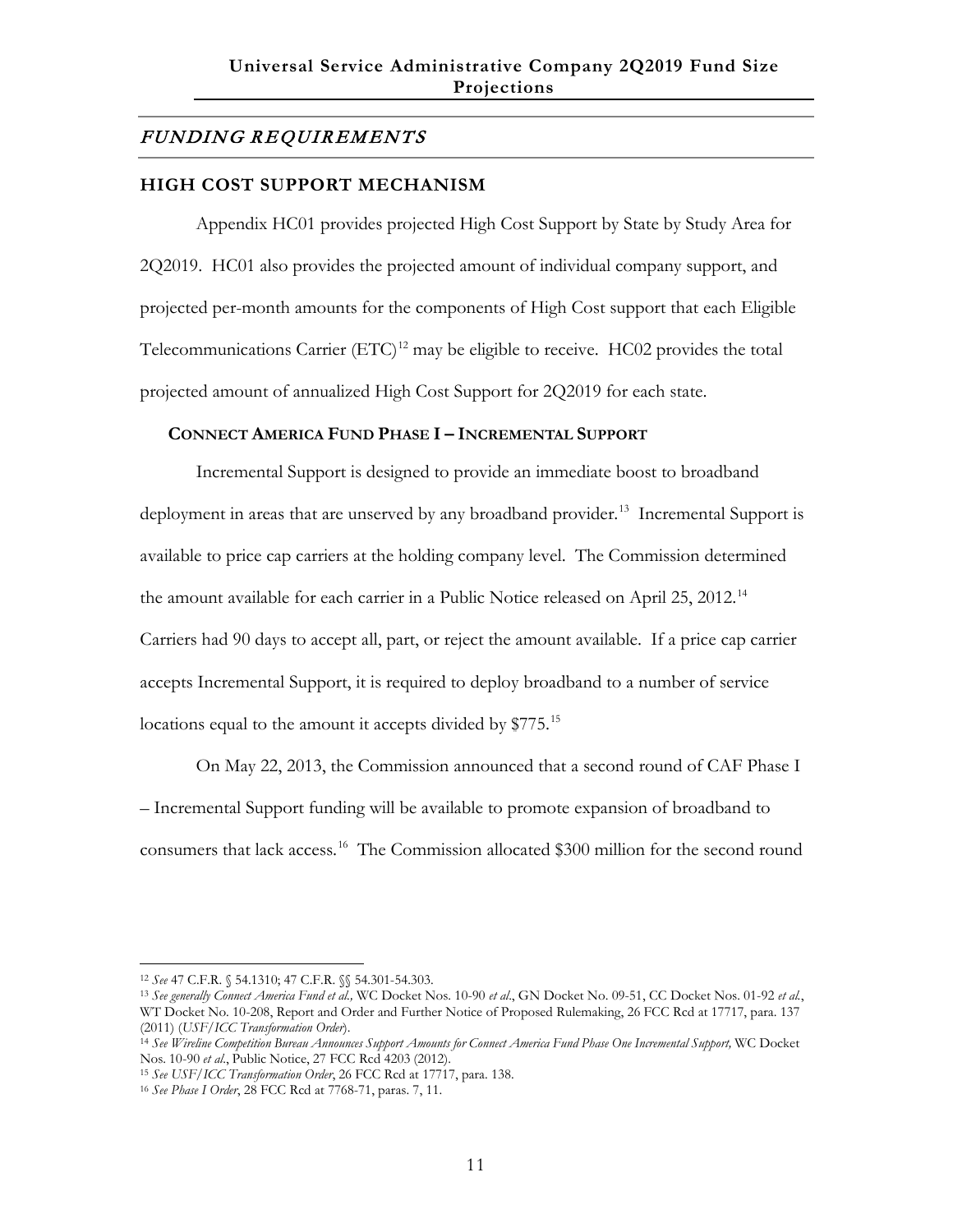## *FUNDING REQUIREMENTS*

### HIGH COST SUPPORT MECHANISM

Appendix HC01 provides projected High Cost Support by State by Study Area for 2Q2019. HC01 also provides the projected amount of individual company support, and projected per-month amounts for the components of High Cost support that each Eligible Telecommunications Carrier (ETC)[12] may be eligible to receive. HC02 provides the total projected amount of annualized High Cost Support for 2Q2019 for each state.

#### CONNECT AMERICA FUND PHASE I – INCREMENTAL SUPPORT

Incremental Support is designed to provide an immediate boost to broadband deployment in areas that are unserved by any broadband provider.[13] Incremental Support is available to price cap carriers at the holding company level. The Commission determined the amount available for each carrier in a Public Notice released on April 25, 2012.[14] Carriers had 90 days to accept all, part, or reject the amount available. If a price cap carrier accepts Incremental Support, it is required to deploy broadband to a number of service locations equal to the amount it accepts divided by $775.[15]

On May 22, 2013, the Commission announced that a second round of CAF Phase I – Incremental Support funding will be available to promote expansion of broadband to consumers that lack access.[16] The Commission allocated $300 million for the second round

---

[12] *See* 47 C.F.R. § 54.1310; 47 C.F.R. §§ 54.301-54.303.

[13] *See generally Connect America Fund et al.,* WC Docket Nos. 10-90 *et al.*, GN Docket No. 09-51, CC Docket Nos. 01-92 *et al.*, WT Docket No. 10-208, Report and Order and Further Notice of Proposed Rulemaking, 26 FCC Rcd at 17717, para. 137 (2011) (*USF/ICC Transformation Order*).

[14] *See Wireline Competition Bureau Announces Support Amounts for Connect America Fund Phase One Incremental Support,* WC Docket Nos. 10-90 *et al.*, Public Notice, 27 FCC Rcd 4203 (2012).

[15] *See USF/ICC Transformation Order*, 26 FCC Rcd at 17717, para. 138.

[16] *See Phase I Order*, 28 FCC Rcd at 7768-71, paras. 7, 11.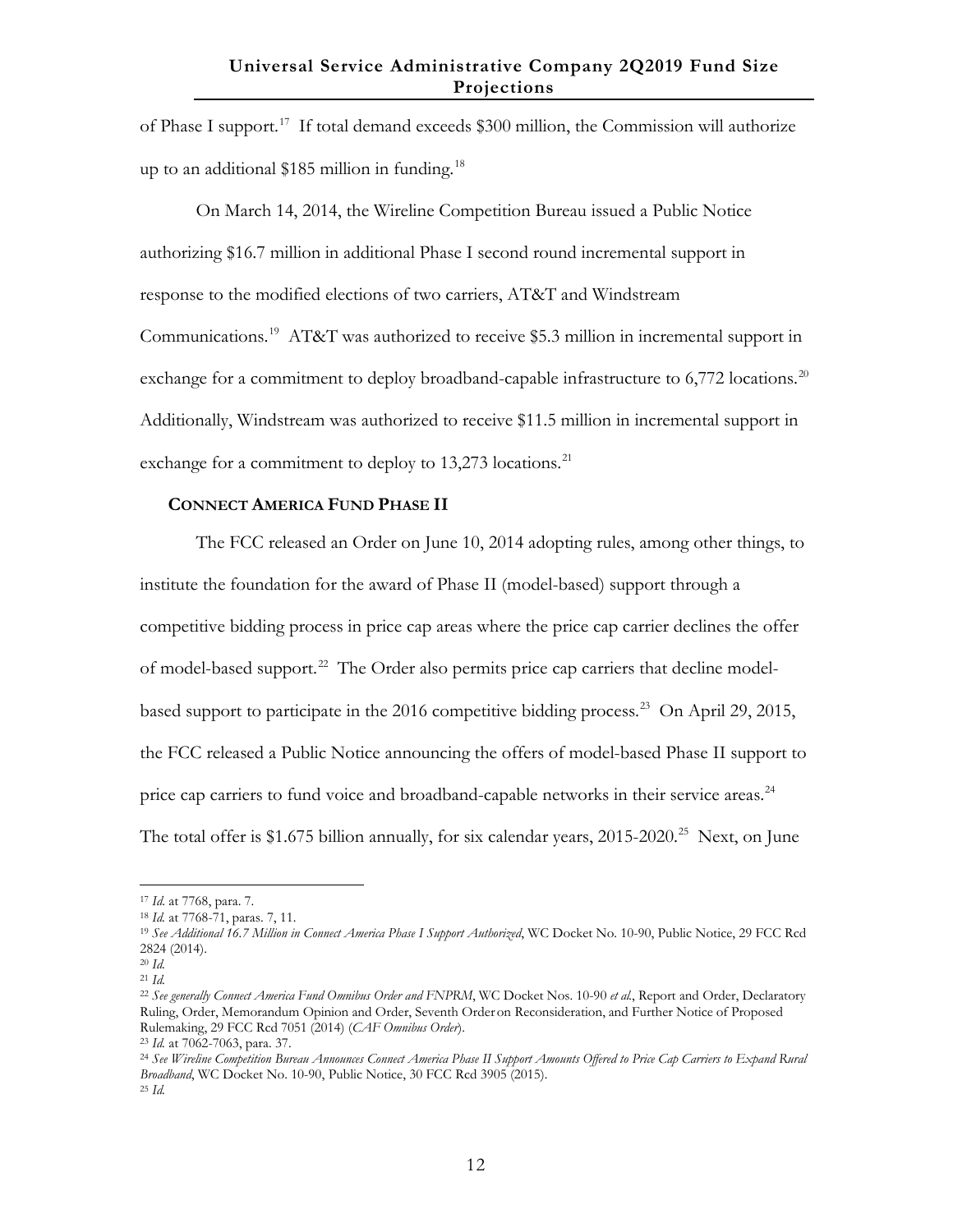of Phase I support.[17] If total demand exceeds $300 million, the Commission will authorize up to an additional $185 million in funding.[18]

On March 14, 2014, the Wireline Competition Bureau issued a Public Notice authorizing $16.7 million in additional Phase I second round incremental support in response to the modified elections of two carriers, AT&T and Windstream Communications.[19] AT&T was authorized to receive $5.3 million in incremental support in exchange for a commitment to deploy broadband-capable infrastructure to 6,772 locations.[20] Additionally, Windstream was authorized to receive $11.5 million in incremental support in exchange for a commitment to deploy to 13,273 locations.[21]

**CONNECT AMERICA FUND PHASE II**

The FCC released an Order on June 10, 2014 adopting rules, among other things, to institute the foundation for the award of Phase II (model-based) support through a competitive bidding process in price cap areas where the price cap carrier declines the offer of model-based support.[22] The Order also permits price cap carriers that decline model-based support to participate in the 2016 competitive bidding process.[23] On April 29, 2015, the FCC released a Public Notice announcing the offers of model-based Phase II support to price cap carriers to fund voice and broadband-capable networks in their service areas.[24] The total offer is $1.675 billion annually, for six calendar years, 2015-2020.[25] Next, on June

---

[17] *Id*. at 7768, para. 7.

[18] *Id.* at 7768-71, paras. 7, 11.

[19] *See Additional 16.7 Million in Connect America Phase I Support Authorized*, WC Docket No. 10-90, Public Notice, 29 FCC Rcd 2824 (2014).

[20] *Id.*

[21] *Id.*

[22] *See generally Connect America Fund Omnibus Order and FNPRM*, WC Docket Nos. 10-90 *et al.*, Report and Order, Declaratory Ruling, Order, Memorandum Opinion and Order, Seventh Order on Reconsideration, and Further Notice of Proposed Rulemaking, 29 FCC Rcd 7051 (2014) (*CAF Omnibus Order*).

[23] *Id.* at 7062-7063, para. 37.

[24] *See Wireline Competition Bureau Announces Connect America Phase II Support Amounts Offered to Price Cap Carriers to Expand Rural Broadband*, WC Docket No. 10-90, Public Notice, 30 FCC Rcd 3905 (2015).

[25] *Id.*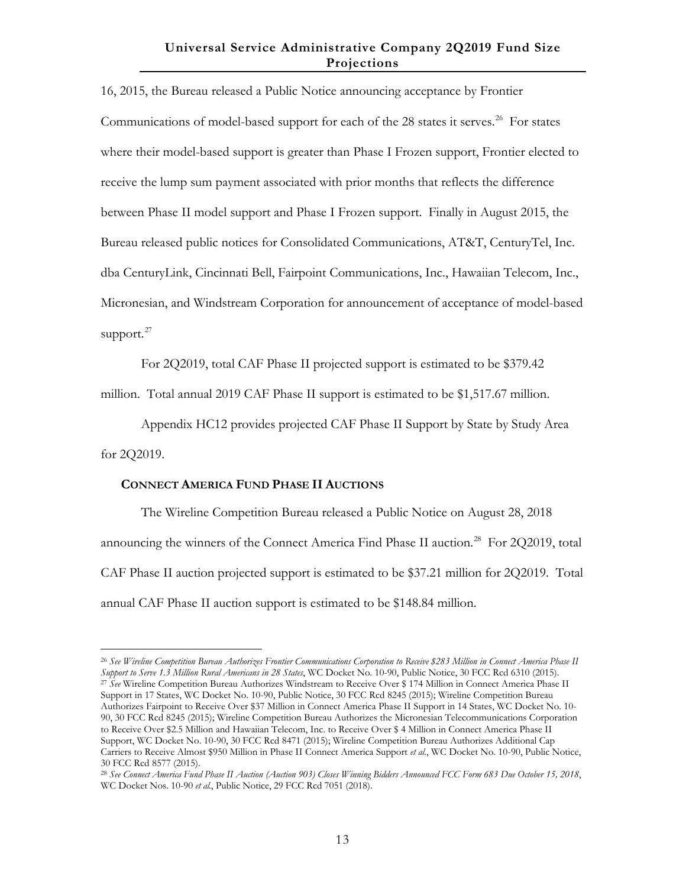16, 2015, the Bureau released a Public Notice announcing acceptance by Frontier Communications of model-based support for each of the 28 states it serves.[26] For states where their model-based support is greater than Phase I Frozen support, Frontier elected to receive the lump sum payment associated with prior months that reflects the difference between Phase II model support and Phase I Frozen support. Finally in August 2015, the Bureau released public notices for Consolidated Communications, AT&T, CenturyTel, Inc. dba CenturyLink, Cincinnati Bell, Fairpoint Communications, Inc., Hawaiian Telecom, Inc., Micronesian, and Windstream Corporation for announcement of acceptance of model-based support.[27]

For 2Q2019, total CAF Phase II projected support is estimated to be $379.42 million. Total annual 2019 CAF Phase II support is estimated to be $1,517.67 million.

Appendix HC12 provides projected CAF Phase II Support by State by Study Area for 2Q2019.

### CONNECT AMERICA FUND PHASE II AUCTIONS

The Wireline Competition Bureau released a Public Notice on August 28, 2018 announcing the winners of the Connect America Find Phase II auction.[28] For 2Q2019, total CAF Phase II auction projected support is estimated to be $37.21 million for 2Q2019. Total annual CAF Phase II auction support is estimated to be $148.84 million.

---

[26] *See Wireline Competition Bureau Authorizes Frontier Communications Corporation to Receive $283 Million in Connect America Phase II Support to Serve 1.3 Million Rural Americans in 28 States*, WC Docket No. 10-90, Public Notice, 30 FCC Rcd 6310 (2015).

[27] *See* Wireline Competition Bureau Authorizes Windstream to Receive Over $ 174 Million in Connect America Phase II Support in 17 States, WC Docket No. 10-90, Public Notice, 30 FCC Rcd 8245 (2015); Wireline Competition Bureau Authorizes Fairpoint to Receive Over $37 Million in Connect America Phase II Support in 14 States, WC Docket No. 10-90, 30 FCC Rcd 8245 (2015); Wireline Competition Bureau Authorizes the Micronesian Telecommunications Corporation to Receive Over $2.5 Million and Hawaiian Telecom, Inc. to Receive Over $ 4 Million in Connect America Phase II Support, WC Docket No. 10-90, 30 FCC Rcd 8471 (2015); Wireline Competition Bureau Authorizes Additional Cap Carriers to Receive Almost $950 Million in Phase II Connect America Support *et al.*, WC Docket No. 10-90, Public Notice, 30 FCC Rcd 8577 (2015).

[28] *See Connect America Fund Phase II Auction (Auction 903) Closes Winning Bidders Announced FCC Form 683 Due October 15, 2018*, WC Docket Nos. 10-90 *et al.*, Public Notice, 29 FCC Rcd 7051 (2018).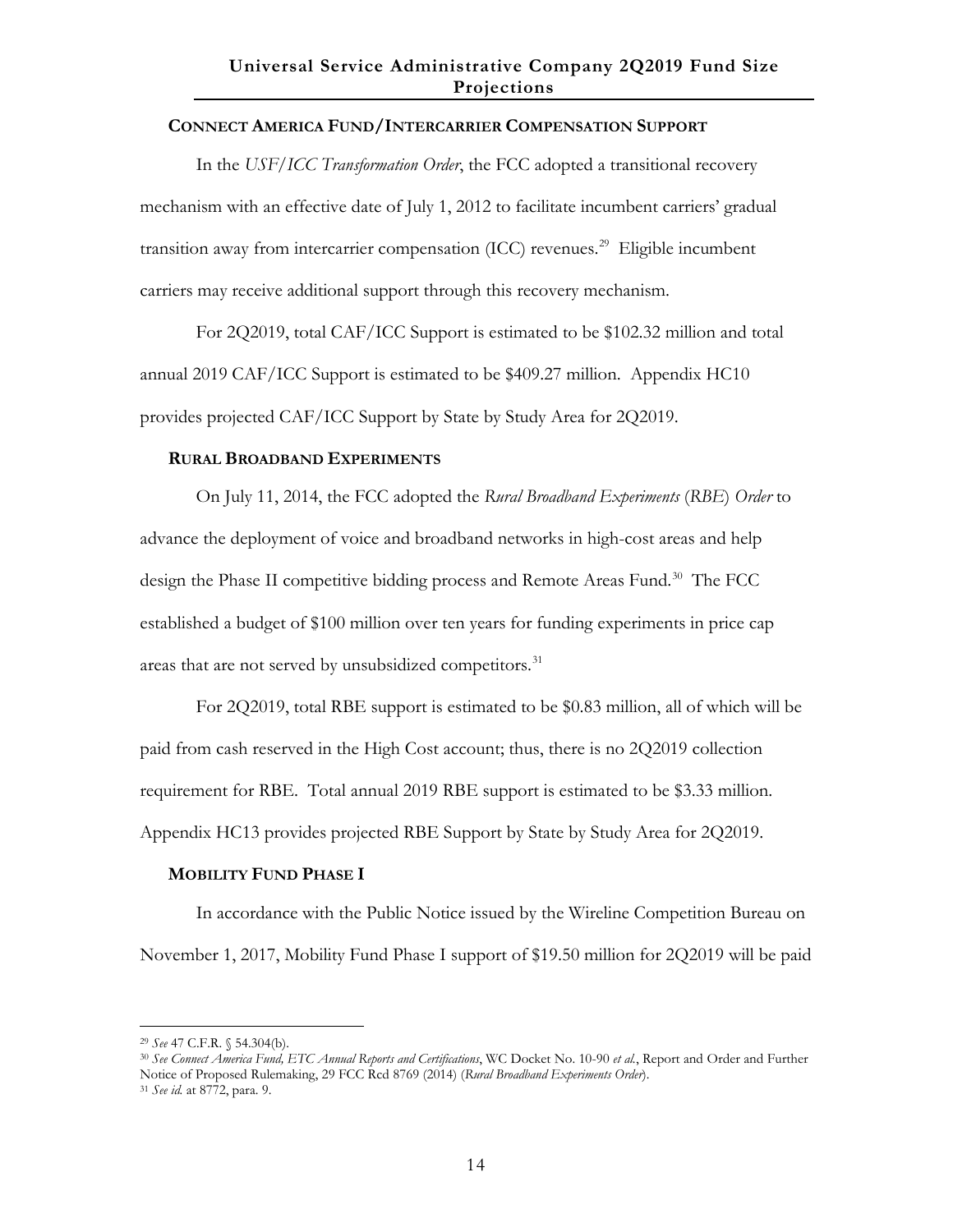### CONNECT AMERICA FUND/INTERCARRIER COMPENSATION SUPPORT

In the *USF/ICC Transformation Order*, the FCC adopted a transitional recovery mechanism with an effective date of July 1, 2012 to facilitate incumbent carriers' gradual transition away from intercarrier compensation (ICC) revenues.[29] Eligible incumbent carriers may receive additional support through this recovery mechanism.

For 2Q2019, total CAF/ICC Support is estimated to be $102.32 million and total annual 2019 CAF/ICC Support is estimated to be $409.27 million. Appendix HC10 provides projected CAF/ICC Support by State by Study Area for 2Q2019.

### RURAL BROADBAND EXPERIMENTS

On July 11, 2014, the FCC adopted the *Rural Broadband Experiments* (*RBE*) *Order* to advance the deployment of voice and broadband networks in high-cost areas and help design the Phase II competitive bidding process and Remote Areas Fund.[30] The FCC established a budget of $100 million over ten years for funding experiments in price cap areas that are not served by unsubsidized competitors.[31]

For 2Q2019, total RBE support is estimated to be $0.83 million, all of which will be paid from cash reserved in the High Cost account; thus, there is no 2Q2019 collection requirement for RBE. Total annual 2019 RBE support is estimated to be $3.33 million. Appendix HC13 provides projected RBE Support by State by Study Area for 2Q2019.

### MOBILITY FUND PHASE I

In accordance with the Public Notice issued by the Wireline Competition Bureau on November 1, 2017, Mobility Fund Phase I support of $19.50 million for 2Q2019 will be paid

---

[29] *See* 47 C.F.R. § 54.304(b).

[30] *See Connect America Fund, ETC Annual Reports and Certifications*, WC Docket No. 10-90 *et al.*, Report and Order and Further Notice of Proposed Rulemaking, 29 FCC Rcd 8769 (2014) (*Rural Broadband Experiments Order*).

[31] *See id.* at 8772, para. 9.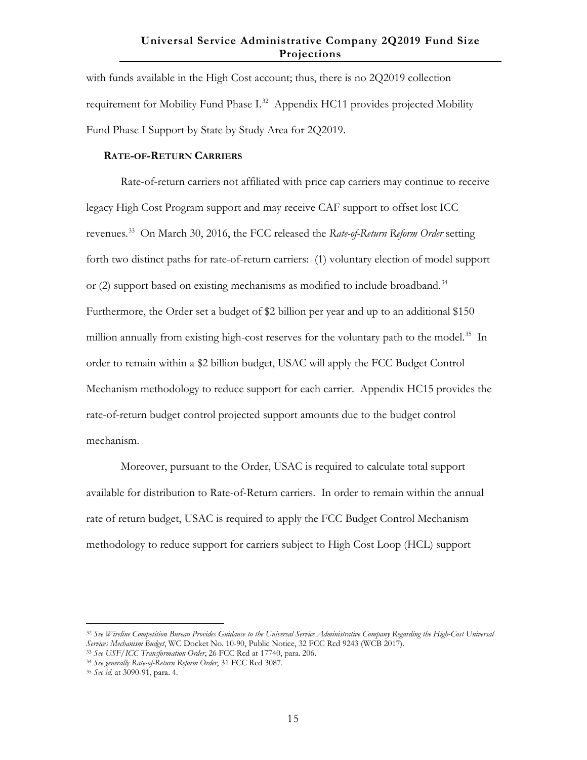with funds available in the High Cost account; thus, there is no 2Q2019 collection requirement for Mobility Fund Phase I.[32] Appendix HC11 provides projected Mobility Fund Phase I Support by State by Study Area for 2Q2019.

**RATE-OF-RETURN CARRIERS**

Rate-of-return carriers not affiliated with price cap carriers may continue to receive legacy High Cost Program support and may receive CAF support to offset lost ICC revenues.[33] On March 30, 2016, the FCC released the *Rate-of-Return Reform Order* setting forth two distinct paths for rate-of-return carriers: (1) voluntary election of model support or (2) support based on existing mechanisms as modified to include broadband.[34] Furthermore, the Order set a budget of $2 billion per year and up to an additional $150 million annually from existing high-cost reserves for the voluntary path to the model.[35] In order to remain within a $2 billion budget, USAC will apply the FCC Budget Control Mechanism methodology to reduce support for each carrier. Appendix HC15 provides the rate-of-return budget control projected support amounts due to the budget control mechanism.

Moreover, pursuant to the Order, USAC is required to calculate total support available for distribution to Rate-of-Return carriers. In order to remain within the annual rate of return budget, USAC is required to apply the FCC Budget Control Mechanism methodology to reduce support for carriers subject to High Cost Loop (HCL) support

---

[32] *See Wireline Competition Bureau Provides Guidance to the Universal Service Administrative Company Regarding the High-Cost Universal Services Mechanism Budget*, WC Docket No. 10-90, Public Notice, 32 FCC Rcd 9243 (WCB 2017).

[33] *See USF/ICC Transformation Order*, 26 FCC Rcd at 17740, para. 206.

[34] *See generally Rate-of-Return Reform Order*, 31 FCC Rcd 3087.

[35] *See id.* at 3090-91, para. 4.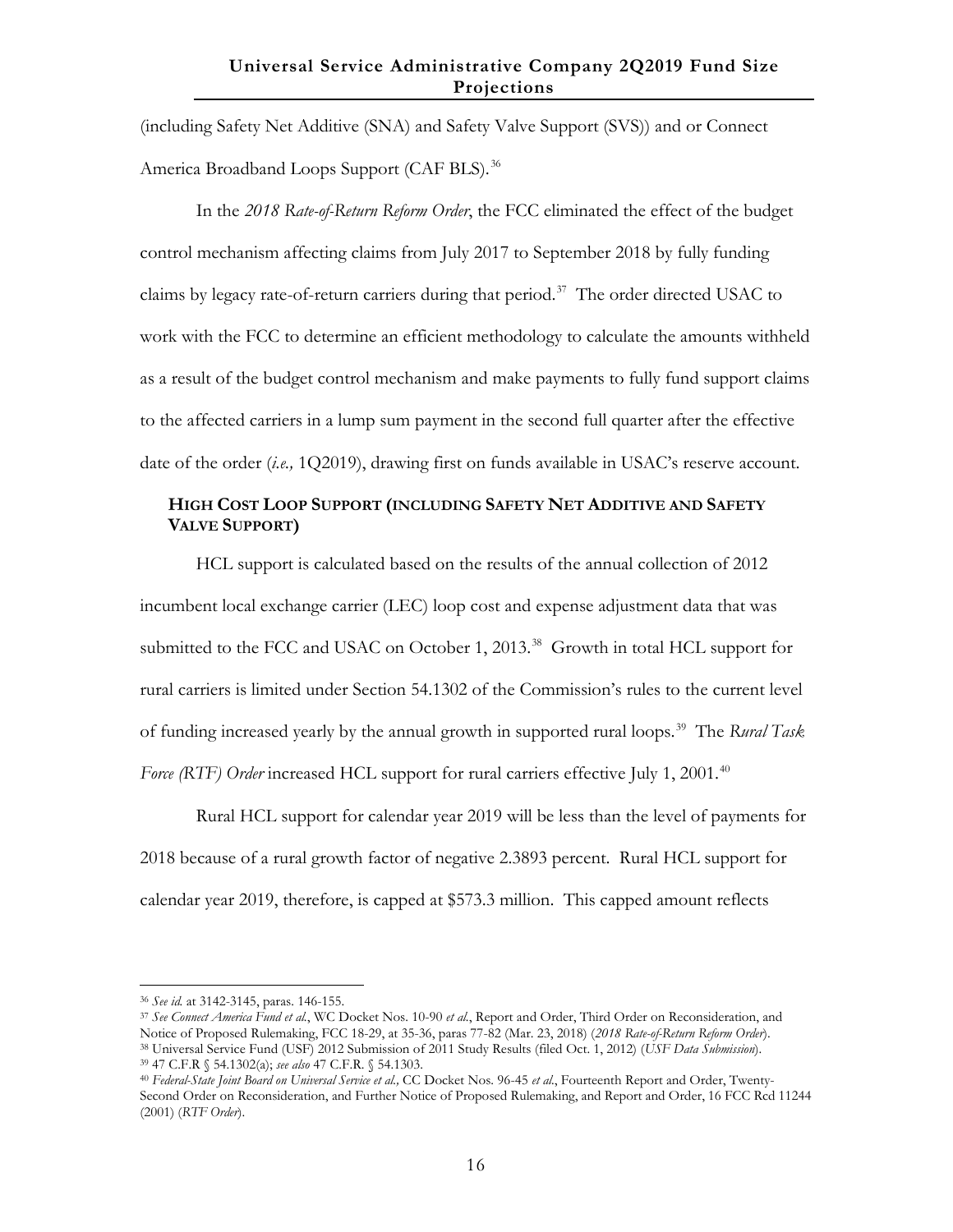(including Safety Net Additive (SNA) and Safety Valve Support (SVS)) and or Connect America Broadband Loops Support (CAF BLS).[36]

In the *2018 Rate-of-Return Reform Order*, the FCC eliminated the effect of the budget control mechanism affecting claims from July 2017 to September 2018 by fully funding claims by legacy rate-of-return carriers during that period.[37] The order directed USAC to work with the FCC to determine an efficient methodology to calculate the amounts withheld as a result of the budget control mechanism and make payments to fully fund support claims to the affected carriers in a lump sum payment in the second full quarter after the effective date of the order (*i.e.,* 1Q2019), drawing first on funds available in USAC's reserve account.

**HIGH COST LOOP SUPPORT (INCLUDING SAFETY NET ADDITIVE AND SAFETY VALVE SUPPORT)**

HCL support is calculated based on the results of the annual collection of 2012 incumbent local exchange carrier (LEC) loop cost and expense adjustment data that was submitted to the FCC and USAC on October 1, 2013.[38] Growth in total HCL support for rural carriers is limited under Section 54.1302 of the Commission's rules to the current level of funding increased yearly by the annual growth in supported rural loops.[39] The *Rural Task Force (RTF) Order* increased HCL support for rural carriers effective July 1, 2001.[40]

Rural HCL support for calendar year 2019 will be less than the level of payments for 2018 because of a rural growth factor of negative 2.3893 percent. Rural HCL support for calendar year 2019, therefore, is capped at $573.3 million. This capped amount reflects

---

[36] *See id.* at 3142-3145, paras. 146-155.

[37] *See Connect America Fund et al.*, WC Docket Nos. 10-90 *et al.*, Report and Order, Third Order on Reconsideration, and Notice of Proposed Rulemaking, FCC 18-29, at 35-36, paras 77-82 (Mar. 23, 2018) (*2018 Rate-of-Return Reform Order*).

[38] Universal Service Fund (USF) 2012 Submission of 2011 Study Results (filed Oct. 1, 2012) (*USF Data Submission*).

[39] 47 C.F.R § 54.1302(a); *see also* 47 C.F.R. § 54.1303.

[40] *Federal-State Joint Board on Universal Service et al.,* CC Docket Nos. 96-45 *et al.*, Fourteenth Report and Order, Twenty-Second Order on Reconsideration, and Further Notice of Proposed Rulemaking, and Report and Order, 16 FCC Rcd 11244 (2001) (*RTF Order*).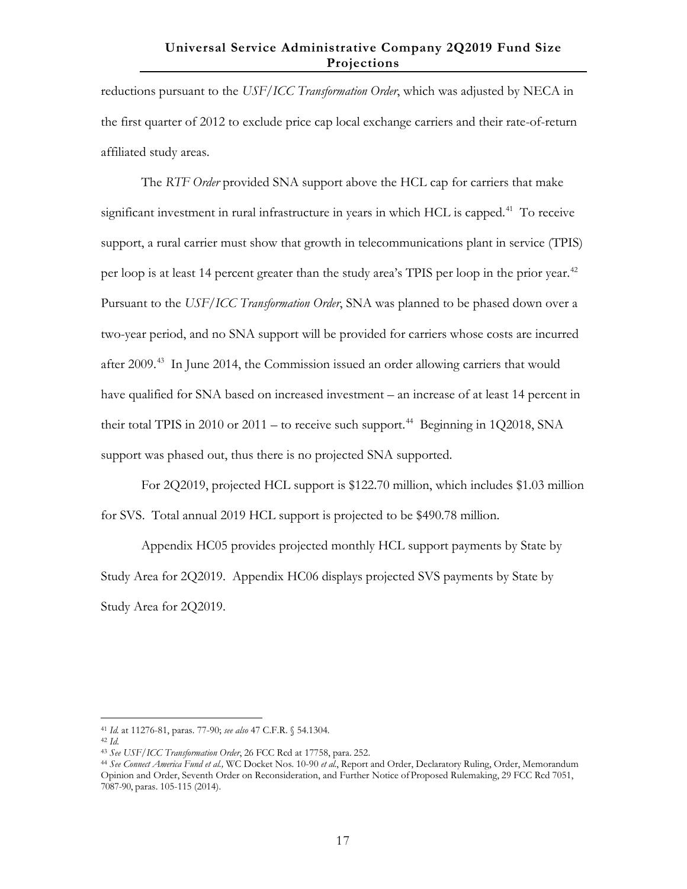reductions pursuant to the *USF/ICC Transformation Order*, which was adjusted by NECA in the first quarter of 2012 to exclude price cap local exchange carriers and their rate-of-return affiliated study areas.

The *RTF Order* provided SNA support above the HCL cap for carriers that make significant investment in rural infrastructure in years in which HCL is capped.[41] To receive support, a rural carrier must show that growth in telecommunications plant in service (TPIS) per loop is at least 14 percent greater than the study area's TPIS per loop in the prior year.[42] Pursuant to the *USF/ICC Transformation Order*, SNA was planned to be phased down over a two-year period, and no SNA support will be provided for carriers whose costs are incurred after 2009.[43] In June 2014, the Commission issued an order allowing carriers that would have qualified for SNA based on increased investment – an increase of at least 14 percent in their total TPIS in 2010 or 2011 – to receive such support.[44] Beginning in 1Q2018, SNA support was phased out, thus there is no projected SNA supported.

For 2Q2019, projected HCL support is $122.70 million, which includes $1.03 million for SVS. Total annual 2019 HCL support is projected to be $490.78 million.

Appendix HC05 provides projected monthly HCL support payments by State by Study Area for 2Q2019. Appendix HC06 displays projected SVS payments by State by Study Area for 2Q2019.

---

[41] *Id.* at 11276-81, paras. 77-90; *see also* 47 C.F.R. § 54.1304.

[42] *Id.*

[43] *See USF/ICC Transformation Order*, 26 FCC Rcd at 17758, para. 252.

[44] *See Connect America Fund et al.,* WC Docket Nos. 10-90 *et al.*, Report and Order, Declaratory Ruling, Order, Memorandum Opinion and Order, Seventh Order on Reconsideration, and Further Notice of Proposed Rulemaking, 29 FCC Rcd 7051, 7087-90, paras. 105-115 (2014).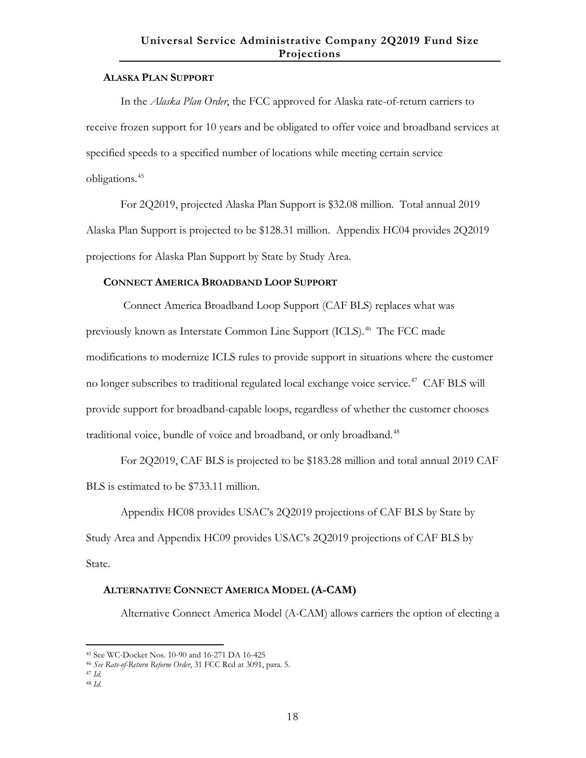### ALASKA PLAN SUPPORT

In the *Alaska Plan Order*, the FCC approved for Alaska rate-of-return carriers to receive frozen support for 10 years and be obligated to offer voice and broadband services at specified speeds to a specified number of locations while meeting certain service obligations.[45]

For 2Q2019, projected Alaska Plan Support is $32.08 million. Total annual 2019 Alaska Plan Support is projected to be $128.31 million. Appendix HC04 provides 2Q2019 projections for Alaska Plan Support by State by Study Area.

### CONNECT AMERICA BROADBAND LOOP SUPPORT

Connect America Broadband Loop Support (CAF BLS) replaces what was previously known as Interstate Common Line Support (ICLS).[46] The FCC made modifications to modernize ICLS rules to provide support in situations where the customer no longer subscribes to traditional regulated local exchange voice service.[47] CAF BLS will provide support for broadband-capable loops, regardless of whether the customer chooses traditional voice, bundle of voice and broadband, or only broadband.[48]

For 2Q2019, CAF BLS is projected to be $183.28 million and total annual 2019 CAF BLS is estimated to be $733.11 million.

Appendix HC08 provides USAC's 2Q2019 projections of CAF BLS by State by Study Area and Appendix HC09 provides USAC's 2Q2019 projections of CAF BLS by State.

### ALTERNATIVE CONNECT AMERICA MODEL (A-CAM)

Alternative Connect America Model (A-CAM) allows carriers the option of electing a

---

[45] See WC-Docket Nos. 10-90 and 16-271 DA 16-425

[46] *See Rate-of-Return Reform Order*, 31 FCC Rcd at 3091, para. 5.

[47] *Id.*

[48] *Id.*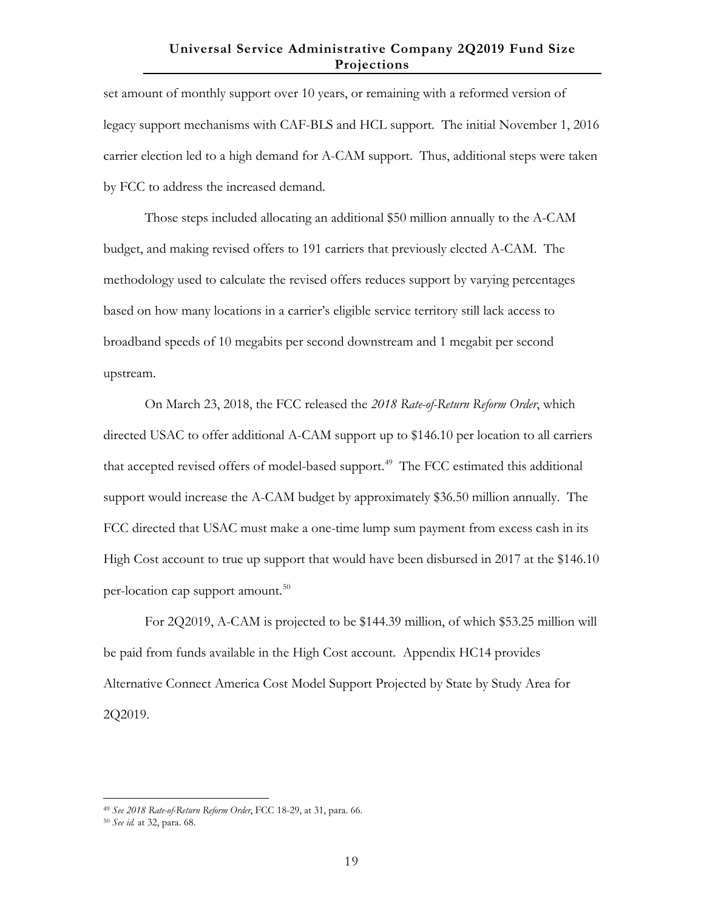set amount of monthly support over 10 years, or remaining with a reformed version of legacy support mechanisms with CAF-BLS and HCL support. The initial November 1, 2016 carrier election led to a high demand for A-CAM support. Thus, additional steps were taken by FCC to address the increased demand.

Those steps included allocating an additional $50 million annually to the A-CAM budget, and making revised offers to 191 carriers that previously elected A-CAM. The methodology used to calculate the revised offers reduces support by varying percentages based on how many locations in a carrier's eligible service territory still lack access to broadband speeds of 10 megabits per second downstream and 1 megabit per second upstream.

On March 23, 2018, the FCC released the *2018 Rate-of-Return Reform Order*, which directed USAC to offer additional A-CAM support up to $146.10 per location to all carriers that accepted revised offers of model-based support.[49] The FCC estimated this additional support would increase the A-CAM budget by approximately $36.50 million annually. The FCC directed that USAC must make a one-time lump sum payment from excess cash in its High Cost account to true up support that would have been disbursed in 2017 at the $146.10 per-location cap support amount.[50]

For 2Q2019, A-CAM is projected to be $144.39 million, of which $53.25 million will be paid from funds available in the High Cost account. Appendix HC14 provides Alternative Connect America Cost Model Support Projected by State by Study Area for 2Q2019.

---

[49] *See 2018 Rate-of-Return Reform Order*, FCC 18-29, at 31, para. 66.

[50] *See id.* at 32, para. 68.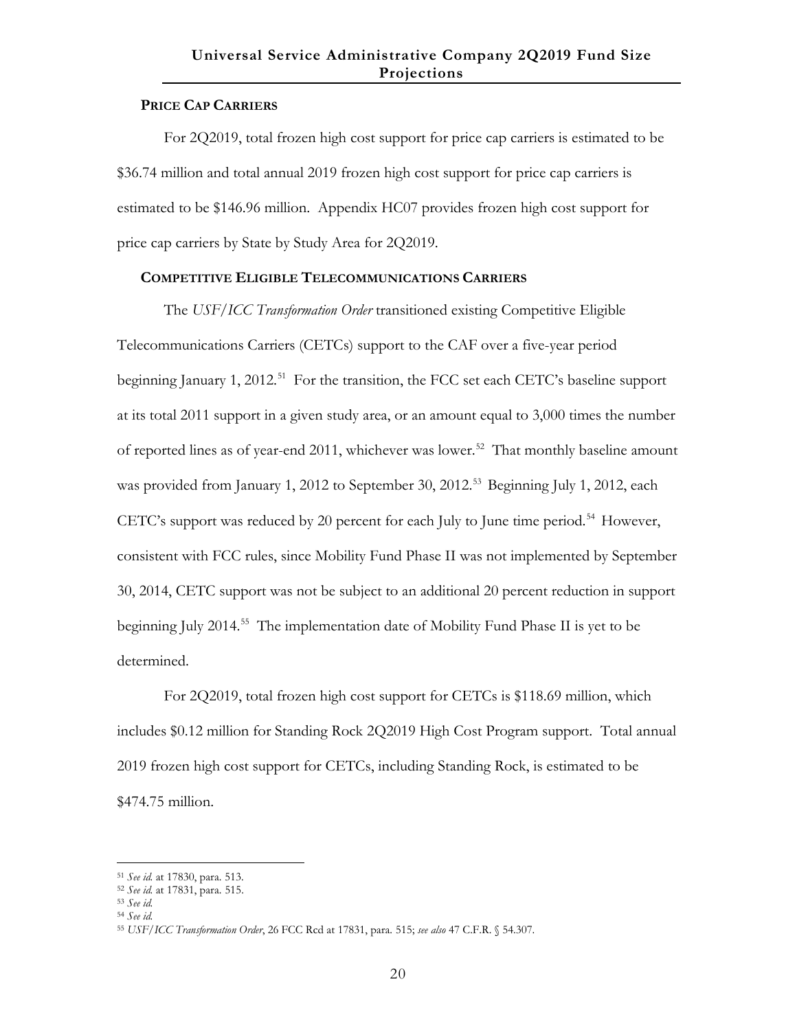### PRICE CAP CARRIERS

For 2Q2019, total frozen high cost support for price cap carriers is estimated to be $36.74 million and total annual 2019 frozen high cost support for price cap carriers is estimated to be $146.96 million. Appendix HC07 provides frozen high cost support for price cap carriers by State by Study Area for 2Q2019.

### COMPETITIVE ELIGIBLE TELECOMMUNICATIONS CARRIERS

The *USF/ICC Transformation Order* transitioned existing Competitive Eligible Telecommunications Carriers (CETCs) support to the CAF over a five-year period beginning January 1, 2012.[51] For the transition, the FCC set each CETC's baseline support at its total 2011 support in a given study area, or an amount equal to 3,000 times the number of reported lines as of year-end 2011, whichever was lower.[52] That monthly baseline amount was provided from January 1, 2012 to September 30, 2012.[53] Beginning July 1, 2012, each CETC's support was reduced by 20 percent for each July to June time period.[54] However, consistent with FCC rules, since Mobility Fund Phase II was not implemented by September 30, 2014, CETC support was not be subject to an additional 20 percent reduction in support beginning July 2014.[55] The implementation date of Mobility Fund Phase II is yet to be determined.

For 2Q2019, total frozen high cost support for CETCs is $118.69 million, which includes $0.12 million for Standing Rock 2Q2019 High Cost Program support. Total annual 2019 frozen high cost support for CETCs, including Standing Rock, is estimated to be $474.75 million.

---

[51] *See id.* at 17830, para. 513.

[52] *See id.* at 17831, para. 515.

[53] *See id.*

[54] *See id.*

[55] *USF/ICC Transformation Order*, 26 FCC Rcd at 17831, para. 515; *see also* 47 C.F.R. § 54.307.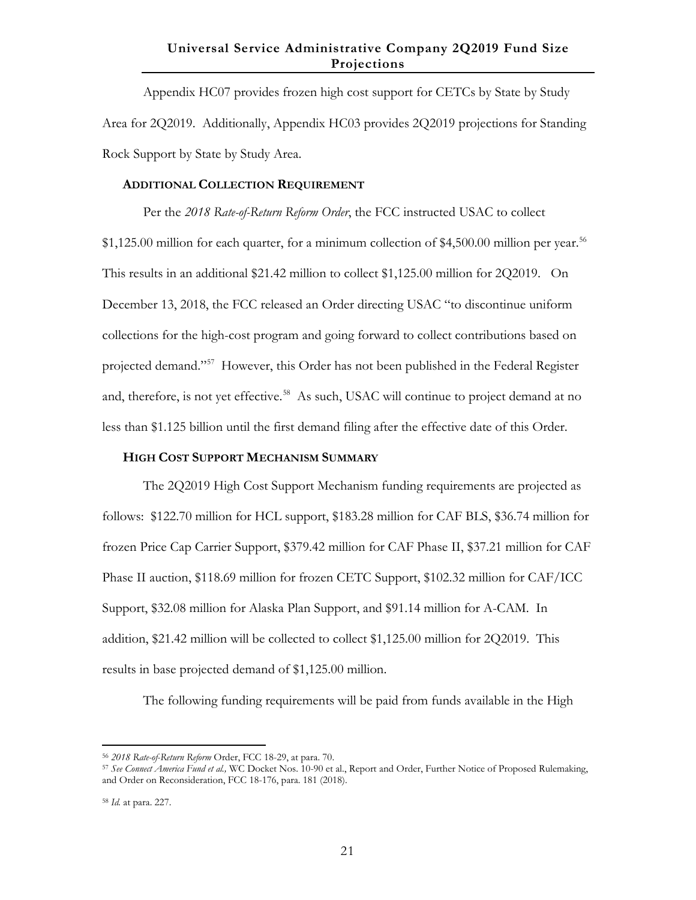Appendix HC07 provides frozen high cost support for CETCs by State by Study Area for 2Q2019. Additionally, Appendix HC03 provides 2Q2019 projections for Standing Rock Support by State by Study Area.

### ADDITIONAL COLLECTION REQUIREMENT

Per the *2018 Rate-of-Return Reform Order*, the FCC instructed USAC to collect \$1,125.00 million for each quarter, for a minimum collection of \$4,500.00 million per year.[56] This results in an additional \$21.42 million to collect \$1,125.00 million for 2Q2019. On December 13, 2018, the FCC released an Order directing USAC "to discontinue uniform collections for the high-cost program and going forward to collect contributions based on projected demand."[57] However, this Order has not been published in the Federal Register and, therefore, is not yet effective.[58] As such, USAC will continue to project demand at no less than \$1.125 billion until the first demand filing after the effective date of this Order.

### HIGH COST SUPPORT MECHANISM SUMMARY

The 2Q2019 High Cost Support Mechanism funding requirements are projected as follows: \$122.70 million for HCL support, \$183.28 million for CAF BLS, \$36.74 million for frozen Price Cap Carrier Support, \$379.42 million for CAF Phase II, \$37.21 million for CAF Phase II auction, \$118.69 million for frozen CETC Support, \$102.32 million for CAF/ICC Support, \$32.08 million for Alaska Plan Support, and \$91.14 million for A-CAM. In addition, \$21.42 million will be collected to collect \$1,125.00 million for 2Q2019. This results in base projected demand of \$1,125.00 million.

The following funding requirements will be paid from funds available in the High

---

[56] *2018 Rate-of-Return Reform* Order, FCC 18-29, at para. 70.

[57] *See Connect America Fund et al.,* WC Docket Nos. 10-90 et al., Report and Order, Further Notice of Proposed Rulemaking, and Order on Reconsideration, FCC 18-176, para. 181 (2018).

[58] *Id.* at para. 227.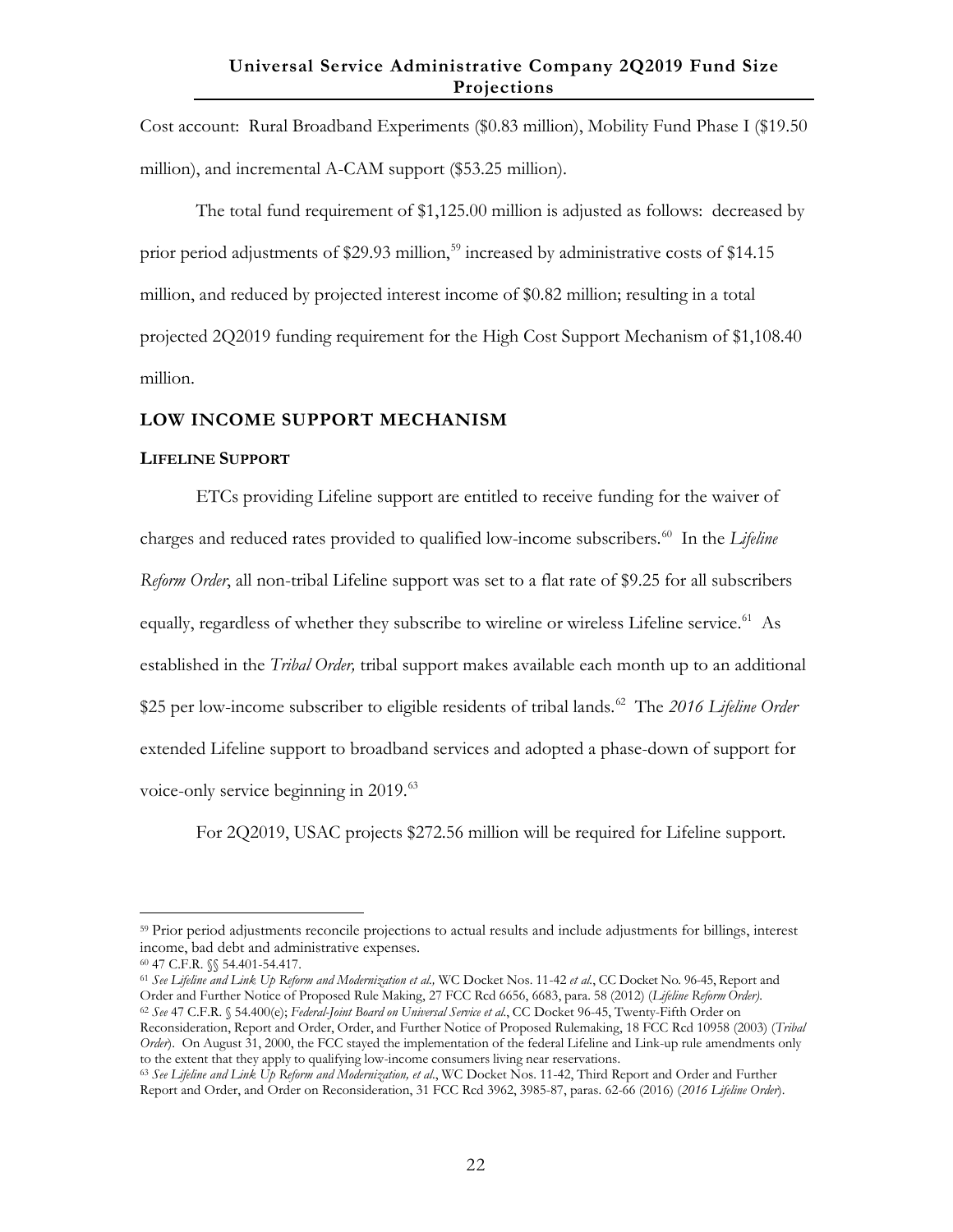Cost account: Rural Broadband Experiments ($0.83 million), Mobility Fund Phase I ($19.50 million), and incremental A-CAM support ($53.25 million).

The total fund requirement of $1,125.00 million is adjusted as follows: decreased by prior period adjustments of $29.93 million,[59] increased by administrative costs of $14.15 million, and reduced by projected interest income of $0.82 million; resulting in a total projected 2Q2019 funding requirement for the High Cost Support Mechanism of $1,108.40 million.

## LOW INCOME SUPPORT MECHANISM

### LIFELINE SUPPORT

ETCs providing Lifeline support are entitled to receive funding for the waiver of charges and reduced rates provided to qualified low-income subscribers.[60] In the *Lifeline Reform Order*, all non-tribal Lifeline support was set to a flat rate of $9.25 for all subscribers equally, regardless of whether they subscribe to wireline or wireless Lifeline service.[61] As established in the *Tribal Order,* tribal support makes available each month up to an additional $25 per low-income subscriber to eligible residents of tribal lands.[62] The *2016 Lifeline Order* extended Lifeline support to broadband services and adopted a phase-down of support for voice-only service beginning in 2019.[63]

For 2Q2019, USAC projects $272.56 million will be required for Lifeline support.

---

[59] Prior period adjustments reconcile projections to actual results and include adjustments for billings, interest income, bad debt and administrative expenses.

[60] 47 C.F.R. §§ 54.401-54.417.

[61] *See Lifeline and Link Up Reform and Modernization et al.,* WC Docket Nos. 11-42 *et al.*, CC Docket No. 96-45, Report and Order and Further Notice of Proposed Rule Making, 27 FCC Rcd 6656, 6683, para. 58 (2012) (*Lifeline Reform Order).*

[62] *See* 47 C.F.R. § 54.400(e); *Federal-Joint Board on Universal Service et al.*, CC Docket 96-45, Twenty-Fifth Order on Reconsideration, Report and Order, Order, and Further Notice of Proposed Rulemaking, 18 FCC Rcd 10958 (2003) (*Tribal Order*). On August 31, 2000, the FCC stayed the implementation of the federal Lifeline and Link-up rule amendments only to the extent that they apply to qualifying low-income consumers living near reservations.

[63] *See Lifeline and Link Up Reform and Modernization, et al.*, WC Docket Nos. 11-42, Third Report and Order and Further Report and Order, and Order on Reconsideration, 31 FCC Rcd 3962, 3985-87, paras. 62-66 (2016) (*2016 Lifeline Order*).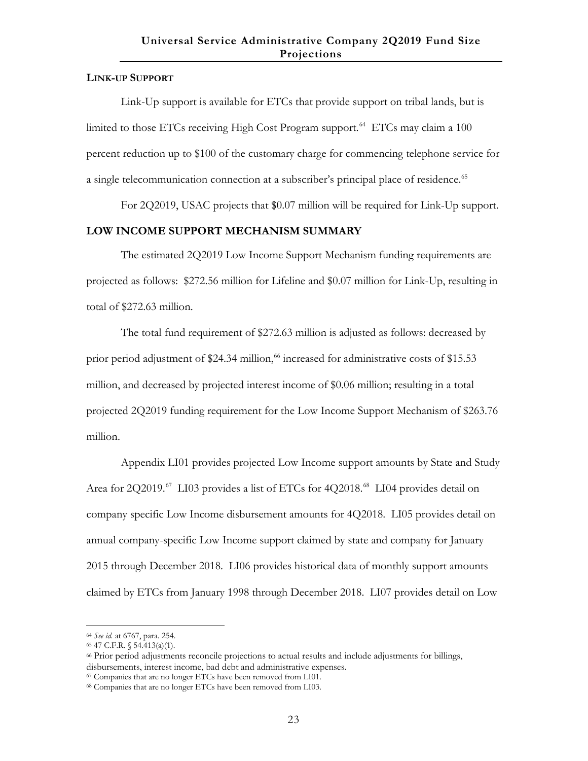### LINK-UP SUPPORT

Link-Up support is available for ETCs that provide support on tribal lands, but is limited to those ETCs receiving High Cost Program support.[64] ETCs may claim a 100 percent reduction up to $100 of the customary charge for commencing telephone service for a single telecommunication connection at a subscriber's principal place of residence.[65]

For 2Q2019, USAC projects that $0.07 million will be required for Link-Up support.

### LOW INCOME SUPPORT MECHANISM SUMMARY

The estimated 2Q2019 Low Income Support Mechanism funding requirements are projected as follows: $272.56 million for Lifeline and $0.07 million for Link-Up, resulting in total of $272.63 million.

The total fund requirement of $272.63 million is adjusted as follows: decreased by prior period adjustment of $24.34 million,[66] increased for administrative costs of $15.53 million, and decreased by projected interest income of $0.06 million; resulting in a total projected 2Q2019 funding requirement for the Low Income Support Mechanism of $263.76 million.

Appendix LI01 provides projected Low Income support amounts by State and Study Area for 2Q2019.[67] LI03 provides a list of ETCs for 4Q2018.[68] LI04 provides detail on company specific Low Income disbursement amounts for 4Q2018. LI05 provides detail on annual company-specific Low Income support claimed by state and company for January 2015 through December 2018. LI06 provides historical data of monthly support amounts claimed by ETCs from January 1998 through December 2018. LI07 provides detail on Low

---

[64] *See id.* at 6767, para. 254.

[65] 47 C.F.R. § 54.413(a)(1).

[66] Prior period adjustments reconcile projections to actual results and include adjustments for billings, disbursements, interest income, bad debt and administrative expenses.

[67] Companies that are no longer ETCs have been removed from LI01.

[68] Companies that are no longer ETCs have been removed from LI03.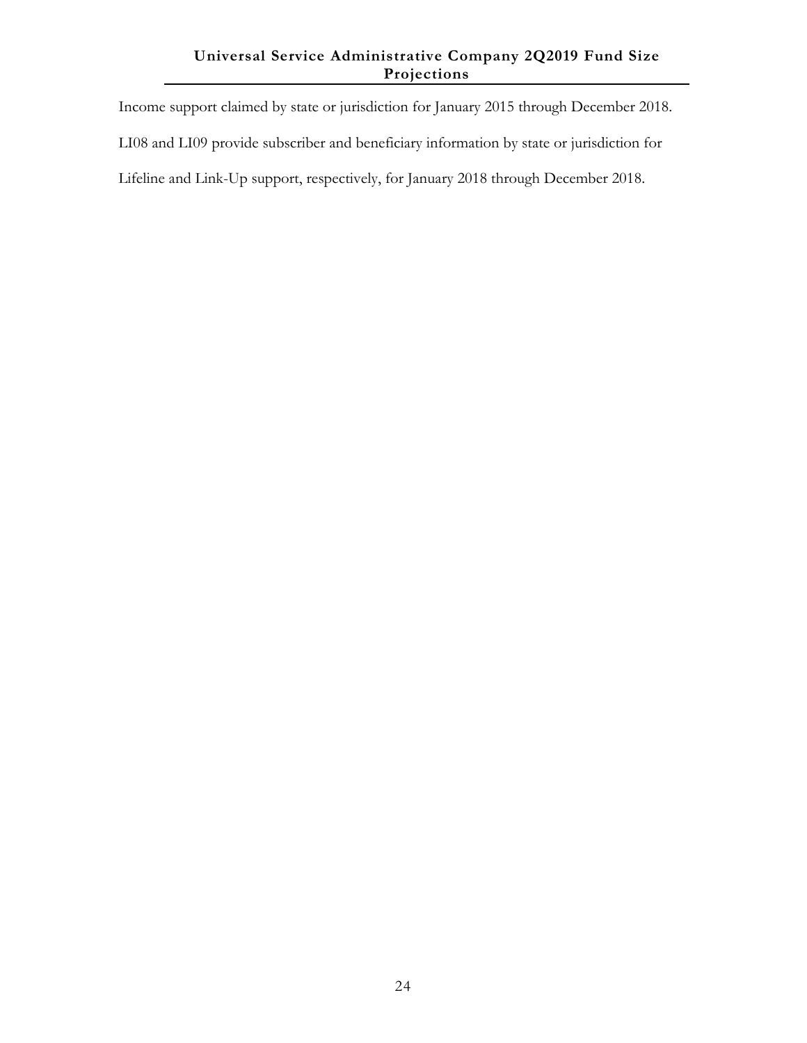Income support claimed by state or jurisdiction for January 2015 through December 2018. LI08 and LI09 provide subscriber and beneficiary information by state or jurisdiction for Lifeline and Link-Up support, respectively, for January 2018 through December 2018.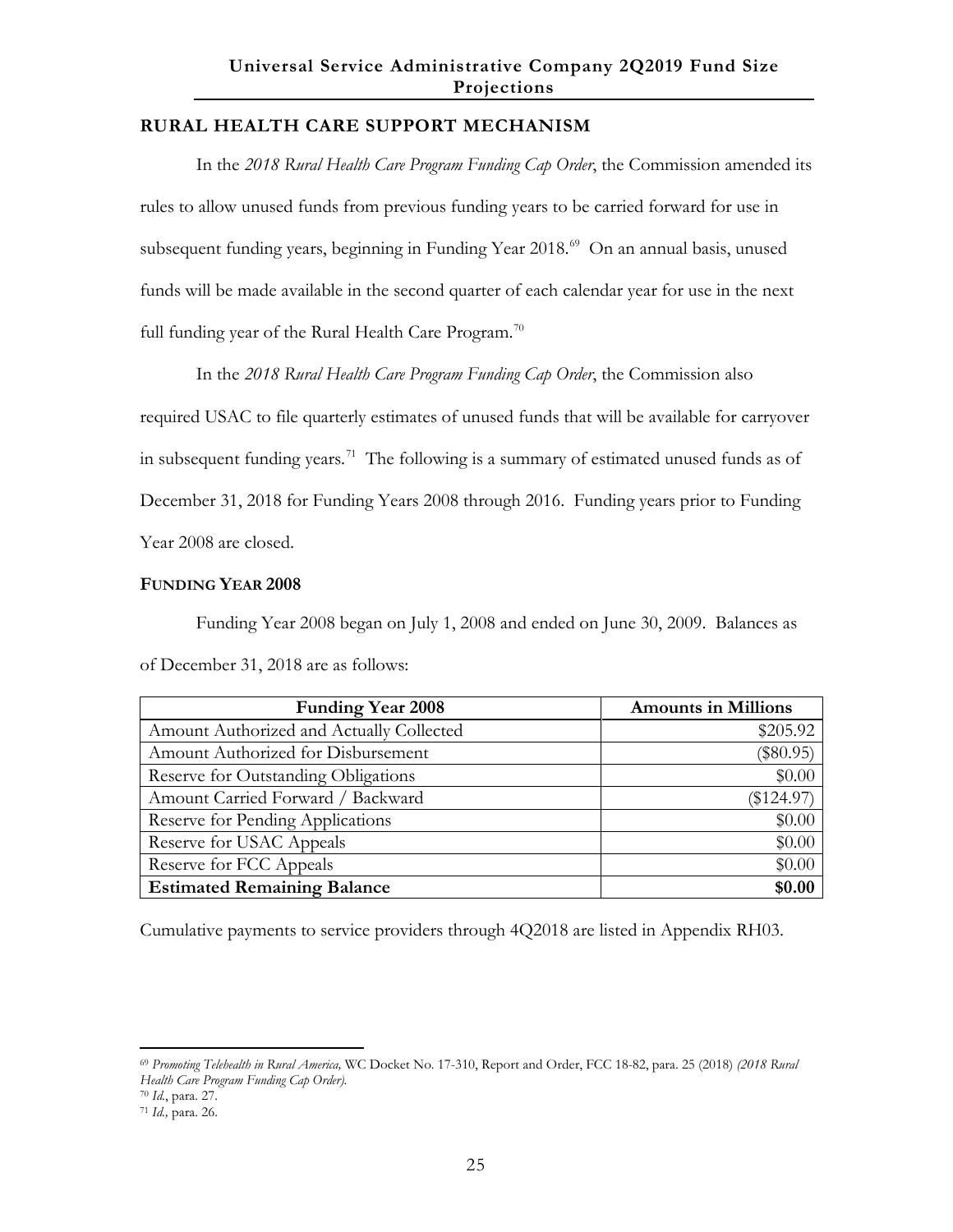## RURAL HEALTH CARE SUPPORT MECHANISM

In the *2018 Rural Health Care Program Funding Cap Order*, the Commission amended its rules to allow unused funds from previous funding years to be carried forward for use in subsequent funding years, beginning in Funding Year 2018.[69] On an annual basis, unused funds will be made available in the second quarter of each calendar year for use in the next full funding year of the Rural Health Care Program.[70]

In the *2018 Rural Health Care Program Funding Cap Order*, the Commission also required USAC to file quarterly estimates of unused funds that will be available for carryover in subsequent funding years.[71] The following is a summary of estimated unused funds as of December 31, 2018 for Funding Years 2008 through 2016. Funding years prior to Funding Year 2008 are closed.

### FUNDING YEAR 2008

Funding Year 2008 began on July 1, 2008 and ended on June 30, 2009. Balances as of December 31, 2018 are as follows:

| Funding Year 2008 | Amounts in Millions |
|---|---|
| Amount Authorized and Actually Collected | $205.92 |
| Amount Authorized for Disbursement | ($80.95) |
| Reserve for Outstanding Obligations | $0.00 |
| Amount Carried Forward / Backward | ($124.97) |
| Reserve for Pending Applications | $0.00 |
| Reserve for USAC Appeals | $0.00 |
| Reserve for FCC Appeals | $0.00 |
| **Estimated Remaining Balance** | **$0.00** |

Cumulative payments to service providers through 4Q2018 are listed in Appendix RH03.

[69] *Promoting Telehealth in Rural America,* WC Docket No. 17-310, Report and Order, FCC 18-82, para. 25 (2018) *(2018 Rural Health Care Program Funding Cap Order).*

[70] *Id.*, para. 27.

[71] *Id.,* para. 26.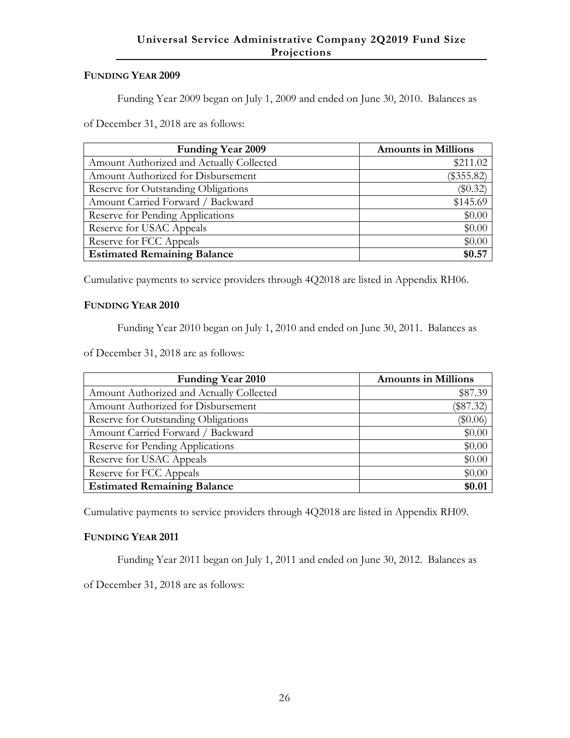### FUNDING YEAR 2009

Funding Year 2009 began on July 1, 2009 and ended on June 30, 2010. Balances as of December 31, 2018 are as follows:

| Funding Year 2009 | Amounts in Millions |
|---|---|
| Amount Authorized and Actually Collected | $211.02 |
| Amount Authorized for Disbursement | ($355.82) |
| Reserve for Outstanding Obligations | ($0.32) |
| Amount Carried Forward / Backward | $145.69 |
| Reserve for Pending Applications | $0.00 |
| Reserve for USAC Appeals | $0.00 |
| Reserve for FCC Appeals | $0.00 |
| **Estimated Remaining Balance** | **$0.57** |

Cumulative payments to service providers through 4Q2018 are listed in Appendix RH06.

### FUNDING YEAR 2010

Funding Year 2010 began on July 1, 2010 and ended on June 30, 2011. Balances as of December 31, 2018 are as follows:

| Funding Year 2010 | Amounts in Millions |
|---|---|
| Amount Authorized and Actually Collected | $87.39 |
| Amount Authorized for Disbursement | ($87.32) |
| Reserve for Outstanding Obligations | ($0.06) |
| Amount Carried Forward / Backward | $0.00 |
| Reserve for Pending Applications | $0.00 |
| Reserve for USAC Appeals | $0.00 |
| Reserve for FCC Appeals | $0.00 |
| **Estimated Remaining Balance** | **$0.01** |

Cumulative payments to service providers through 4Q2018 are listed in Appendix RH09.

### FUNDING YEAR 2011

Funding Year 2011 began on July 1, 2011 and ended on June 30, 2012. Balances as of December 31, 2018 are as follows: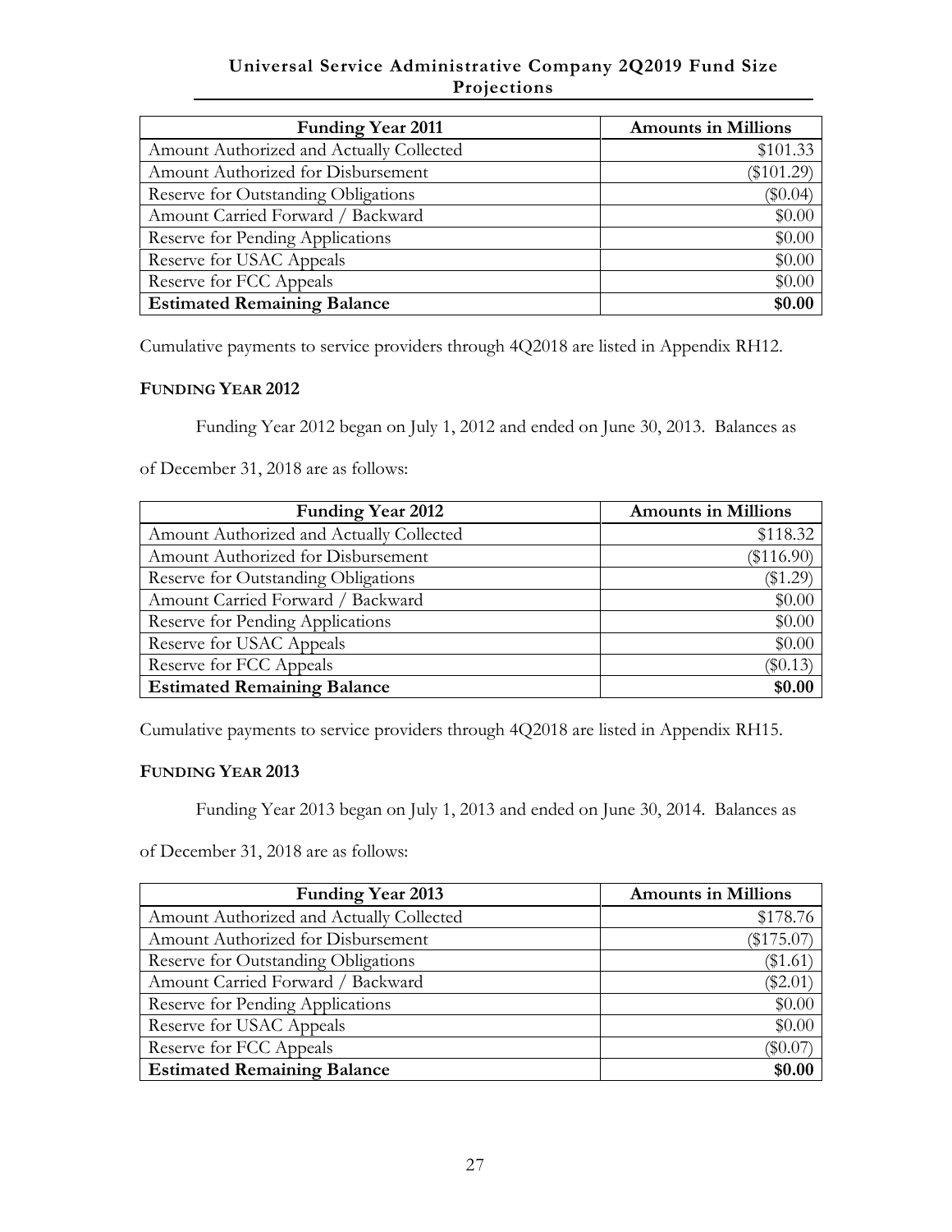| Funding Year 2011 | Amounts in Millions |
|---|---|
| Amount Authorized and Actually Collected | $101.33 |
| Amount Authorized for Disbursement | ($101.29) |
| Reserve for Outstanding Obligations | ($0.04) |
| Amount Carried Forward / Backward | $0.00 |
| Reserve for Pending Applications | $0.00 |
| Reserve for USAC Appeals | $0.00 |
| Reserve for FCC Appeals | $0.00 |
| **Estimated Remaining Balance** | **$0.00** |

Cumulative payments to service providers through 4Q2018 are listed in Appendix RH12.

### FUNDING YEAR 2012

Funding Year 2012 began on July 1, 2012 and ended on June 30, 2013. Balances as of December 31, 2018 are as follows:

| Funding Year 2012 | Amounts in Millions |
|---|---|
| Amount Authorized and Actually Collected | $118.32 |
| Amount Authorized for Disbursement | ($116.90) |
| Reserve for Outstanding Obligations | ($1.29) |
| Amount Carried Forward / Backward | $0.00 |
| Reserve for Pending Applications | $0.00 |
| Reserve for USAC Appeals | $0.00 |
| Reserve for FCC Appeals | ($0.13) |
| **Estimated Remaining Balance** | **$0.00** |

Cumulative payments to service providers through 4Q2018 are listed in Appendix RH15.

### FUNDING YEAR 2013

Funding Year 2013 began on July 1, 2013 and ended on June 30, 2014. Balances as of December 31, 2018 are as follows:

| Funding Year 2013 | Amounts in Millions |
|---|---|
| Amount Authorized and Actually Collected | $178.76 |
| Amount Authorized for Disbursement | ($175.07) |
| Reserve for Outstanding Obligations | ($1.61) |
| Amount Carried Forward / Backward | ($2.01) |
| Reserve for Pending Applications | $0.00 |
| Reserve for USAC Appeals | $0.00 |
| Reserve for FCC Appeals | ($0.07) |
| **Estimated Remaining Balance** | **$0.00** |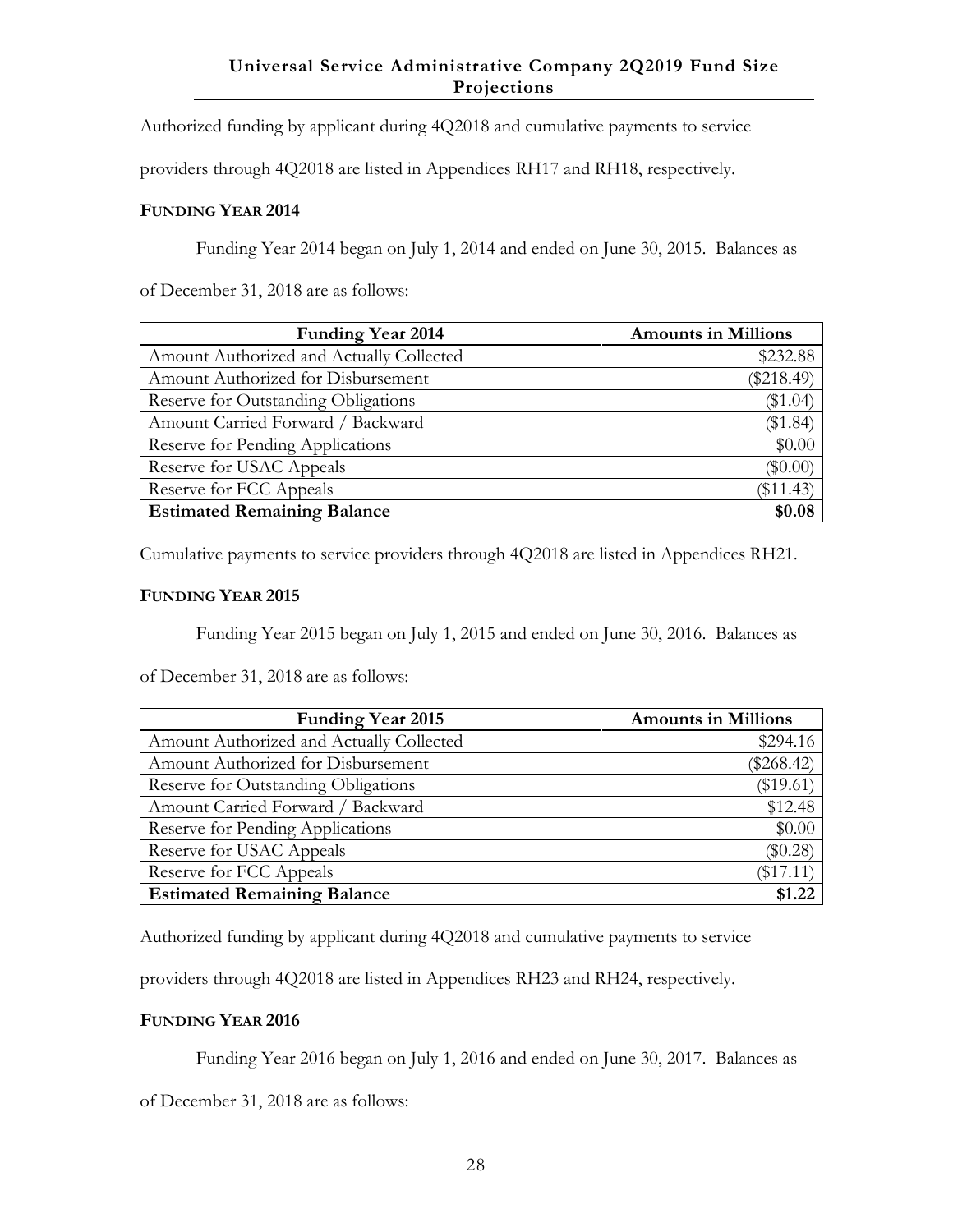Authorized funding by applicant during 4Q2018 and cumulative payments to service providers through 4Q2018 are listed in Appendices RH17 and RH18, respectively.

**FUNDING YEAR 2014**

Funding Year 2014 began on July 1, 2014 and ended on June 30, 2015. Balances as of December 31, 2018 are as follows:

| Funding Year 2014 | Amounts in Millions |
|---|---:|
| Amount Authorized and Actually Collected | $232.88 |
| Amount Authorized for Disbursement | ($218.49) |
| Reserve for Outstanding Obligations | ($1.04) |
| Amount Carried Forward / Backward | ($1.84) |
| Reserve for Pending Applications | $0.00 |
| Reserve for USAC Appeals | ($0.00) |
| Reserve for FCC Appeals | ($11.43) |
| **Estimated Remaining Balance** | **$0.08** |

Cumulative payments to service providers through 4Q2018 are listed in Appendices RH21.

**FUNDING YEAR 2015**

Funding Year 2015 began on July 1, 2015 and ended on June 30, 2016. Balances as of December 31, 2018 are as follows:

| Funding Year 2015 | Amounts in Millions |
|---|---:|
| Amount Authorized and Actually Collected | $294.16 |
| Amount Authorized for Disbursement | ($268.42) |
| Reserve for Outstanding Obligations | ($19.61) |
| Amount Carried Forward / Backward | $12.48 |
| Reserve for Pending Applications | $0.00 |
| Reserve for USAC Appeals | ($0.28) |
| Reserve for FCC Appeals | ($17.11) |
| **Estimated Remaining Balance** | **$1.22** |

Authorized funding by applicant during 4Q2018 and cumulative payments to service providers through 4Q2018 are listed in Appendices RH23 and RH24, respectively.

**FUNDING YEAR 2016**

Funding Year 2016 began on July 1, 2016 and ended on June 30, 2017. Balances as of December 31, 2018 are as follows: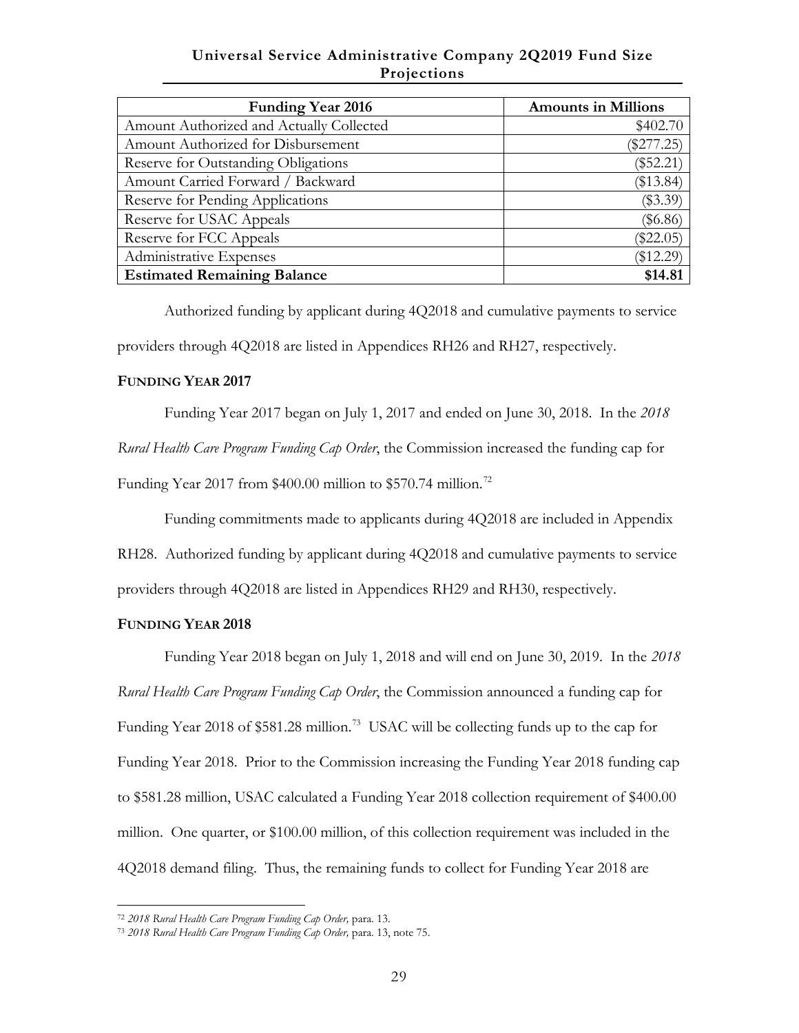| Funding Year 2016 | Amounts in Millions |
|---|---|
| Amount Authorized and Actually Collected | $402.70 |
| Amount Authorized for Disbursement | ($277.25) |
| Reserve for Outstanding Obligations | ($52.21) |
| Amount Carried Forward / Backward | ($13.84) |
| Reserve for Pending Applications | ($3.39) |
| Reserve for USAC Appeals | ($6.86) |
| Reserve for FCC Appeals | ($22.05) |
| Administrative Expenses | ($12.29) |
| **Estimated Remaining Balance** | **$14.81** |

Authorized funding by applicant during 4Q2018 and cumulative payments to service providers through 4Q2018 are listed in Appendices RH26 and RH27, respectively.

### FUNDING YEAR 2017

Funding Year 2017 began on July 1, 2017 and ended on June 30, 2018. In the *2018 Rural Health Care Program Funding Cap Order*, the Commission increased the funding cap for Funding Year 2017 from $400.00 million to $570.74 million.[72]

Funding commitments made to applicants during 4Q2018 are included in Appendix RH28. Authorized funding by applicant during 4Q2018 and cumulative payments to service providers through 4Q2018 are listed in Appendices RH29 and RH30, respectively.

### FUNDING YEAR 2018

Funding Year 2018 began on July 1, 2018 and will end on June 30, 2019. In the *2018 Rural Health Care Program Funding Cap Order*, the Commission announced a funding cap for Funding Year 2018 of $581.28 million.[73] USAC will be collecting funds up to the cap for Funding Year 2018. Prior to the Commission increasing the Funding Year 2018 funding cap to $581.28 million, USAC calculated a Funding Year 2018 collection requirement of $400.00 million. One quarter, or $100.00 million, of this collection requirement was included in the 4Q2018 demand filing. Thus, the remaining funds to collect for Funding Year 2018 are

---

[72] *2018 Rural Health Care Program Funding Cap Order,* para. 13.

[73] *2018 Rural Health Care Program Funding Cap Order,* para. 13, note 75.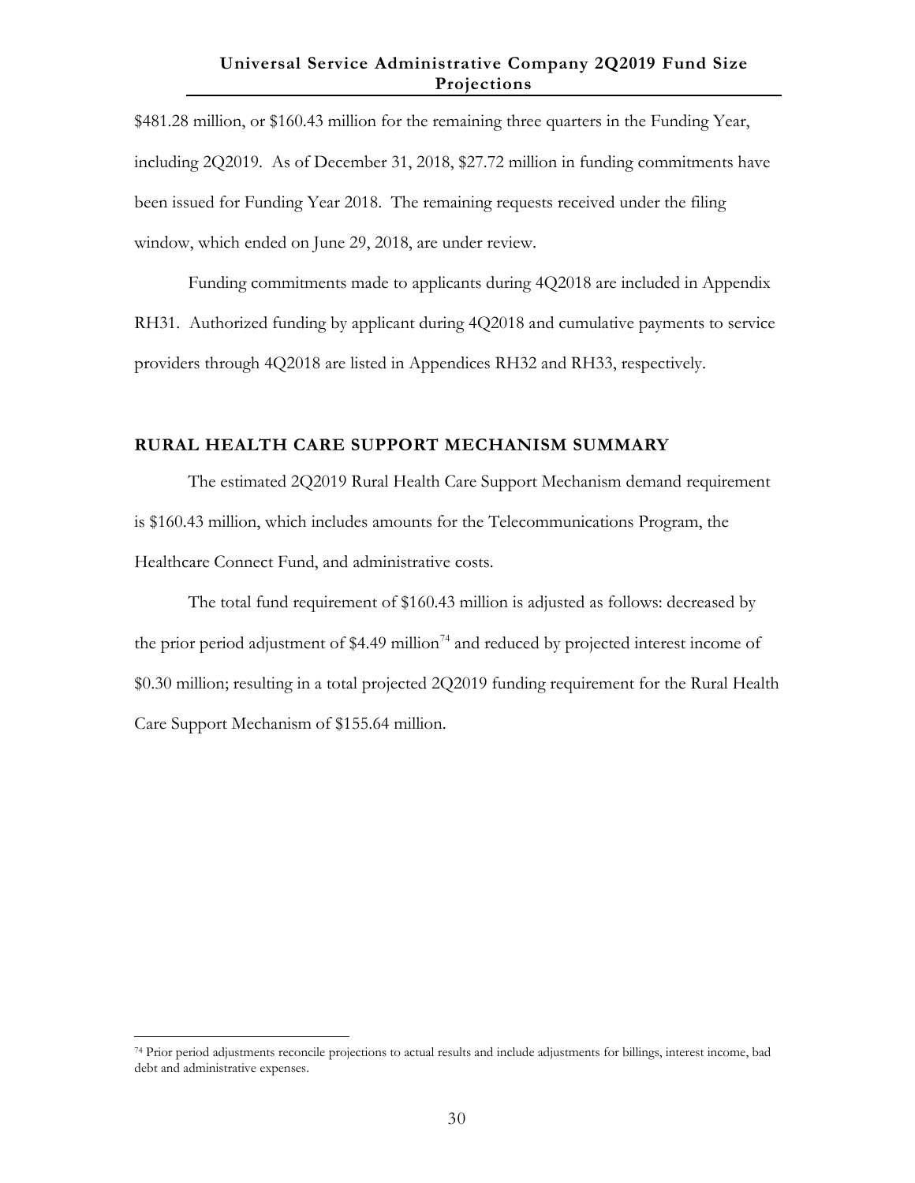$481.28 million, or $160.43 million for the remaining three quarters in the Funding Year, including 2Q2019. As of December 31, 2018, $27.72 million in funding commitments have been issued for Funding Year 2018. The remaining requests received under the filing window, which ended on June 29, 2018, are under review.

Funding commitments made to applicants during 4Q2018 are included in Appendix RH31. Authorized funding by applicant during 4Q2018 and cumulative payments to service providers through 4Q2018 are listed in Appendices RH32 and RH33, respectively.

## RURAL HEALTH CARE SUPPORT MECHANISM SUMMARY

The estimated 2Q2019 Rural Health Care Support Mechanism demand requirement is $160.43 million, which includes amounts for the Telecommunications Program, the Healthcare Connect Fund, and administrative costs.

The total fund requirement of $160.43 million is adjusted as follows: decreased by the prior period adjustment of $4.49 million[74] and reduced by projected interest income of $0.30 million; resulting in a total projected 2Q2019 funding requirement for the Rural Health Care Support Mechanism of $155.64 million.

[74] Prior period adjustments reconcile projections to actual results and include adjustments for billings, interest income, bad debt and administrative expenses.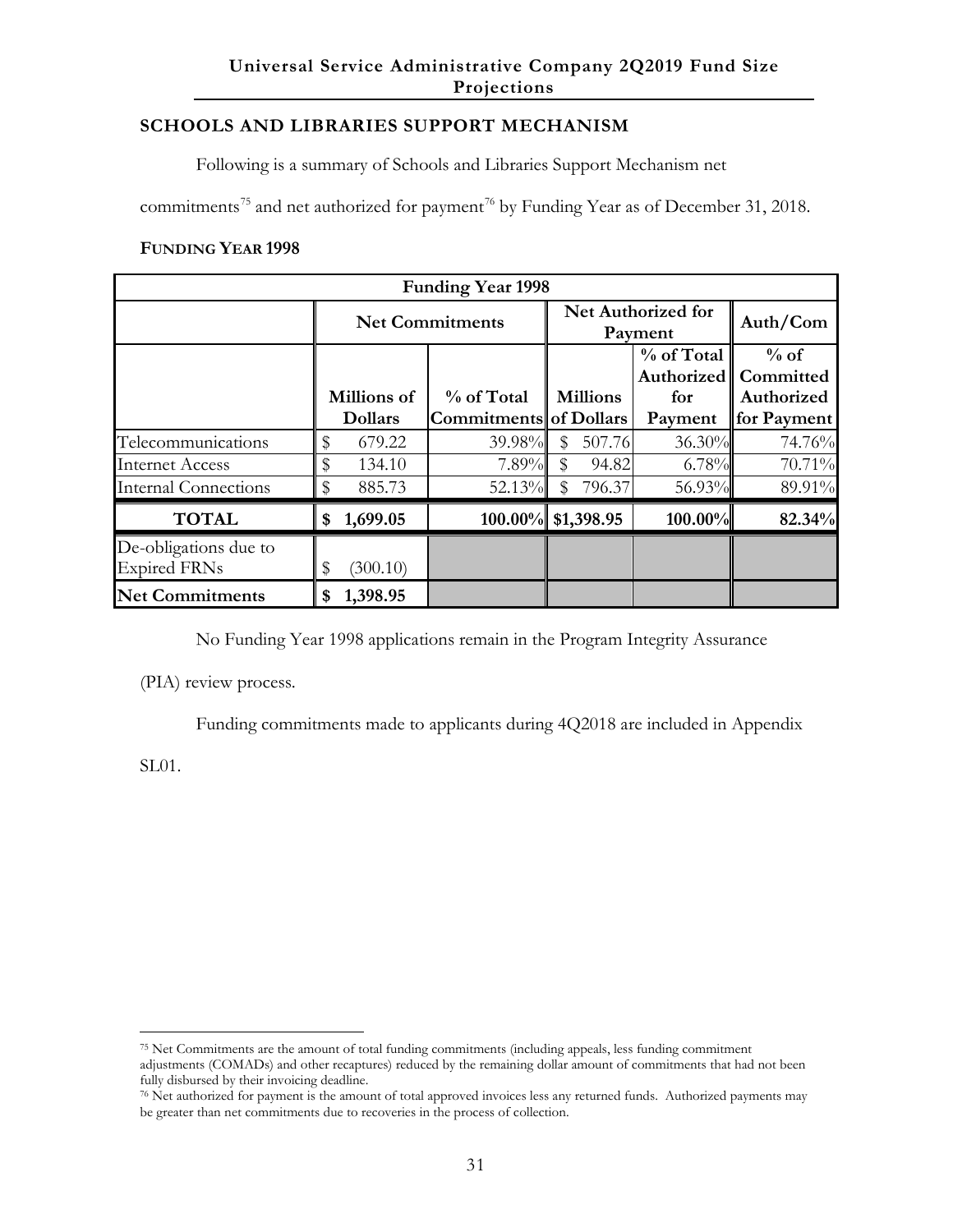## SCHOOLS AND LIBRARIES SUPPORT MECHANISM

Following is a summary of Schools and Libraries Support Mechanism net commitments[75] and net authorized for payment[76] by Funding Year as of December 31, 2018.

### FUNDING YEAR 1998

| Funding Year 1998 | | | | | |
|---|---|---|---|---|---|
| | Net Commitments | | Net Authorized for Payment | | Auth/Com |
| | Millions of Dollars | % of Total Commitments | Millions of Dollars | % of Total Authorized for Payment | % of Committed Authorized for Payment |
| Telecommunications | $ 679.22 | 39.98% | $ 507.76 | 36.30% | 74.76% |
| Internet Access | $ 134.10 | 7.89% | $ 94.82 | 6.78% | 70.71% |
| Internal Connections | $ 885.73 | 52.13% | $ 796.37 | 56.93% | 89.91% |
| **TOTAL** | **$ 1,699.05** | **100.00%** | **$1,398.95** | **100.00%** | **82.34%** |
| De-obligations due to Expired FRNs | $ (300.10) | | | | |
| **Net Commitments** | **$ 1,398.95** | | | | |

No Funding Year 1998 applications remain in the Program Integrity Assurance (PIA) review process.

Funding commitments made to applicants during 4Q2018 are included in Appendix SL01.

---

[75] Net Commitments are the amount of total funding commitments (including appeals, less funding commitment adjustments (COMADs) and other recaptures) reduced by the remaining dollar amount of commitments that had not been fully disbursed by their invoicing deadline.

[76] Net authorized for payment is the amount of total approved invoices less any returned funds. Authorized payments may be greater than net commitments due to recoveries in the process of collection.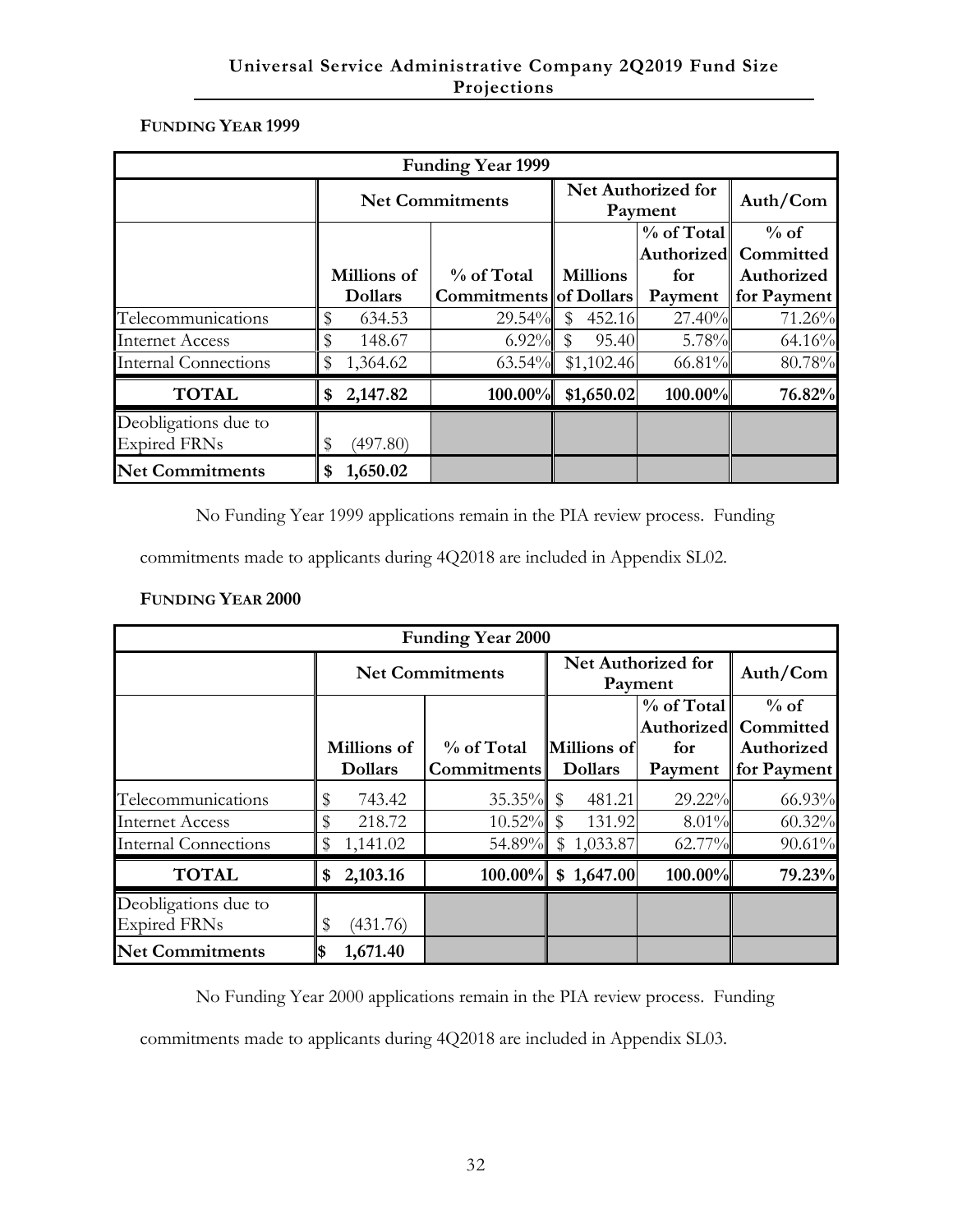**FUNDING YEAR 1999**

| Funding Year 1999 | | | | | |
|---|---|---|---|---|---|
| | Net Commitments | | Net Authorized for Payment | | Auth/Com |
| | Millions of Dollars | % of Total Commitments | Millions of Dollars | % of Total Authorized for Payment | % of Committed Authorized for Payment |
| Telecommunications | $ 634.53 | 29.54% | $ 452.16 | 27.40% | 71.26% |
| Internet Access | $ 148.67 | 6.92% | $ 95.40 | 5.78% | 64.16% |
| Internal Connections | $ 1,364.62 | 63.54% | $1,102.46 | 66.81% | 80.78% |
| **TOTAL** | **$ 2,147.82** | **100.00%** | **$1,650.02** | **100.00%** | **76.82%** |
| Deobligations due to Expired FRNs | $ (497.80) | | | | |
| **Net Commitments** | **$ 1,650.02** | | | | |

No Funding Year 1999 applications remain in the PIA review process. Funding commitments made to applicants during 4Q2018 are included in Appendix SL02.

**FUNDING YEAR 2000**

| Funding Year 2000 | | | | | |
|---|---|---|---|---|---|
| | Net Commitments | | Net Authorized for Payment | | Auth/Com |
| | Millions of Dollars | % of Total Commitments | Millions of Dollars | % of Total Authorized for Payment | % of Committed Authorized for Payment |
| Telecommunications | $ 743.42 | 35.35% | $ 481.21 | 29.22% | 66.93% |
| Internet Access | $ 218.72 | 10.52% | $ 131.92 | 8.01% | 60.32% |
| Internal Connections | $ 1,141.02 | 54.89% | $ 1,033.87 | 62.77% | 90.61% |
| **TOTAL** | **$ 2,103.16** | **100.00%** | **$ 1,647.00** | **100.00%** | **79.23%** |
| Deobligations due to Expired FRNs | $ (431.76) | | | | |
| **Net Commitments** | **$ 1,671.40** | | | | |

No Funding Year 2000 applications remain in the PIA review process. Funding commitments made to applicants during 4Q2018 are included in Appendix SL03.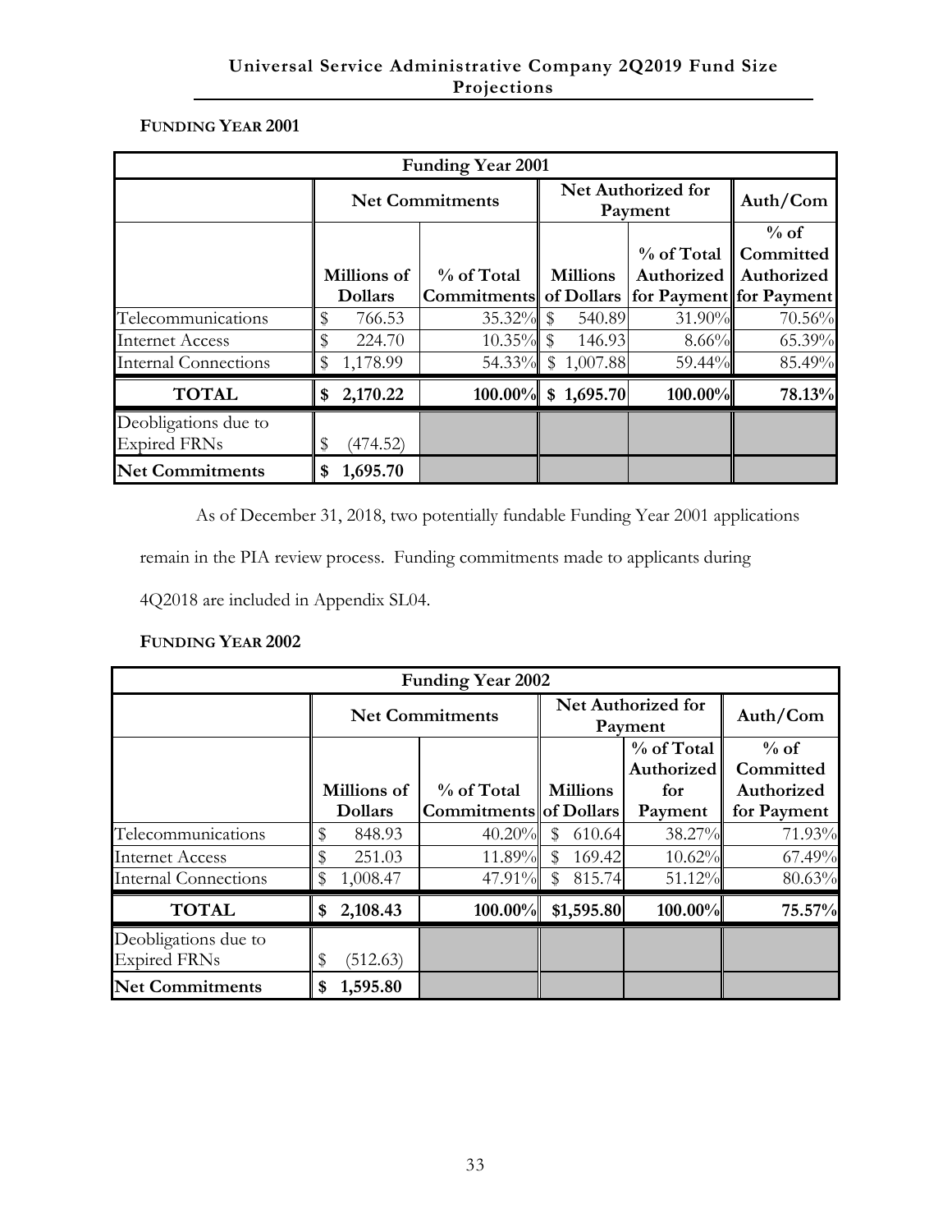**FUNDING YEAR 2001**

| Funding Year 2001 | | | | | |
|---|---|---|---|---|---|
| | Net Commitments | | Net Authorized for Payment | | Auth/Com |
| | Millions of Dollars | % of Total Commitments | Millions of Dollars | % of Total Authorized for Payment | % of Committed Authorized for Payment |
| Telecommunications | $ 766.53 | 35.32% | $ 540.89 | 31.90% | 70.56% |
| Internet Access | $ 224.70 | 10.35% | $ 146.93 | 8.66% | 65.39% |
| Internal Connections | $ 1,178.99 | 54.33% | $ 1,007.88 | 59.44% | 85.49% |
| **TOTAL** | **$ 2,170.22** | **100.00%** | **$ 1,695.70** | **100.00%** | **78.13%** |
| Deobligations due to Expired FRNs | $ (474.52) | | | | |
| **Net Commitments** | **$ 1,695.70** | | | | |

As of December 31, 2018, two potentially fundable Funding Year 2001 applications remain in the PIA review process. Funding commitments made to applicants during 4Q2018 are included in Appendix SL04.

**FUNDING YEAR 2002**

| Funding Year 2002 | | | | | |
|---|---|---|---|---|---|
| | Net Commitments | | Net Authorized for Payment | | Auth/Com |
| | Millions of Dollars | % of Total Commitments | Millions of Dollars | % of Total Authorized for Payment | % of Committed Authorized for Payment |
| Telecommunications | $ 848.93 | 40.20% | $ 610.64 | 38.27% | 71.93% |
| Internet Access | $ 251.03 | 11.89% | $ 169.42 | 10.62% | 67.49% |
| Internal Connections | $ 1,008.47 | 47.91% | $ 815.74 | 51.12% | 80.63% |
| **TOTAL** | **$ 2,108.43** | **100.00%** | **$1,595.80** | **100.00%** | **75.57%** |
| Deobligations due to Expired FRNs | $ (512.63) | | | | |
| **Net Commitments** | **$ 1,595.80** | | | | |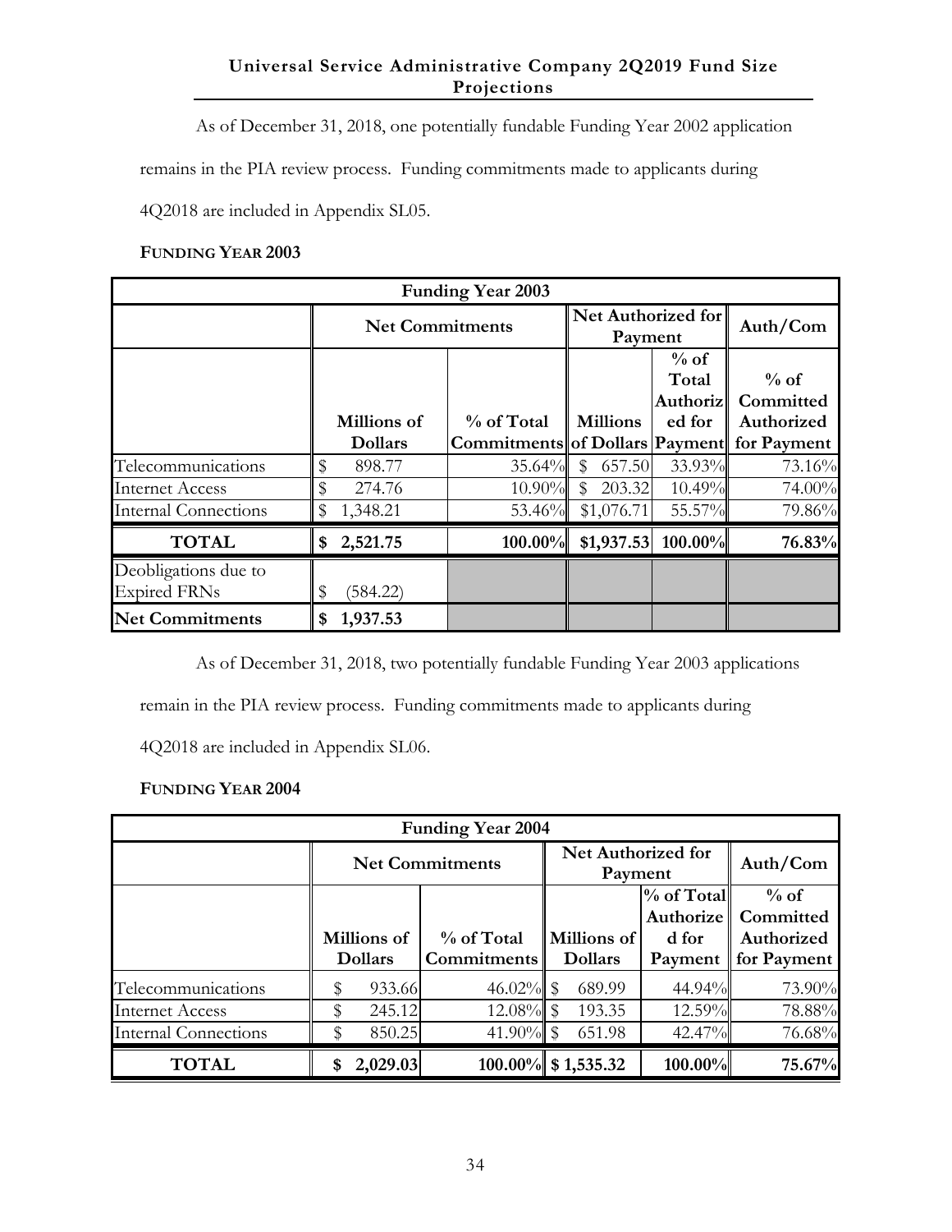As of December 31, 2018, one potentially fundable Funding Year 2002 application remains in the PIA review process. Funding commitments made to applicants during 4Q2018 are included in Appendix SL05.

**FUNDING YEAR 2003**

| Funding Year 2003 | | | | | |
|---|---|---|---|---|---|
| | Net Commitments | | Net Authorized for Payment | | Auth/Com |
| | Millions of Dollars | % of Total Commitments | Millions of Dollars | % of Total Authorized for Payment | % of Committed Authorized for Payment |
| Telecommunications | $ 898.77 | 35.64% | $ 657.50 | 33.93% | 73.16% |
| Internet Access | $ 274.76 | 10.90% | $ 203.32 | 10.49% | 74.00% |
| Internal Connections | $ 1,348.21 | 53.46% | $1,076.71 | 55.57% | 79.86% |
| **TOTAL** | **$ 2,521.75** | **100.00%** | **$1,937.53** | **100.00%** | **76.83%** |
| Deobligations due to Expired FRNs | $ (584.22) | | | | |
| **Net Commitments** | **$ 1,937.53** | | | | |

As of December 31, 2018, two potentially fundable Funding Year 2003 applications remain in the PIA review process. Funding commitments made to applicants during 4Q2018 are included in Appendix SL06.

**FUNDING YEAR 2004**

| Funding Year 2004 | | | | | |
|---|---|---|---|---|---|
| | Net Commitments | | Net Authorized for Payment | | Auth/Com |
| | Millions of Dollars | % of Total Commitments | Millions of Dollars | % of Total Authorized for Payment | % of Committed Authorized for Payment |
| Telecommunications | $ 933.66 | 46.02% | $ 689.99 | 44.94% | 73.90% |
| Internet Access | $ 245.12 | 12.08% | $ 193.35 | 12.59% | 78.88% |
| Internal Connections | $ 850.25 | 41.90% | $ 651.98 | 42.47% | 76.68% |
| **TOTAL** | **$ 2,029.03** | **100.00%** | **$ 1,535.32** | **100.00%** | **75.67%** |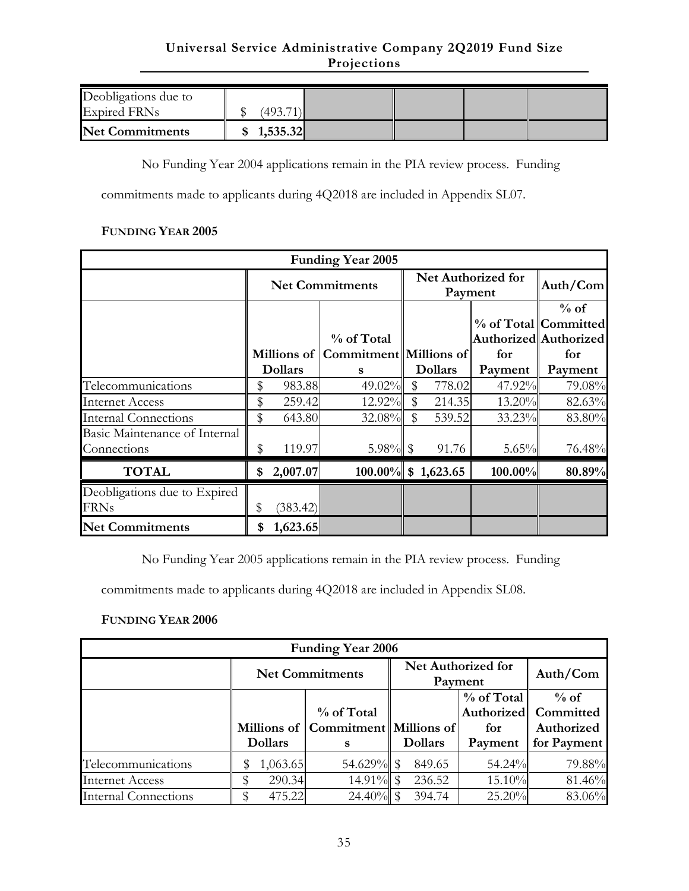| | | | | | |
|---|---|---|---|---|---|
| Deobligations due to Expired FRNs | $ (493.71) | | | | |
| **Net Commitments** | **$ 1,535.32** | | | | |

No Funding Year 2004 applications remain in the PIA review process. Funding commitments made to applicants during 4Q2018 are included in Appendix SL07.

**FUNDING YEAR 2005**

| **Funding Year 2005** | | | | | |
|---|---|---|---|---|---|
| | **Net Commitments** | | **Net Authorized for Payment** | | **Auth/Com** |
| | **Millions of Dollars** | **% of Total Commitments** | **Millions of Dollars** | **% of Total Authorized for Payment** | **% of Committed Authorized for Payment** |
| Telecommunications | $ 983.88 | 49.02% | $ 778.02 | 47.92% | 79.08% |
| Internet Access | $ 259.42 | 12.92% | $ 214.35 | 13.20% | 82.63% |
| Internal Connections | $ 643.80 | 32.08% | $ 539.52 | 33.23% | 83.80% |
| Basic Maintenance of Internal Connections | $ 119.97 | 5.98% | $ 91.76 | 5.65% | 76.48% |
| **TOTAL** | **$ 2,007.07** | **100.00%** | **$ 1,623.65** | **100.00%** | **80.89%** |
| Deobligations due to Expired FRNs | $ (383.42) | | | | |
| **Net Commitments** | **$ 1,623.65** | | | | |

No Funding Year 2005 applications remain in the PIA review process. Funding commitments made to applicants during 4Q2018 are included in Appendix SL08.

**FUNDING YEAR 2006**

| **Funding Year 2006** | | | | | |
|---|---|---|---|---|---|
| | **Net Commitments** | | **Net Authorized for Payment** | | **Auth/Com** |
| | **Millions of Dollars** | **% of Total Commitments** | **Millions of Dollars** | **% of Total Authorized for Payment** | **% of Committed Authorized for Payment** |
| Telecommunications | $ 1,063.65 | 54.629% | $ 849.65 | 54.24% | 79.88% |
| Internet Access | $ 290.34 | 14.91% | $ 236.52 | 15.10% | 81.46% |
| Internal Connections | $ 475.22 | 24.40% | $ 394.74 | 25.20% | 83.06% |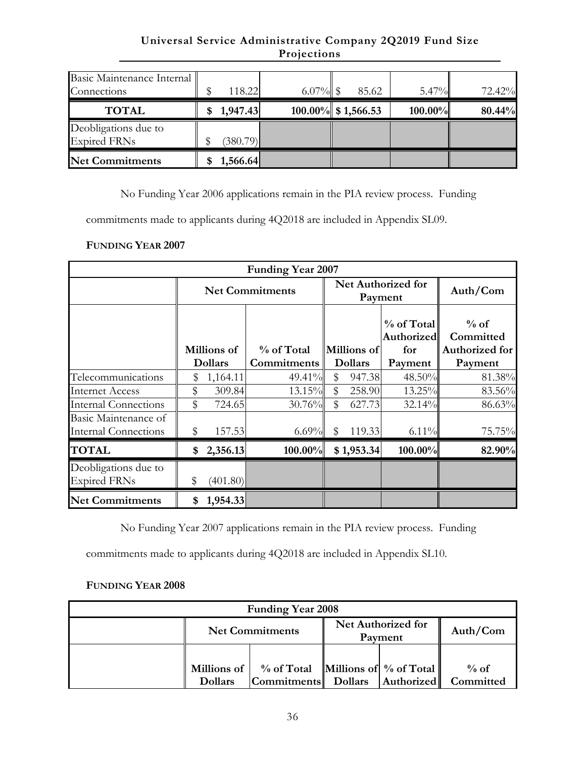| | | | | | |
|---|---|---|---|---|---|
| Basic Maintenance Internal Connections | $ 118.22 | 6.07% | $ 85.62 | 5.47% | 72.42% |
| **TOTAL** | **$ 1,947.43** | **100.00%** | **$ 1,566.53** | **100.00%** | **80.44%** |
| Deobligations due to Expired FRNs | $ (380.79) | | | | |
| **Net Commitments** | **$ 1,566.64** | | | | |

No Funding Year 2006 applications remain in the PIA review process. Funding commitments made to applicants during 4Q2018 are included in Appendix SL09.

**FUNDING YEAR 2007**

| Funding Year 2007 | | | | | |
|---|---|---|---|---|---|
| | **Net Commitments** | | **Net Authorized for Payment** | | **Auth/Com** |
| | **Millions of Dollars** | **% of Total Commitments** | **Millions of Dollars** | **% of Total Authorized for Payment** | **% of Committed Authorized for Payment** |
| Telecommunications | $ 1,164.11 | 49.41% | $ 947.38 | 48.50% | 81.38% |
| Internet Access | $ 309.84 | 13.15% | $ 258.90 | 13.25% | 83.56% |
| Internal Connections | $ 724.65 | 30.76% | $ 627.73 | 32.14% | 86.63% |
| Basic Maintenance of Internal Connections | $ 157.53 | 6.69% | $ 119.33 | 6.11% | 75.75% |
| **TOTAL** | **$ 2,356.13** | **100.00%** | **$ 1,953.34** | **100.00%** | **82.90%** |
| Deobligations due to Expired FRNs | $ (401.80) | | | | |
| **Net Commitments** | **$ 1,954.33** | | | | |

No Funding Year 2007 applications remain in the PIA review process. Funding commitments made to applicants during 4Q2018 are included in Appendix SL10.

**FUNDING YEAR 2008**

| Funding Year 2008 | | | | | |
|---|---|---|---|---|---|
| | **Net Commitments** | | **Net Authorized for Payment** | | **Auth/Com** |
| | **Millions of Dollars** | **% of Total Commitments** | **Millions of Dollars** | **% of Total Authorized** | **% of Committed** |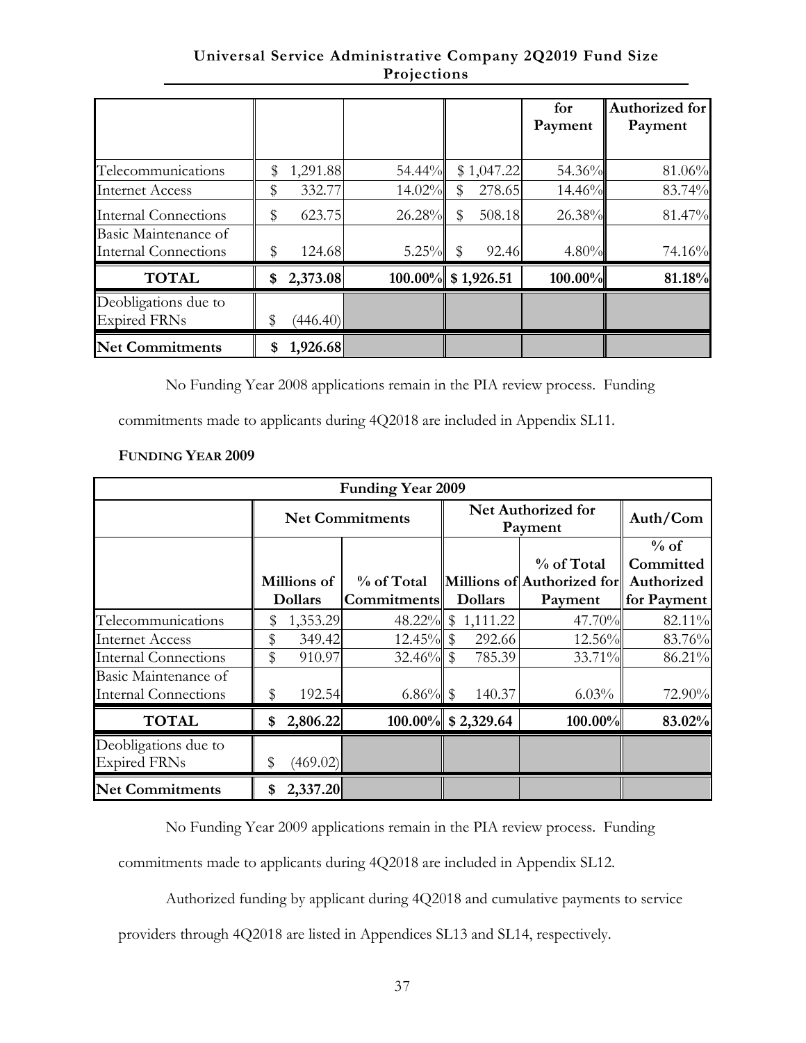| | | | | for Payment | Authorized for Payment |
|---|---|---|---|---|---|
| Telecommunications | $ 1,291.88 | 54.44% | $ 1,047.22 | 54.36% | 81.06% |
| Internet Access | $ 332.77 | 14.02% | $ 278.65 | 14.46% | 83.74% |
| Internal Connections | $ 623.75 | 26.28% | $ 508.18 | 26.38% | 81.47% |
| Basic Maintenance of Internal Connections | $ 124.68 | 5.25% | $ 92.46 | 4.80% | 74.16% |
| **TOTAL** | **$ 2,373.08** | **100.00%** | **$ 1,926.51** | **100.00%** | **81.18%** |
| Deobligations due to Expired FRNs | $ (446.40) | | | | |
| **Net Commitments** | **$ 1,926.68** | | | | |

No Funding Year 2008 applications remain in the PIA review process. Funding commitments made to applicants during 4Q2018 are included in Appendix SL11.

**FUNDING YEAR 2009**

| Funding Year 2009 | | | | | |
|---|---|---|---|---|---|
| | **Net Commitments** | | **Net Authorized for Payment** | | **Auth/Com** |
| | **Millions of Dollars** | **% of Total Commitments** | **Millions of Dollars** | **% of Total Authorized for Payment** | **% of Committed Authorized for Payment** |
| Telecommunications | $ 1,353.29 | 48.22% | $ 1,111.22 | 47.70% | 82.11% |
| Internet Access | $ 349.42 | 12.45% | $ 292.66 | 12.56% | 83.76% |
| Internal Connections | $ 910.97 | 32.46% | $ 785.39 | 33.71% | 86.21% |
| Basic Maintenance of Internal Connections | $ 192.54 | 6.86% | $ 140.37 | 6.03% | 72.90% |
| **TOTAL** | **$ 2,806.22** | **100.00%** | **$ 2,329.64** | **100.00%** | **83.02%** |
| Deobligations due to Expired FRNs | $ (469.02) | | | | |
| **Net Commitments** | **$ 2,337.20** | | | | |

No Funding Year 2009 applications remain in the PIA review process. Funding commitments made to applicants during 4Q2018 are included in Appendix SL12.

Authorized funding by applicant during 4Q2018 and cumulative payments to service providers through 4Q2018 are listed in Appendices SL13 and SL14, respectively.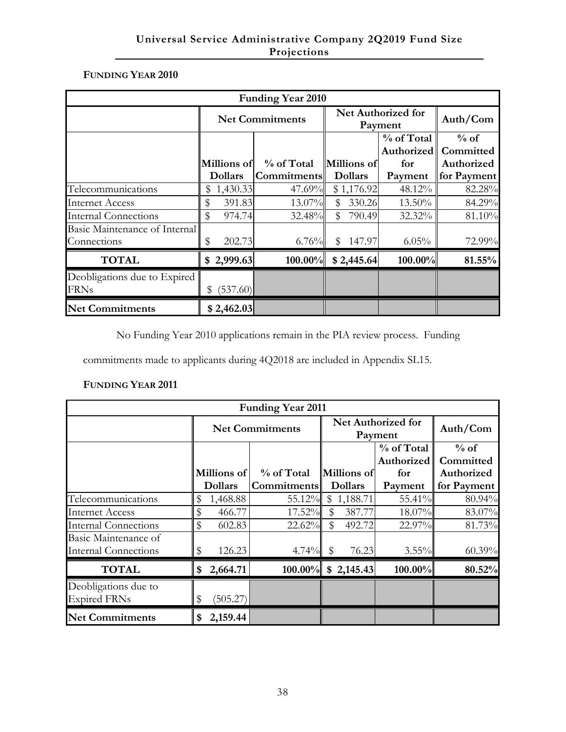## FUNDING YEAR 2010

| Funding Year 2010 | | | | | |
|---|---|---|---|---|---|
| | Net Commitments | | Net Authorized for Payment | | Auth/Com |
| | Millions of Dollars | % of Total Commitments | Millions of Dollars | % of Total Authorized for Payment | % of Committed Authorized for Payment |
| Telecommunications | $ 1,430.33 | 47.69% | $ 1,176.92 | 48.12% | 82.28% |
| Internet Access | $ 391.83 | 13.07% | $ 330.26 | 13.50% | 84.29% |
| Internal Connections | $ 974.74 | 32.48% | $ 790.49 | 32.32% | 81.10% |
| Basic Maintenance of Internal Connections | $ 202.73 | 6.76% | $ 147.97 | 6.05% | 72.99% |
| **TOTAL** | **$ 2,999.63** | **100.00%** | **$ 2,445.64** | **100.00%** | **81.55%** |
| Deobligations due to Expired FRNs | $ (537.60) | | | | |
| **Net Commitments** | **$ 2,462.03** | | | | |

No Funding Year 2010 applications remain in the PIA review process. Funding commitments made to applicants during 4Q2018 are included in Appendix SL15.

## FUNDING YEAR 2011

| Funding Year 2011 | | | | | |
|---|---|---|---|---|---|
| | Net Commitments | | Net Authorized for Payment | | Auth/Com |
| | Millions of Dollars | % of Total Commitments | Millions of Dollars | % of Total Authorized for Payment | % of Committed Authorized for Payment |
| Telecommunications | $ 1,468.88 | 55.12% | $ 1,188.71 | 55.41% | 80.94% |
| Internet Access | $ 466.77 | 17.52% | $ 387.77 | 18.07% | 83.07% |
| Internal Connections | $ 602.83 | 22.62% | $ 492.72 | 22.97% | 81.73% |
| Basic Maintenance of Internal Connections | $ 126.23 | 4.74% | $ 76.23 | 3.55% | 60.39% |
| **TOTAL** | **$ 2,664.71** | **100.00%** | **$ 2,145.43** | **100.00%** | **80.52%** |
| Deobligations due to Expired FRNs | $ (505.27) | | | | |
| **Net Commitments** | **$ 2,159.44** | | | | |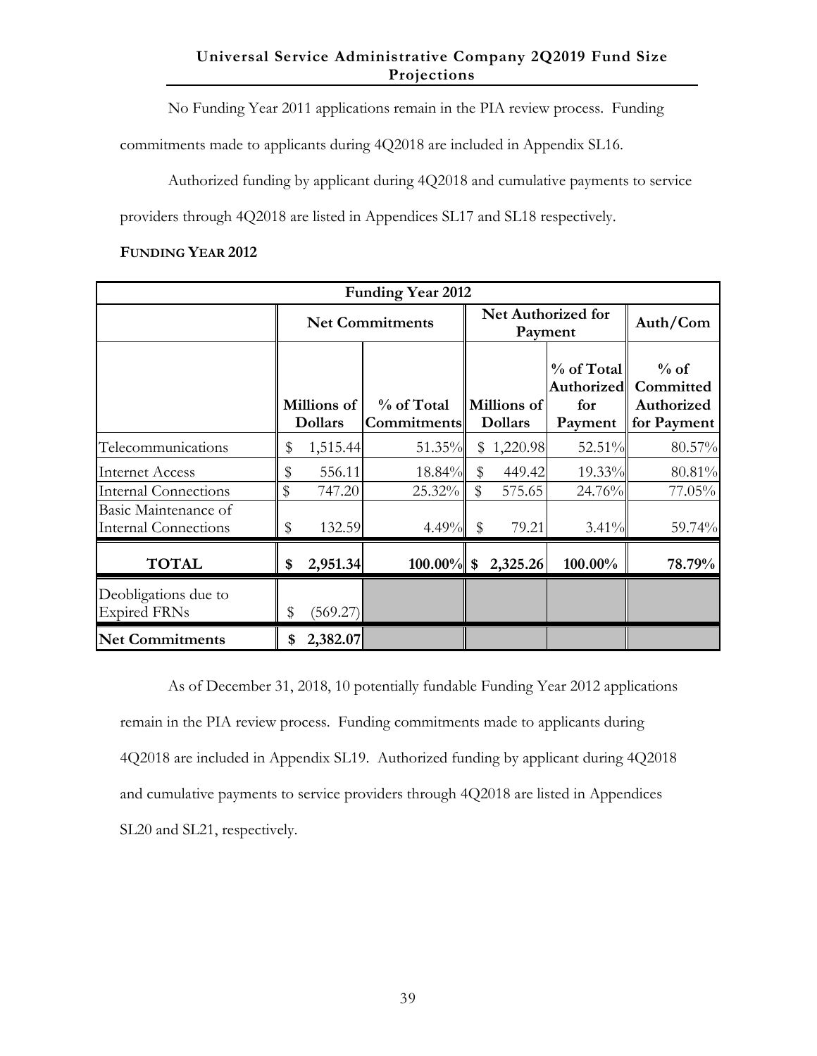No Funding Year 2011 applications remain in the PIA review process. Funding commitments made to applicants during 4Q2018 are included in Appendix SL16.

Authorized funding by applicant during 4Q2018 and cumulative payments to service providers through 4Q2018 are listed in Appendices SL17 and SL18 respectively.

**FUNDING YEAR 2012**

| Funding Year 2012 | | | | | |
|---|---|---|---|---|---|
| | Net Commitments | | Net Authorized for Payment | | Auth/Com |
| | Millions of Dollars | % of Total Commitments | Millions of Dollars | % of Total Authorized for Payment | % of Committed Authorized for Payment |
| Telecommunications | $ 1,515.44 | 51.35% | $ 1,220.98 | 52.51% | 80.57% |
| Internet Access | $ 556.11 | 18.84% | $ 449.42 | 19.33% | 80.81% |
| Internal Connections | $ 747.20 | 25.32% | $ 575.65 | 24.76% | 77.05% |
| Basic Maintenance of Internal Connections | $ 132.59 | 4.49% | $ 79.21 | 3.41% | 59.74% |
| **TOTAL** | **$ 2,951.34** | **100.00%** | **$ 2,325.26** | **100.00%** | **78.79%** |
| Deobligations due to Expired FRNs | $ (569.27) | | | | |
| **Net Commitments** | **$ 2,382.07** | | | | |

As of December 31, 2018, 10 potentially fundable Funding Year 2012 applications remain in the PIA review process. Funding commitments made to applicants during 4Q2018 are included in Appendix SL19. Authorized funding by applicant during 4Q2018 and cumulative payments to service providers through 4Q2018 are listed in Appendices SL20 and SL21, respectively.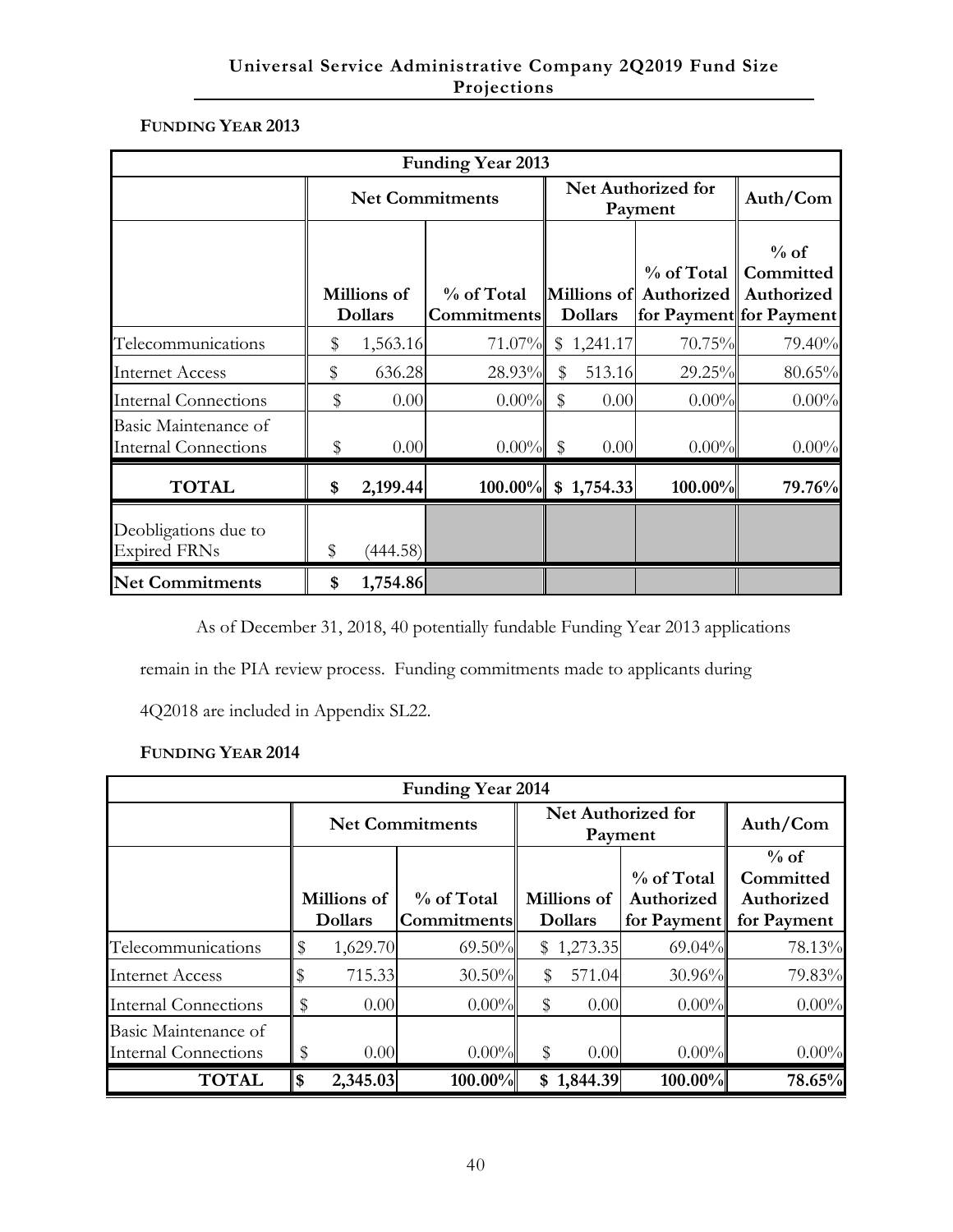**FUNDING YEAR 2013**

| Funding Year 2013 | | | | | |
|---|---|---|---|---|---|
| | Net Commitments | | Net Authorized for Payment | | Auth/Com |
| | Millions of Dollars | % of Total Commitments | Millions of Dollars | % of Total Authorized for Payment | % of Committed Authorized for Payment |
| Telecommunications | $ 1,563.16 | 71.07% | $ 1,241.17 | 70.75% | 79.40% |
| Internet Access | $ 636.28 | 28.93% | $ 513.16 | 29.25% | 80.65% |
| Internal Connections | $ 0.00 | 0.00% | $ 0.00 | 0.00% | 0.00% |
| Basic Maintenance of Internal Connections | $ 0.00 | 0.00% | $ 0.00 | 0.00% | 0.00% |
| **TOTAL** | **$ 2,199.44** | **100.00%** | **$ 1,754.33** | **100.00%** | **79.76%** |
| Deobligations due to Expired FRNs | $ (444.58) | | | | |
| **Net Commitments** | **$ 1,754.86** | | | | |

As of December 31, 2018, 40 potentially fundable Funding Year 2013 applications remain in the PIA review process. Funding commitments made to applicants during 4Q2018 are included in Appendix SL22.

**FUNDING YEAR 2014**

| Funding Year 2014 | | | | | |
|---|---|---|---|---|---|
| | Net Commitments | | Net Authorized for Payment | | Auth/Com |
| | Millions of Dollars | % of Total Commitments | Millions of Dollars | % of Total Authorized for Payment | % of Committed Authorized for Payment |
| Telecommunications | $ 1,629.70 | 69.50% | $ 1,273.35 | 69.04% | 78.13% |
| Internet Access | $ 715.33 | 30.50% | $ 571.04 | 30.96% | 79.83% |
| Internal Connections | $ 0.00 | 0.00% | $ 0.00 | 0.00% | 0.00% |
| Basic Maintenance of Internal Connections | $ 0.00 | 0.00% | $ 0.00 | 0.00% | 0.00% |
| **TOTAL** | **$ 2,345.03** | **100.00%** | **$ 1,844.39** | **100.00%** | **78.65%** |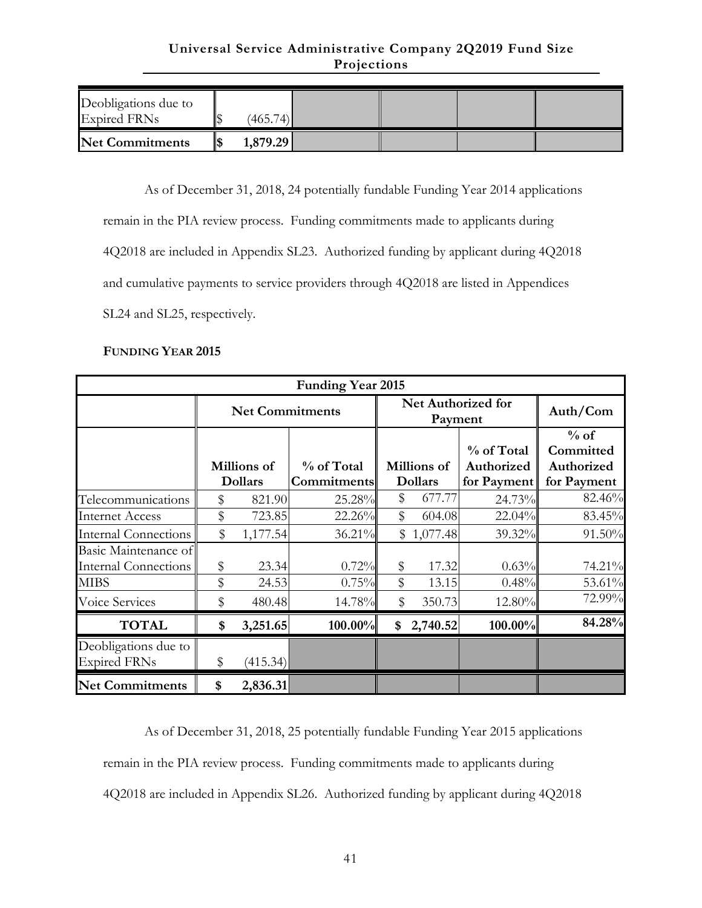| | | | | | | |
|---|---|---|---|---|---|---|
| Deobligations due to Expired FRNs | $ (465.74) | | | | | |
| **Net Commitments** | **$ 1,879.29** | | | | | |

As of December 31, 2018, 24 potentially fundable Funding Year 2014 applications remain in the PIA review process. Funding commitments made to applicants during 4Q2018 are included in Appendix SL23. Authorized funding by applicant during 4Q2018 and cumulative payments to service providers through 4Q2018 are listed in Appendices SL24 and SL25, respectively.

**FUNDING YEAR 2015**

| **Funding Year 2015** | | | | | |
|---|---|---|---|---|---|
| | **Net Commitments** | | **Net Authorized for Payment** | | **Auth/Com** |
| | **Millions of Dollars** | **% of Total Commitments** | **Millions of Dollars** | **% of Total Authorized for Payment** | **% of Committed Authorized for Payment** |
| Telecommunications | $ 821.90 | 25.28% | $ 677.77 | 24.73% | 82.46% |
| Internet Access | $ 723.85 | 22.26% | $ 604.08 | 22.04% | 83.45% |
| Internal Connections | $ 1,177.54 | 36.21% | $ 1,077.48 | 39.32% | 91.50% |
| Basic Maintenance of Internal Connections | $ 23.34 | 0.72% | $ 17.32 | 0.63% | 74.21% |
| MIBS | $ 24.53 | 0.75% | $ 13.15 | 0.48% | 53.61% |
| Voice Services | $ 480.48 | 14.78% | $ 350.73 | 12.80% | 72.99% |
| **TOTAL** | **$ 3,251.65** | **100.00%** | **$ 2,740.52** | **100.00%** | **84.28%** |
| Deobligations due to Expired FRNs | $ (415.34) | | | | |
| **Net Commitments** | **$ 2,836.31** | | | | |

As of December 31, 2018, 25 potentially fundable Funding Year 2015 applications remain in the PIA review process. Funding commitments made to applicants during 4Q2018 are included in Appendix SL26. Authorized funding by applicant during 4Q2018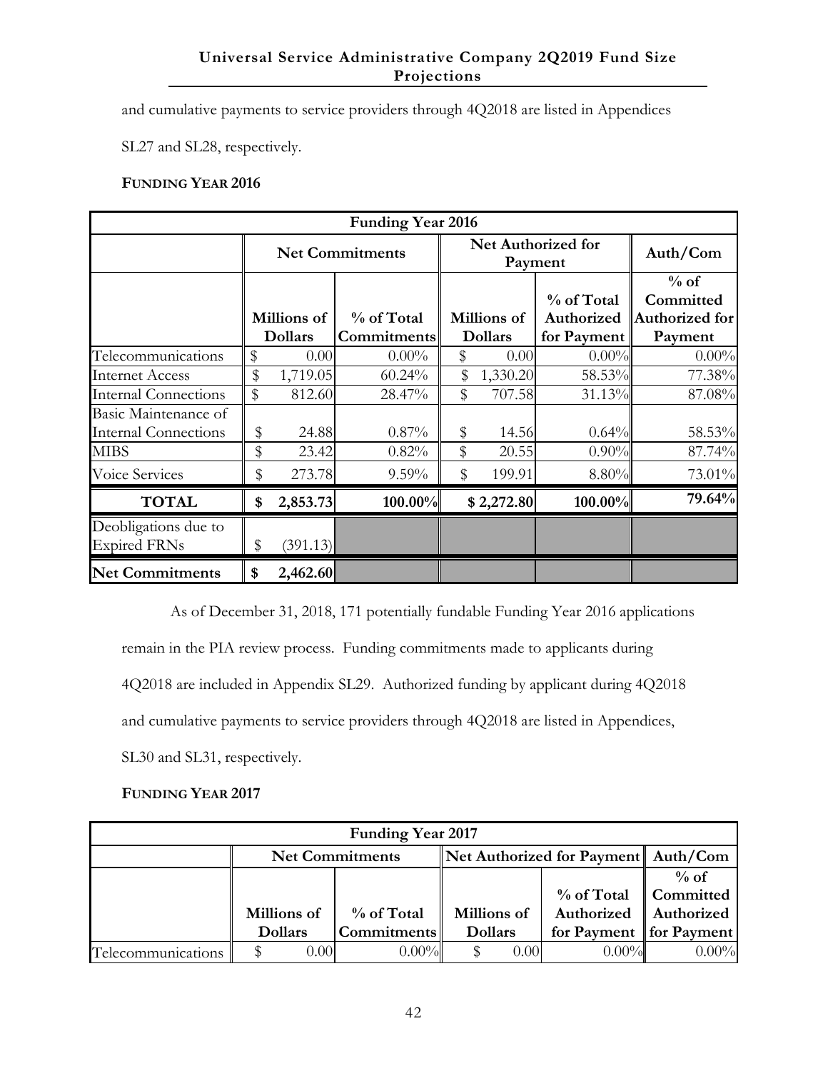and cumulative payments to service providers through 4Q2018 are listed in Appendices SL27 and SL28, respectively.

**FUNDING YEAR 2016**

| Funding Year 2016 | | | | | |
|---|---|---|---|---|---|
| | Net Commitments | | Net Authorized for Payment | | Auth/Com |
| | Millions of Dollars | % of Total Commitments | Millions of Dollars | % of Total Authorized for Payment | % of Committed Authorized for Payment |
| Telecommunications | $ 0.00 | 0.00% | $ 0.00 | 0.00% | 0.00% |
| Internet Access | $ 1,719.05 | 60.24% | $ 1,330.20 | 58.53% | 77.38% |
| Internal Connections | $ 812.60 | 28.47% | $ 707.58 | 31.13% | 87.08% |
| Basic Maintenance of Internal Connections | $ 24.88 | 0.87% | $ 14.56 | 0.64% | 58.53% |
| MIBS | $ 23.42 | 0.82% | $ 20.55 | 0.90% | 87.74% |
| Voice Services | $ 273.78 | 9.59% | $ 199.91 | 8.80% | 73.01% |
| **TOTAL** | **$ 2,853.73** | **100.00%** | **$ 2,272.80** | **100.00%** | **79.64%** |
| Deobligations due to Expired FRNs | $ (391.13) | | | | |
| **Net Commitments** | **$ 2,462.60** | | | | |

As of December 31, 2018, 171 potentially fundable Funding Year 2016 applications remain in the PIA review process. Funding commitments made to applicants during 4Q2018 are included in Appendix SL29. Authorized funding by applicant during 4Q2018 and cumulative payments to service providers through 4Q2018 are listed in Appendices, SL30 and SL31, respectively.

**FUNDING YEAR 2017**

| Funding Year 2017 | | | | | |
|---|---|---|---|---|---|
| | Net Commitments | | Net Authorized for Payment | | Auth/Com |
| | Millions of Dollars | % of Total Commitments | Millions of Dollars | % of Total Authorized for Payment | % of Committed Authorized for Payment |
| Telecommunications | $ 0.00 | 0.00% | $ 0.00 | 0.00% | 0.00% |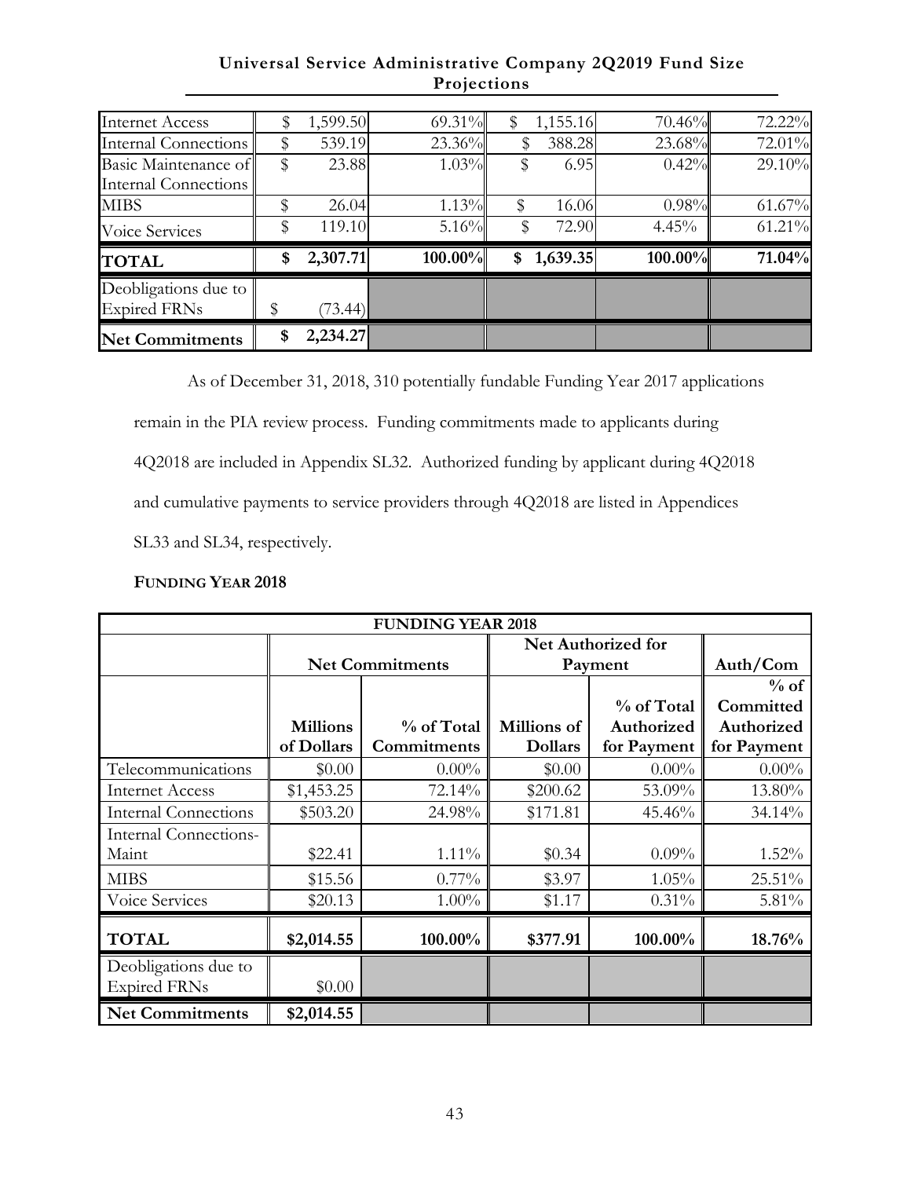**Universal Service Administrative Company 2Q2019 Fund Size Projections**

| | | | | | |
|---|---|---|---|---|---|
| Internet Access | $ 1,599.50 | 69.31% | $ 1,155.16 | 70.46% | 72.22% |
| Internal Connections | $ 539.19 | 23.36% | $ 388.28 | 23.68% | 72.01% |
| Basic Maintenance of Internal Connections | $ 23.88 | 1.03% | $ 6.95 | 0.42% | 29.10% |
| MIBS | $ 26.04 | 1.13% | $ 16.06 | 0.98% | 61.67% |
| Voice Services | $ 119.10 | 5.16% | $ 72.90 | 4.45% | 61.21% |
| **TOTAL** | **$ 2,307.71** | **100.00%** | **$ 1,639.35** | **100.00%** | **71.04%** |
| Deobligations due to Expired FRNs | $ (73.44) | | | | |
| **Net Commitments** | **$ 2,234.27** | | | | |

As of December 31, 2018, 310 potentially fundable Funding Year 2017 applications remain in the PIA review process. Funding commitments made to applicants during 4Q2018 are included in Appendix SL32. Authorized funding by applicant during 4Q2018 and cumulative payments to service providers through 4Q2018 are listed in Appendices SL33 and SL34, respectively.

**FUNDING YEAR 2018**

| FUNDING YEAR 2018 | | | | | |
|---|---|---|---|---|---|
| | **Net Commitments** | | **Net Authorized for Payment** | | **Auth/Com** |
| | **Millions of Dollars** | **% of Total Commitments** | **Millions of Dollars** | **% of Total Authorized for Payment** | **% of Committed Authorized for Payment** |
| Telecommunications | $0.00 | 0.00% | $0.00 | 0.00% | 0.00% |
| Internet Access | $1,453.25 | 72.14% | $200.62 | 53.09% | 13.80% |
| Internal Connections | $503.20 | 24.98% | $171.81 | 45.46% | 34.14% |
| Internal Connections-Maint | $22.41 | 1.11% | $0.34 | 0.09% | 1.52% |
| MIBS | $15.56 | 0.77% | $3.97 | 1.05% | 25.51% |
| Voice Services | $20.13 | 1.00% | $1.17 | 0.31% | 5.81% |
| **TOTAL** | **$2,014.55** | **100.00%** | **$377.91** | **100.00%** | **18.76%** |
| Deobligations due to Expired FRNs | $0.00 | | | | |
| **Net Commitments** | **$2,014.55** | | | | |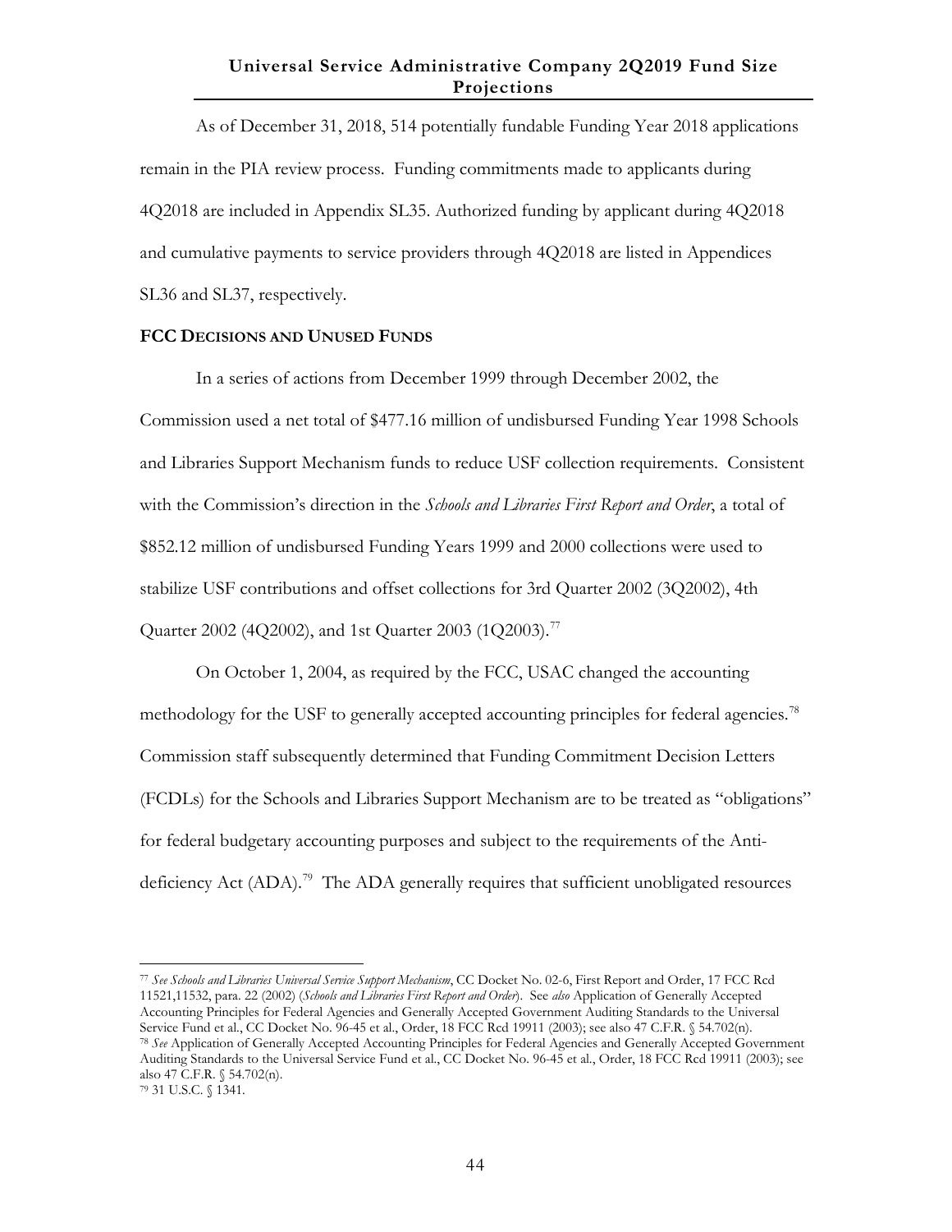As of December 31, 2018, 514 potentially fundable Funding Year 2018 applications remain in the PIA review process. Funding commitments made to applicants during 4Q2018 are included in Appendix SL35. Authorized funding by applicant during 4Q2018 and cumulative payments to service providers through 4Q2018 are listed in Appendices SL36 and SL37, respectively.

**FCC DECISIONS AND UNUSED FUNDS**

In a series of actions from December 1999 through December 2002, the Commission used a net total of $477.16 million of undisbursed Funding Year 1998 Schools and Libraries Support Mechanism funds to reduce USF collection requirements. Consistent with the Commission's direction in the *Schools and Libraries First Report and Order*, a total of $852.12 million of undisbursed Funding Years 1999 and 2000 collections were used to stabilize USF contributions and offset collections for 3rd Quarter 2002 (3Q2002), 4th Quarter 2002 (4Q2002), and 1st Quarter 2003 (1Q2003).[77]

On October 1, 2004, as required by the FCC, USAC changed the accounting methodology for the USF to generally accepted accounting principles for federal agencies.[78] Commission staff subsequently determined that Funding Commitment Decision Letters (FCDLs) for the Schools and Libraries Support Mechanism are to be treated as "obligations" for federal budgetary accounting purposes and subject to the requirements of the Anti-deficiency Act (ADA).[79] The ADA generally requires that sufficient unobligated resources

---

[77] *See Schools and Libraries Universal Service Support Mechanism*, CC Docket No. 02-6, First Report and Order, 17 FCC Rcd 11521,11532, para. 22 (2002) (*Schools and Libraries First Report and Order*). See *also* Application of Generally Accepted Accounting Principles for Federal Agencies and Generally Accepted Government Auditing Standards to the Universal Service Fund et al., CC Docket No. 96-45 et al., Order, 18 FCC Rcd 19911 (2003); see also 47 C.F.R. § 54.702(n).

[78] *See* Application of Generally Accepted Accounting Principles for Federal Agencies and Generally Accepted Government Auditing Standards to the Universal Service Fund et al., CC Docket No. 96-45 et al., Order, 18 FCC Rcd 19911 (2003); see also 47 C.F.R. § 54.702(n).

[79] 31 U.S.C. § 1341.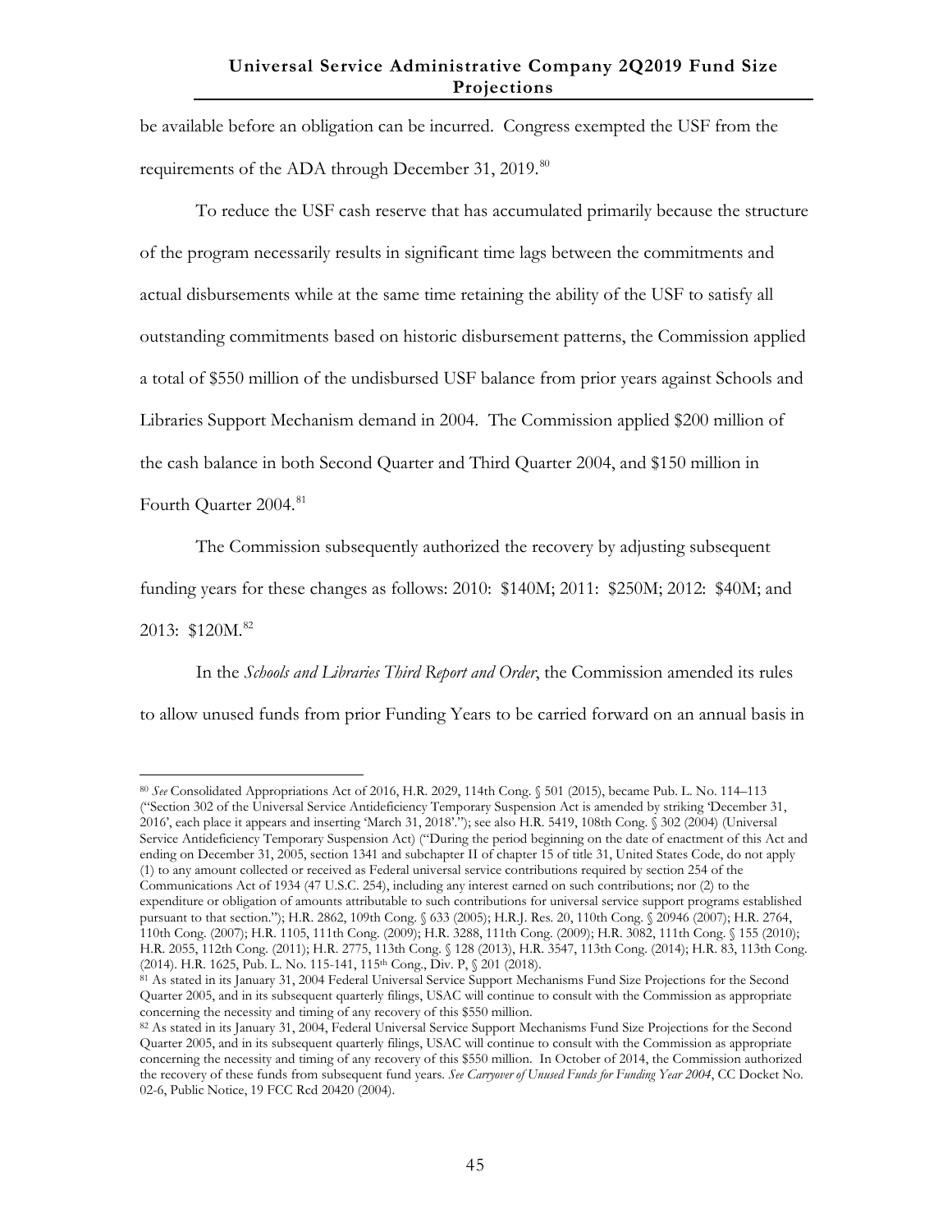be available before an obligation can be incurred. Congress exempted the USF from the requirements of the ADA through December 31, 2019.[80]

To reduce the USF cash reserve that has accumulated primarily because the structure of the program necessarily results in significant time lags between the commitments and actual disbursements while at the same time retaining the ability of the USF to satisfy all outstanding commitments based on historic disbursement patterns, the Commission applied a total of $550 million of the undisbursed USF balance from prior years against Schools and Libraries Support Mechanism demand in 2004. The Commission applied $200 million of the cash balance in both Second Quarter and Third Quarter 2004, and $150 million in Fourth Quarter 2004.[81]

The Commission subsequently authorized the recovery by adjusting subsequent funding years for these changes as follows: 2010: $140M; 2011: $250M; 2012: $40M; and 2013: $120M.[82]

In the *Schools and Libraries Third Report and Order*, the Commission amended its rules to allow unused funds from prior Funding Years to be carried forward on an annual basis in

---

[80] *See* Consolidated Appropriations Act of 2016, H.R. 2029, 114th Cong. § 501 (2015), became Pub. L. No. 114–113 ("Section 302 of the Universal Service Antideficiency Temporary Suspension Act is amended by striking 'December 31, 2016', each place it appears and inserting 'March 31, 2018'."); see also H.R. 5419, 108th Cong. § 302 (2004) (Universal Service Antideficiency Temporary Suspension Act) ("During the period beginning on the date of enactment of this Act and ending on December 31, 2005, section 1341 and subchapter II of chapter 15 of title 31, United States Code, do not apply (1) to any amount collected or received as Federal universal service contributions required by section 254 of the Communications Act of 1934 (47 U.S.C. 254), including any interest earned on such contributions; nor (2) to the expenditure or obligation of amounts attributable to such contributions for universal service support programs established pursuant to that section."); H.R. 2862, 109th Cong. § 633 (2005); H.R.J. Res. 20, 110th Cong. § 20946 (2007); H.R. 2764, 110th Cong. (2007); H.R. 1105, 111th Cong. (2009); H.R. 3288, 111th Cong. (2009); H.R. 3082, 111th Cong. § 155 (2010); H.R. 2055, 112th Cong. (2011); H.R. 2775, 113th Cong. § 128 (2013), H.R. 3547, 113th Cong. (2014); H.R. 83, 113th Cong. (2014). H.R. 1625, Pub. L. No. 115-141, 115th Cong., Div. P, § 201 (2018).

[81] As stated in its January 31, 2004 Federal Universal Service Support Mechanisms Fund Size Projections for the Second Quarter 2005, and in its subsequent quarterly filings, USAC will continue to consult with the Commission as appropriate concerning the necessity and timing of any recovery of this $550 million.

[82] As stated in its January 31, 2004, Federal Universal Service Support Mechanisms Fund Size Projections for the Second Quarter 2005, and in its subsequent quarterly filings, USAC will continue to consult with the Commission as appropriate concerning the necessity and timing of any recovery of this $550 million. In October of 2014, the Commission authorized the recovery of these funds from subsequent fund years. *See Carryover of Unused Funds for Funding Year 2004*, CC Docket No. 02-6, Public Notice, 19 FCC Rcd 20420 (2004).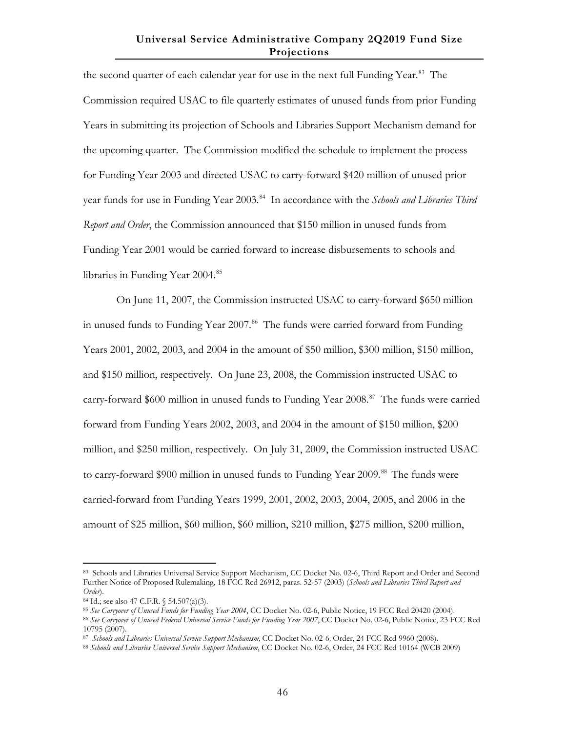the second quarter of each calendar year for use in the next full Funding Year.[83] The Commission required USAC to file quarterly estimates of unused funds from prior Funding Years in submitting its projection of Schools and Libraries Support Mechanism demand for the upcoming quarter. The Commission modified the schedule to implement the process for Funding Year 2003 and directed USAC to carry-forward $420 million of unused prior year funds for use in Funding Year 2003.[84] In accordance with the *Schools and Libraries Third Report and Order*, the Commission announced that $150 million in unused funds from Funding Year 2001 would be carried forward to increase disbursements to schools and libraries in Funding Year 2004.[85]

On June 11, 2007, the Commission instructed USAC to carry-forward $650 million in unused funds to Funding Year 2007.[86] The funds were carried forward from Funding Years 2001, 2002, 2003, and 2004 in the amount of $50 million, $300 million, $150 million, and $150 million, respectively. On June 23, 2008, the Commission instructed USAC to carry-forward $600 million in unused funds to Funding Year 2008.[87] The funds were carried forward from Funding Years 2002, 2003, and 2004 in the amount of $150 million, $200 million, and $250 million, respectively. On July 31, 2009, the Commission instructed USAC to carry-forward $900 million in unused funds to Funding Year 2009.[88] The funds were carried-forward from Funding Years 1999, 2001, 2002, 2003, 2004, 2005, and 2006 in the amount of $25 million, $60 million, $60 million, $210 million, $275 million, $200 million,

---

[83] Schools and Libraries Universal Service Support Mechanism, CC Docket No. 02-6, Third Report and Order and Second Further Notice of Proposed Rulemaking, 18 FCC Rcd 26912, paras. 52-57 (2003) (*Schools and Libraries Third Report and Order*).

[84] Id.; see also 47 C.F.R. § 54.507(a)(3).

[85] *See Carryover of Unused Funds for Funding Year 2004*, CC Docket No. 02-6, Public Notice, 19 FCC Rcd 20420 (2004).

[86] *See Carryover of Unused Federal Universal Service Funds for Funding Year 2007*, CC Docket No. 02-6, Public Notice, 23 FCC Rcd 10795 (2007).

[87] *Schools and Libraries Universal Service Support Mechanism,* CC Docket No. 02-6*,* Order, 24 FCC Rcd 9960 (2008).

[88] *Schools and Libraries Universal Service Support Mechanism*, CC Docket No. 02-6, Order, 24 FCC Rcd 10164 (WCB 2009)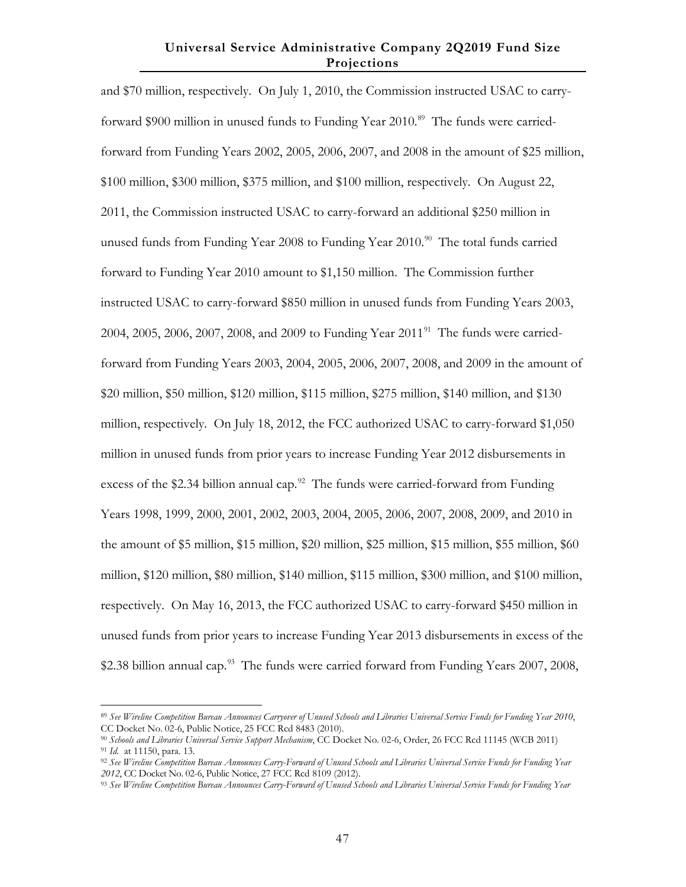and $70 million, respectively. On July 1, 2010, the Commission instructed USAC to carry-forward $900 million in unused funds to Funding Year 2010.[89] The funds were carried-forward from Funding Years 2002, 2005, 2006, 2007, and 2008 in the amount of $25 million, $100 million, $300 million, $375 million, and $100 million, respectively. On August 22, 2011, the Commission instructed USAC to carry-forward an additional $250 million in unused funds from Funding Year 2008 to Funding Year 2010.[90] The total funds carried forward to Funding Year 2010 amount to $1,150 million. The Commission further instructed USAC to carry-forward $850 million in unused funds from Funding Years 2003, 2004, 2005, 2006, 2007, 2008, and 2009 to Funding Year 2011[91] The funds were carried-forward from Funding Years 2003, 2004, 2005, 2006, 2007, 2008, and 2009 in the amount of $20 million, $50 million, $120 million, $115 million, $275 million, $140 million, and $130 million, respectively. On July 18, 2012, the FCC authorized USAC to carry-forward $1,050 million in unused funds from prior years to increase Funding Year 2012 disbursements in excess of the $2.34 billion annual cap.[92] The funds were carried-forward from Funding Years 1998, 1999, 2000, 2001, 2002, 2003, 2004, 2005, 2006, 2007, 2008, 2009, and 2010 in the amount of $5 million, $15 million, $20 million, $25 million, $15 million, $55 million, $60 million, $120 million, $80 million, $140 million, $115 million, $300 million, and $100 million, respectively. On May 16, 2013, the FCC authorized USAC to carry-forward $450 million in unused funds from prior years to increase Funding Year 2013 disbursements in excess of the $2.38 billion annual cap.[93] The funds were carried forward from Funding Years 2007, 2008,

---

[89] *See Wireline Competition Bureau Announces Carryover of Unused Schools and Libraries Universal Service Funds for Funding Year 2010*, CC Docket No. 02-6, Public Notice, 25 FCC Rcd 8483 (2010).

[90] *Schools and Libraries Universal Service Support Mechanism*, CC Docket No. 02-6, Order, 26 FCC Rcd 11145 (WCB 2011)

[91] *Id.* at 11150, para. 13.

[92] *See Wireline Competition Bureau Announces Carry-Forward of Unused Schools and Libraries Universal Service Funds for Funding Year 2012*, CC Docket No. 02-6, Public Notice, 27 FCC Rcd 8109 (2012).

[93] *See Wireline Competition Bureau Announces Carry-Forward of Unused Schools and Libraries Universal Service Funds for Funding Year*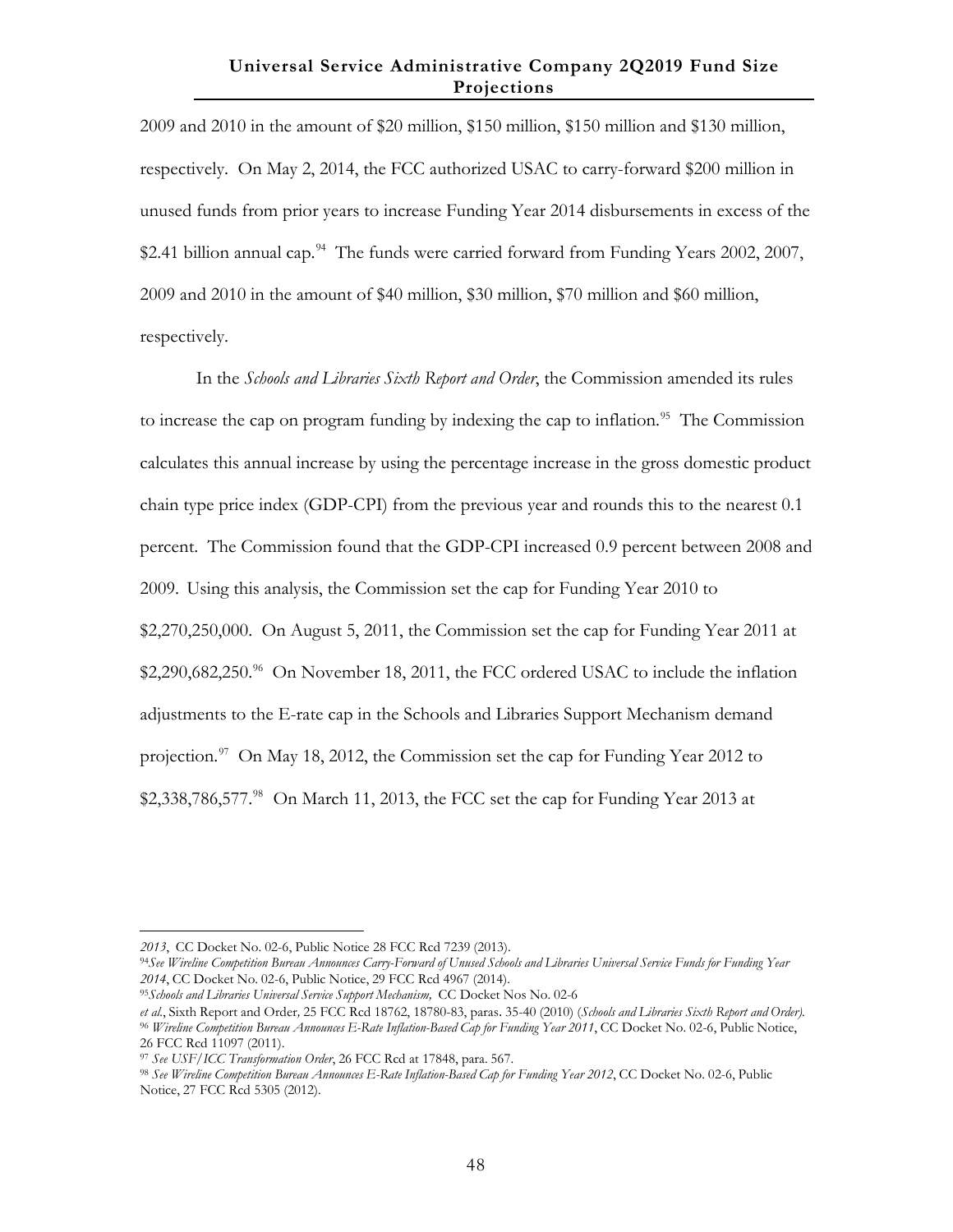2009 and 2010 in the amount of $20 million, $150 million, $150 million and $130 million, respectively. On May 2, 2014, the FCC authorized USAC to carry-forward $200 million in unused funds from prior years to increase Funding Year 2014 disbursements in excess of the $2.41 billion annual cap.[94] The funds were carried forward from Funding Years 2002, 2007, 2009 and 2010 in the amount of $40 million, $30 million, $70 million and $60 million, respectively.

In the *Schools and Libraries Sixth Report and Order*, the Commission amended its rules to increase the cap on program funding by indexing the cap to inflation.[95] The Commission calculates this annual increase by using the percentage increase in the gross domestic product chain type price index (GDP-CPI) from the previous year and rounds this to the nearest 0.1 percent. The Commission found that the GDP-CPI increased 0.9 percent between 2008 and 2009. Using this analysis, the Commission set the cap for Funding Year 2010 to $2,270,250,000. On August 5, 2011, the Commission set the cap for Funding Year 2011 at $2,290,682,250.[96] On November 18, 2011, the FCC ordered USAC to include the inflation adjustments to the E-rate cap in the Schools and Libraries Support Mechanism demand projection.[97] On May 18, 2012, the Commission set the cap for Funding Year 2012 to $2,338,786,577.[98] On March 11, 2013, the FCC set the cap for Funding Year 2013 at

---

*2013*, CC Docket No. 02-6, Public Notice 28 FCC Rcd 7239 (2013).

[94] *See Wireline Competition Bureau Announces Carry-Forward of Unused Schools and Libraries Universal Service Funds for Funding Year 2014*, CC Docket No. 02-6, Public Notice, 29 FCC Rcd 4967 (2014).

[95] *Schools and Libraries Universal Service Support Mechanism,* CC Docket Nos No. 02-6 *et al.*, Sixth Report and Order*,* 25 FCC Rcd 18762, 18780-83, paras. 35-40 (2010) (*Schools and Libraries Sixth Report and Order).*

[96] *Wireline Competition Bureau Announces E-Rate Inflation-Based Cap for Funding Year 2011*, CC Docket No. 02-6, Public Notice, 26 FCC Rcd 11097 (2011).

[97] *See USF/ICC Transformation Order*, 26 FCC Rcd at 17848, para. 567.

[98] *See Wireline Competition Bureau Announces E-Rate Inflation-Based Cap for Funding Year 2012*, CC Docket No. 02-6, Public Notice, 27 FCC Rcd 5305 (2012).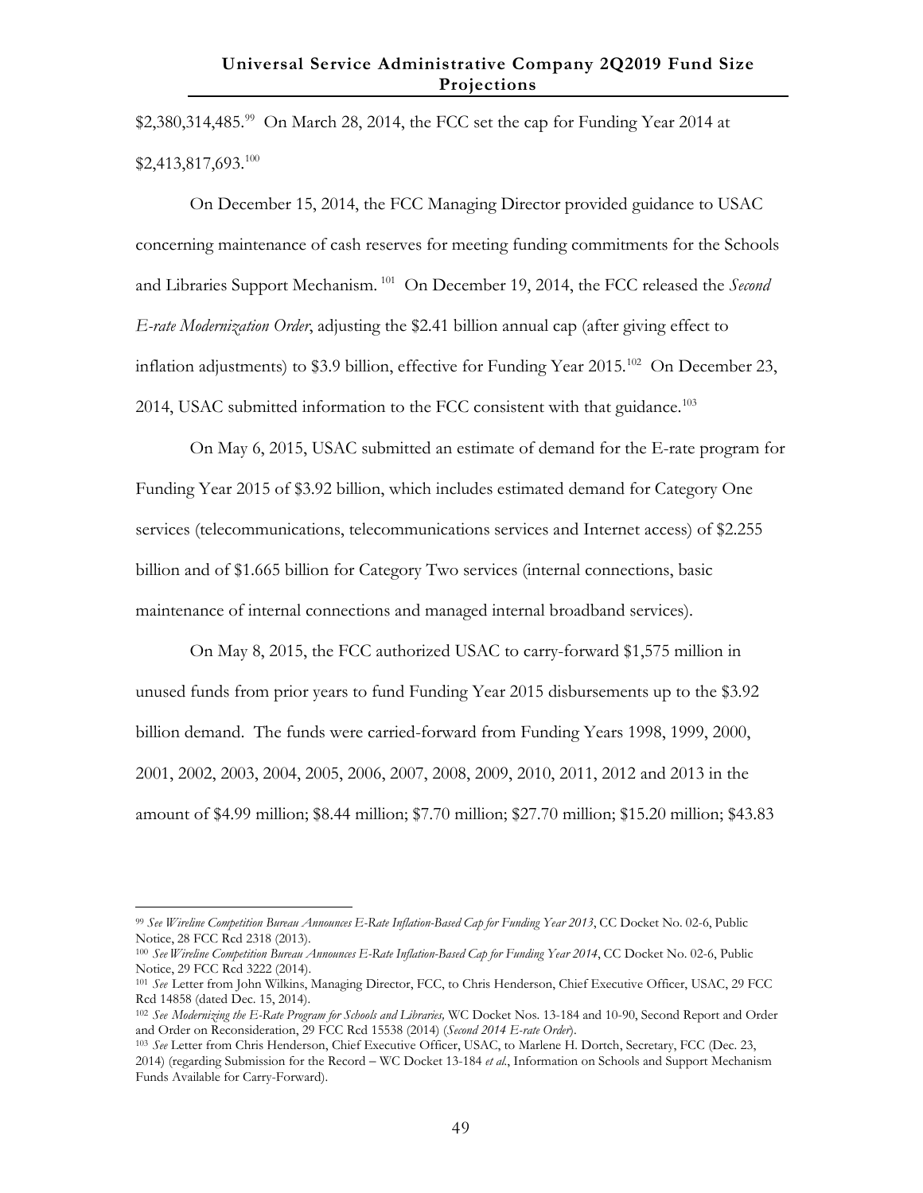$2,380,314,485.[99] On March 28, 2014, the FCC set the cap for Funding Year 2014 at $2,413,817,693.[100]

On December 15, 2014, the FCC Managing Director provided guidance to USAC concerning maintenance of cash reserves for meeting funding commitments for the Schools and Libraries Support Mechanism.[101] On December 19, 2014, the FCC released the *Second E-rate Modernization Order*, adjusting the $2.41 billion annual cap (after giving effect to inflation adjustments) to $3.9 billion, effective for Funding Year 2015.[102] On December 23, 2014, USAC submitted information to the FCC consistent with that guidance.[103]

On May 6, 2015, USAC submitted an estimate of demand for the E-rate program for Funding Year 2015 of $3.92 billion, which includes estimated demand for Category One services (telecommunications, telecommunications services and Internet access) of $2.255 billion and of $1.665 billion for Category Two services (internal connections, basic maintenance of internal connections and managed internal broadband services).

On May 8, 2015, the FCC authorized USAC to carry-forward $1,575 million in unused funds from prior years to fund Funding Year 2015 disbursements up to the $3.92 billion demand. The funds were carried-forward from Funding Years 1998, 1999, 2000, 2001, 2002, 2003, 2004, 2005, 2006, 2007, 2008, 2009, 2010, 2011, 2012 and 2013 in the amount of $4.99 million; $8.44 million; $7.70 million; $27.70 million; $15.20 million; $43.83

---

[99] *See Wireline Competition Bureau Announces E-Rate Inflation-Based Cap for Funding Year 2013*, CC Docket No. 02-6, Public Notice, 28 FCC Rcd 2318 (2013).

[100] *See Wireline Competition Bureau Announces E-Rate Inflation-Based Cap for Funding Year 2014*, CC Docket No. 02-6, Public Notice, 29 FCC Rcd 3222 (2014).

[101] *See* Letter from John Wilkins, Managing Director, FCC, to Chris Henderson, Chief Executive Officer, USAC, 29 FCC Rcd 14858 (dated Dec. 15, 2014).

[102] *See Modernizing the E-Rate Program for Schools and Libraries,* WC Docket Nos. 13-184 and 10-90, Second Report and Order and Order on Reconsideration, 29 FCC Rcd 15538 (2014) (*Second 2014 E-rate Order*).

[103] *See* Letter from Chris Henderson, Chief Executive Officer, USAC, to Marlene H. Dortch, Secretary, FCC (Dec. 23, 2014) (regarding Submission for the Record – WC Docket 13-184 *et al.*, Information on Schools and Support Mechanism Funds Available for Carry-Forward).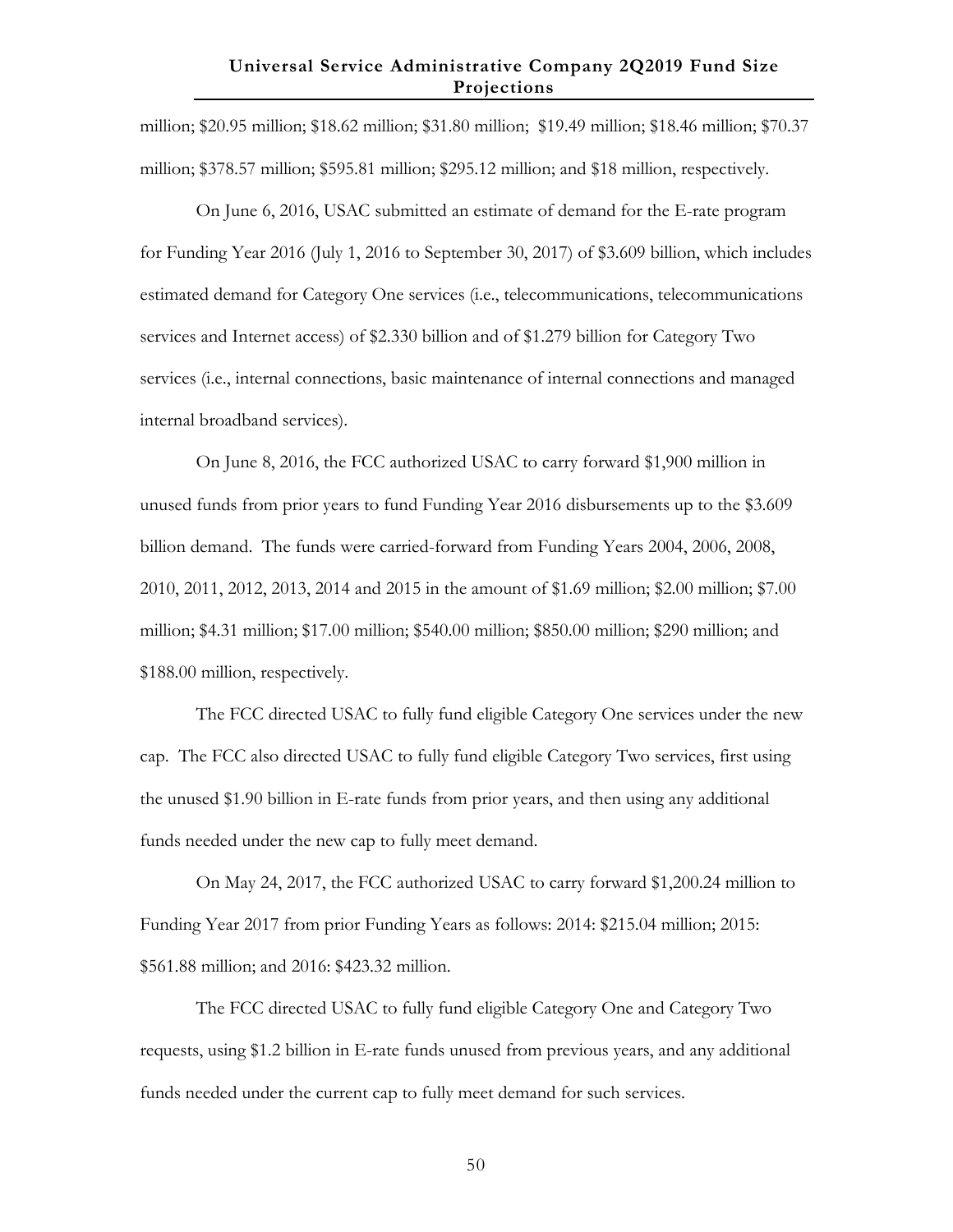million; $20.95 million; $18.62 million; $31.80 million; $19.49 million; $18.46 million; $70.37 million; $378.57 million; $595.81 million; $295.12 million; and $18 million, respectively.

On June 6, 2016, USAC submitted an estimate of demand for the E-rate program for Funding Year 2016 (July 1, 2016 to September 30, 2017) of $3.609 billion, which includes estimated demand for Category One services (i.e., telecommunications, telecommunications services and Internet access) of $2.330 billion and of $1.279 billion for Category Two services (i.e., internal connections, basic maintenance of internal connections and managed internal broadband services).

On June 8, 2016, the FCC authorized USAC to carry forward $1,900 million in unused funds from prior years to fund Funding Year 2016 disbursements up to the $3.609 billion demand. The funds were carried-forward from Funding Years 2004, 2006, 2008, 2010, 2011, 2012, 2013, 2014 and 2015 in the amount of $1.69 million; $2.00 million; $7.00 million; $4.31 million; $17.00 million; $540.00 million; $850.00 million; $290 million; and $188.00 million, respectively.

The FCC directed USAC to fully fund eligible Category One services under the new cap. The FCC also directed USAC to fully fund eligible Category Two services, first using the unused $1.90 billion in E-rate funds from prior years, and then using any additional funds needed under the new cap to fully meet demand.

On May 24, 2017, the FCC authorized USAC to carry forward $1,200.24 million to Funding Year 2017 from prior Funding Years as follows: 2014: $215.04 million; 2015: $561.88 million; and 2016: $423.32 million.

The FCC directed USAC to fully fund eligible Category One and Category Two requests, using $1.2 billion in E-rate funds unused from previous years, and any additional funds needed under the current cap to fully meet demand for such services.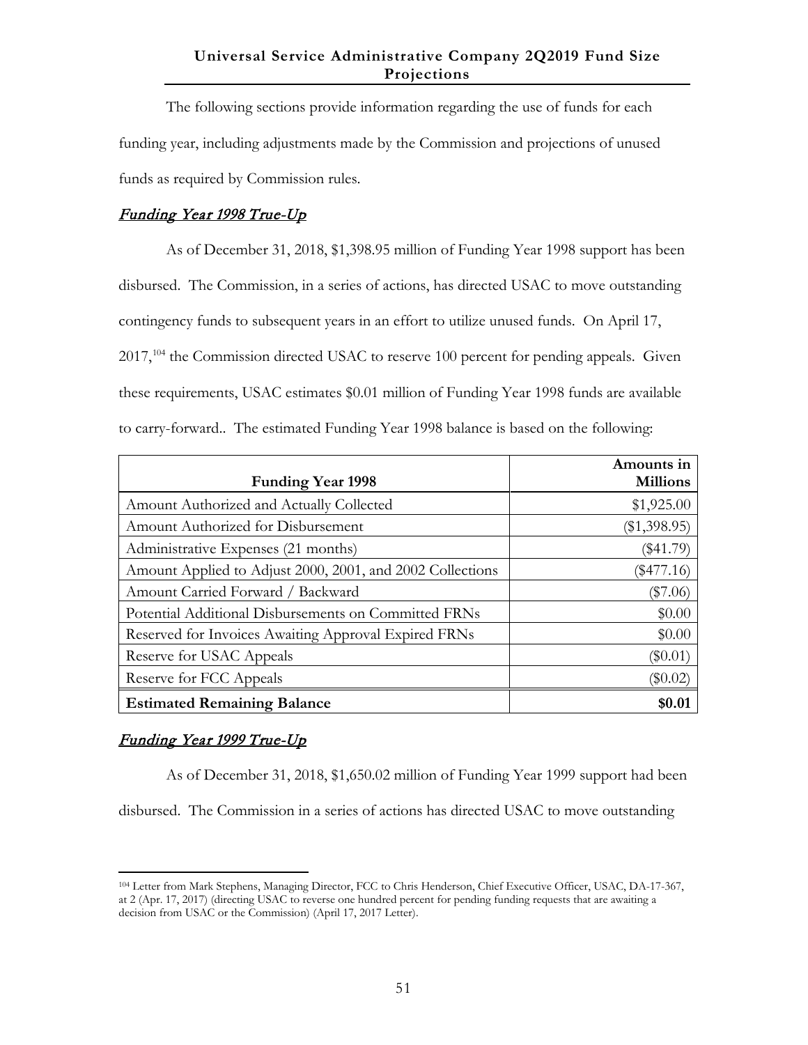The following sections provide information regarding the use of funds for each funding year, including adjustments made by the Commission and projections of unused funds as required by Commission rules.

### *Funding Year 1998 True-Up*

As of December 31, 2018, $1,398.95 million of Funding Year 1998 support has been disbursed. The Commission, in a series of actions, has directed USAC to move outstanding contingency funds to subsequent years in an effort to utilize unused funds. On April 17, 2017,[104] the Commission directed USAC to reserve 100 percent for pending appeals. Given these requirements, USAC estimates $0.01 million of Funding Year 1998 funds are available to carry-forward.. The estimated Funding Year 1998 balance is based on the following:

| Funding Year 1998 | Amounts in Millions |
|---|---:|
| Amount Authorized and Actually Collected | $1,925.00 |
| Amount Authorized for Disbursement | ($1,398.95) |
| Administrative Expenses (21 months) | ($41.79) |
| Amount Applied to Adjust 2000, 2001, and 2002 Collections | ($477.16) |
| Amount Carried Forward / Backward | ($7.06) |
| Potential Additional Disbursements on Committed FRNs | $0.00 |
| Reserved for Invoices Awaiting Approval Expired FRNs | $0.00 |
| Reserve for USAC Appeals | ($0.01) |
| Reserve for FCC Appeals | ($0.02) |
| **Estimated Remaining Balance** | **$0.01** |

### *Funding Year 1999 True-Up*

As of December 31, 2018, $1,650.02 million of Funding Year 1999 support had been disbursed. The Commission in a series of actions has directed USAC to move outstanding

[104] Letter from Mark Stephens, Managing Director, FCC to Chris Henderson, Chief Executive Officer, USAC, DA-17-367, at 2 (Apr. 17, 2017) (directing USAC to reverse one hundred percent for pending funding requests that are awaiting a decision from USAC or the Commission) (April 17, 2017 Letter).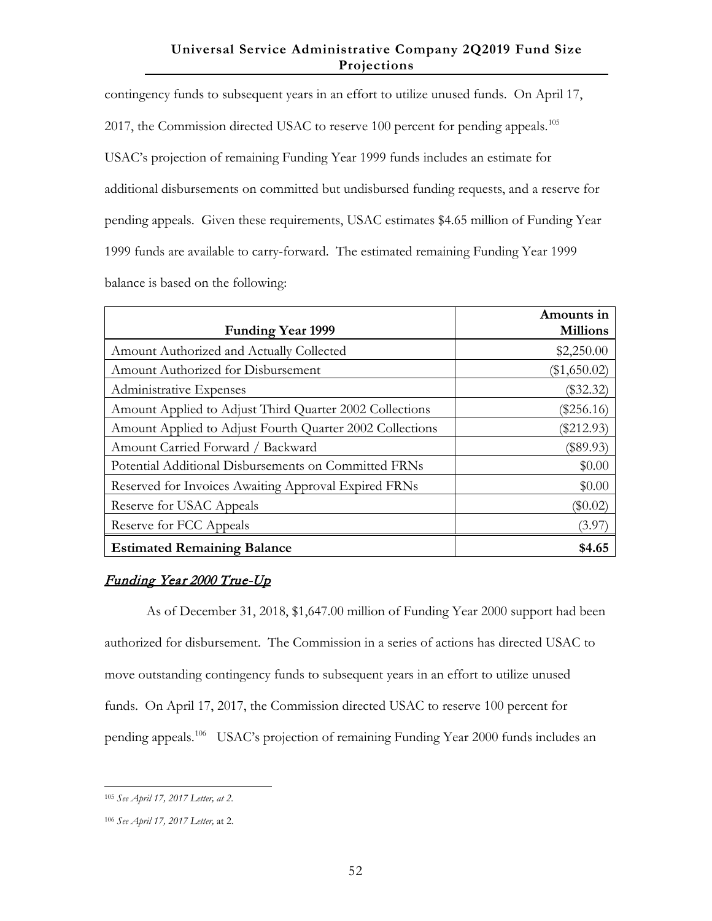contingency funds to subsequent years in an effort to utilize unused funds. On April 17, 2017, the Commission directed USAC to reserve 100 percent for pending appeals.[105] USAC's projection of remaining Funding Year 1999 funds includes an estimate for additional disbursements on committed but undisbursed funding requests, and a reserve for pending appeals. Given these requirements, USAC estimates $4.65 million of Funding Year 1999 funds are available to carry-forward. The estimated remaining Funding Year 1999 balance is based on the following:

| Funding Year 1999 | Amounts in Millions |
|---|---|
| Amount Authorized and Actually Collected | $2,250.00 |
| Amount Authorized for Disbursement | ($1,650.02) |
| Administrative Expenses | ($32.32) |
| Amount Applied to Adjust Third Quarter 2002 Collections | ($256.16) |
| Amount Applied to Adjust Fourth Quarter 2002 Collections | ($212.93) |
| Amount Carried Forward / Backward | ($89.93) |
| Potential Additional Disbursements on Committed FRNs | $0.00 |
| Reserved for Invoices Awaiting Approval Expired FRNs | $0.00 |
| Reserve for USAC Appeals | ($0.02) |
| Reserve for FCC Appeals | (3.97) |
| **Estimated Remaining Balance** | **$4.65** |

### *Funding Year 2000 True-Up*

As of December 31, 2018, $1,647.00 million of Funding Year 2000 support had been authorized for disbursement. The Commission in a series of actions has directed USAC to move outstanding contingency funds to subsequent years in an effort to utilize unused funds. On April 17, 2017, the Commission directed USAC to reserve 100 percent for pending appeals.[106] USAC's projection of remaining Funding Year 2000 funds includes an

---

[105] *See April 17, 2017 Letter, at 2.*

[106] *See April 17, 2017 Letter,* at 2.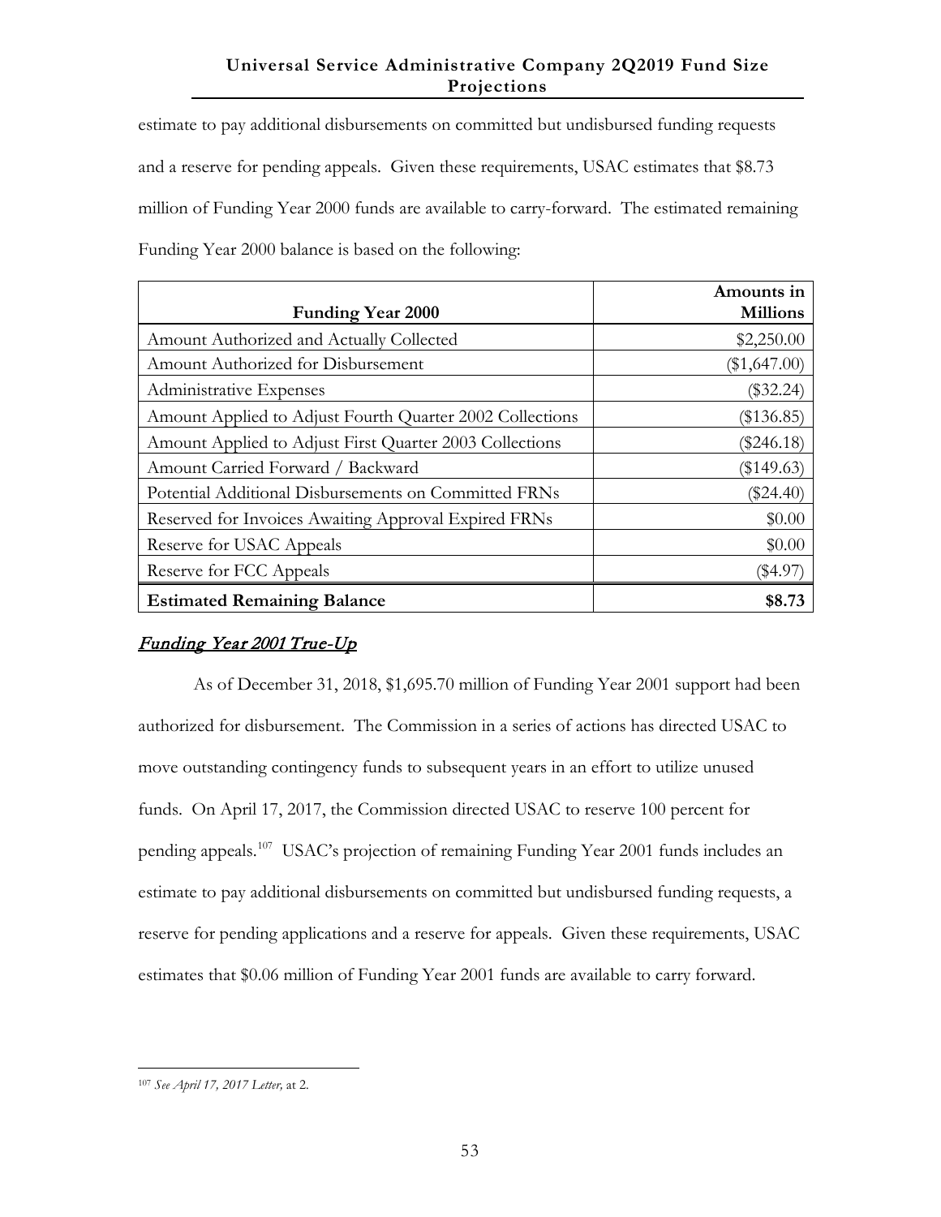estimate to pay additional disbursements on committed but undisbursed funding requests and a reserve for pending appeals. Given these requirements, USAC estimates that $8.73 million of Funding Year 2000 funds are available to carry-forward. The estimated remaining Funding Year 2000 balance is based on the following:

| **Funding Year 2000** | **Amounts in Millions** |
|---|---|
| Amount Authorized and Actually Collected | $2,250.00 |
| Amount Authorized for Disbursement | ($1,647.00) |
| Administrative Expenses | ($32.24) |
| Amount Applied to Adjust Fourth Quarter 2002 Collections | ($136.85) |
| Amount Applied to Adjust First Quarter 2003 Collections | ($246.18) |
| Amount Carried Forward / Backward | ($149.63) |
| Potential Additional Disbursements on Committed FRNs | ($24.40) |
| Reserved for Invoices Awaiting Approval Expired FRNs | $0.00 |
| Reserve for USAC Appeals | $0.00 |
| Reserve for FCC Appeals | ($4.97) |
| **Estimated Remaining Balance** | **$8.73** |

### *Funding Year 2001 True-Up*

As of December 31, 2018, $1,695.70 million of Funding Year 2001 support had been authorized for disbursement. The Commission in a series of actions has directed USAC to move outstanding contingency funds to subsequent years in an effort to utilize unused funds. On April 17, 2017, the Commission directed USAC to reserve 100 percent for pending appeals.[107] USAC's projection of remaining Funding Year 2001 funds includes an estimate to pay additional disbursements on committed but undisbursed funding requests, a reserve for pending applications and a reserve for appeals. Given these requirements, USAC estimates that $0.06 million of Funding Year 2001 funds are available to carry forward.

---

[107] *See April 17, 2017 Letter,* at 2.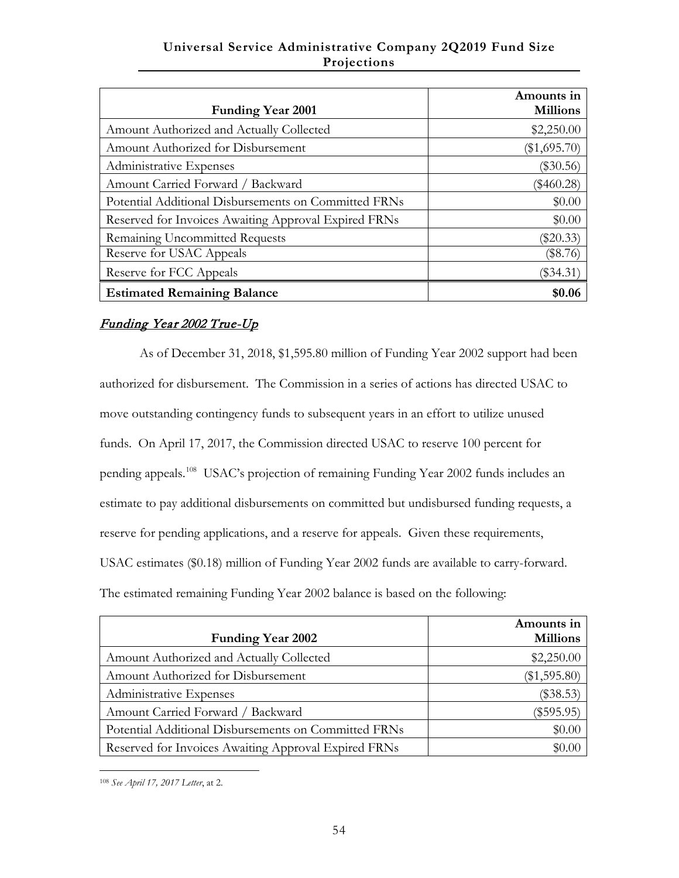| Funding Year 2001 | Amounts in Millions |
|---|---|
| Amount Authorized and Actually Collected | $2,250.00 |
| Amount Authorized for Disbursement | ($1,695.70) |
| Administrative Expenses | ($30.56) |
| Amount Carried Forward / Backward | ($460.28) |
| Potential Additional Disbursements on Committed FRNs | $0.00 |
| Reserved for Invoices Awaiting Approval Expired FRNs | $0.00 |
| Remaining Uncommitted Requests | ($20.33) |
| Reserve for USAC Appeals | ($8.76) |
| Reserve for FCC Appeals | ($34.31) |
| **Estimated Remaining Balance** | **$0.06** |

## *Funding Year 2002 True-Up*

As of December 31, 2018, $1,595.80 million of Funding Year 2002 support had been authorized for disbursement. The Commission in a series of actions has directed USAC to move outstanding contingency funds to subsequent years in an effort to utilize unused funds. On April 17, 2017, the Commission directed USAC to reserve 100 percent for pending appeals.[108] USAC's projection of remaining Funding Year 2002 funds includes an estimate to pay additional disbursements on committed but undisbursed funding requests, a reserve for pending applications, and a reserve for appeals. Given these requirements, USAC estimates ($0.18) million of Funding Year 2002 funds are available to carry-forward. The estimated remaining Funding Year 2002 balance is based on the following:

| Funding Year 2002 | Amounts in Millions |
|---|---|
| Amount Authorized and Actually Collected | $2,250.00 |
| Amount Authorized for Disbursement | ($1,595.80) |
| Administrative Expenses | ($38.53) |
| Amount Carried Forward / Backward | ($595.95) |
| Potential Additional Disbursements on Committed FRNs | $0.00 |
| Reserved for Invoices Awaiting Approval Expired FRNs | $0.00 |

[108] *See April 17, 2017 Letter*, at 2.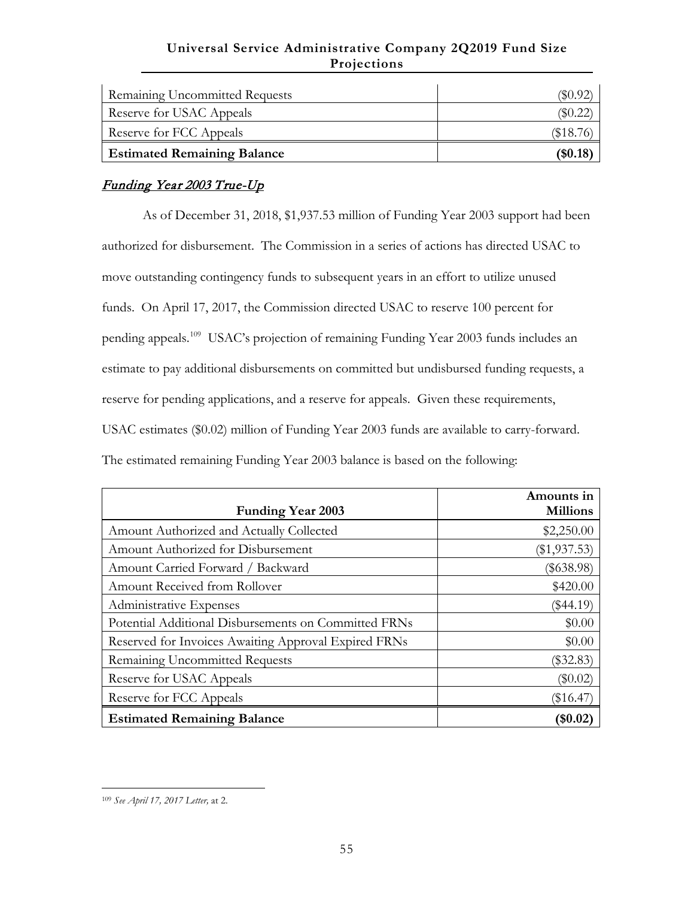| | |
|---|---|
| Remaining Uncommitted Requests | ($0.92) |
| Reserve for USAC Appeals | ($0.22) |
| Reserve for FCC Appeals | ($18.76) |
| **Estimated Remaining Balance** | **($0.18)** |

## *Funding Year 2003 True-Up*

As of December 31, 2018, $1,937.53 million of Funding Year 2003 support had been authorized for disbursement. The Commission in a series of actions has directed USAC to move outstanding contingency funds to subsequent years in an effort to utilize unused funds. On April 17, 2017, the Commission directed USAC to reserve 100 percent for pending appeals.[109] USAC's projection of remaining Funding Year 2003 funds includes an estimate to pay additional disbursements on committed but undisbursed funding requests, a reserve for pending applications, and a reserve for appeals. Given these requirements, USAC estimates ($0.02) million of Funding Year 2003 funds are available to carry-forward. The estimated remaining Funding Year 2003 balance is based on the following:

| Funding Year 2003 | Amounts in Millions |
|---|---|
| Amount Authorized and Actually Collected | $2,250.00 |
| Amount Authorized for Disbursement | ($1,937.53) |
| Amount Carried Forward / Backward | ($638.98) |
| Amount Received from Rollover | $420.00 |
| Administrative Expenses | ($44.19) |
| Potential Additional Disbursements on Committed FRNs | $0.00 |
| Reserved for Invoices Awaiting Approval Expired FRNs | $0.00 |
| Remaining Uncommitted Requests | ($32.83) |
| Reserve for USAC Appeals | ($0.02) |
| Reserve for FCC Appeals | ($16.47) |
| **Estimated Remaining Balance** | **($0.02)** |

[109] *See April 17, 2017 Letter,* at 2.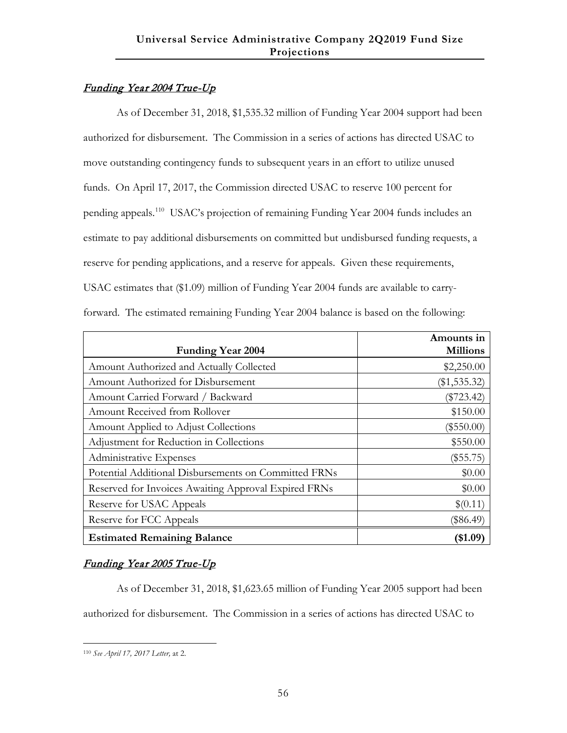## *Funding Year 2004 True-Up*

As of December 31, 2018, $1,535.32 million of Funding Year 2004 support had been authorized for disbursement. The Commission in a series of actions has directed USAC to move outstanding contingency funds to subsequent years in an effort to utilize unused funds. On April 17, 2017, the Commission directed USAC to reserve 100 percent for pending appeals.[110] USAC's projection of remaining Funding Year 2004 funds includes an estimate to pay additional disbursements on committed but undisbursed funding requests, a reserve for pending applications, and a reserve for appeals. Given these requirements, USAC estimates that ($1.09) million of Funding Year 2004 funds are available to carry-forward. The estimated remaining Funding Year 2004 balance is based on the following:

| **Funding Year 2004** | **Amounts in Millions** |
|---|---|
| Amount Authorized and Actually Collected | $2,250.00 |
| Amount Authorized for Disbursement | ($1,535.32) |
| Amount Carried Forward / Backward | ($723.42) |
| Amount Received from Rollover | $150.00 |
| Amount Applied to Adjust Collections | ($550.00) |
| Adjustment for Reduction in Collections | $550.00 |
| Administrative Expenses | ($55.75) |
| Potential Additional Disbursements on Committed FRNs | $0.00 |
| Reserved for Invoices Awaiting Approval Expired FRNs | $0.00 |
| Reserve for USAC Appeals | $(0.11) |
| Reserve for FCC Appeals | ($86.49) |
| **Estimated Remaining Balance** | **($1.09)** |

## *Funding Year 2005 True-Up*

As of December 31, 2018, $1,623.65 million of Funding Year 2005 support had been authorized for disbursement. The Commission in a series of actions has directed USAC to

[110] *See April 17, 2017 Letter,* at 2.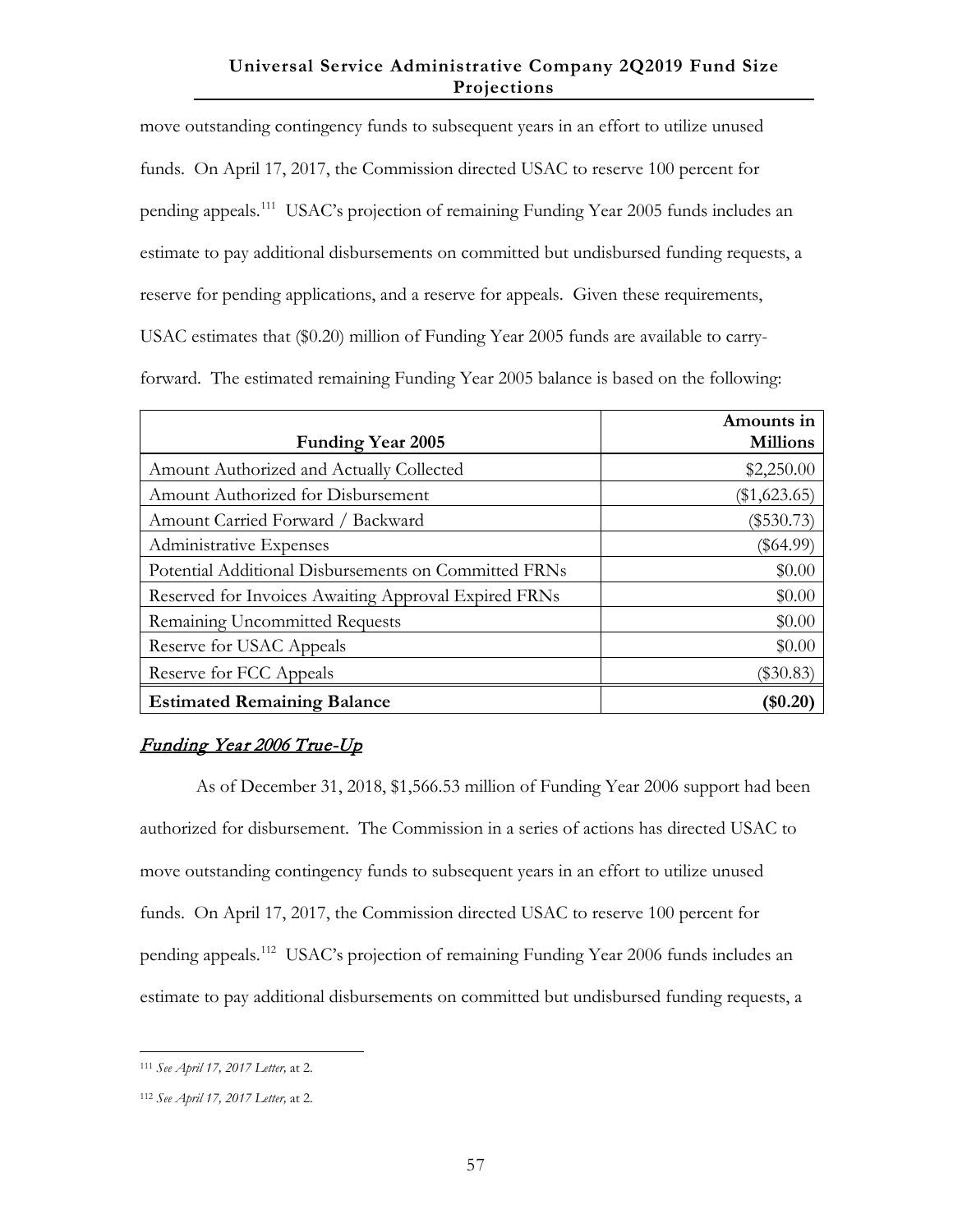move outstanding contingency funds to subsequent years in an effort to utilize unused funds. On April 17, 2017, the Commission directed USAC to reserve 100 percent for pending appeals.[111] USAC's projection of remaining Funding Year 2005 funds includes an estimate to pay additional disbursements on committed but undisbursed funding requests, a reserve for pending applications, and a reserve for appeals. Given these requirements, USAC estimates that ($0.20) million of Funding Year 2005 funds are available to carry-forward. The estimated remaining Funding Year 2005 balance is based on the following:

| Funding Year 2005 | Amounts in Millions |
|---|---|
| Amount Authorized and Actually Collected | $2,250.00 |
| Amount Authorized for Disbursement | ($1,623.65) |
| Amount Carried Forward / Backward | ($530.73) |
| Administrative Expenses | ($64.99) |
| Potential Additional Disbursements on Committed FRNs | $0.00 |
| Reserved for Invoices Awaiting Approval Expired FRNs | $0.00 |
| Remaining Uncommitted Requests | $0.00 |
| Reserve for USAC Appeals | $0.00 |
| Reserve for FCC Appeals | ($30.83) |
| **Estimated Remaining Balance** | **($0.20)** |

### *Funding Year 2006 True-Up*

As of December 31, 2018, $1,566.53 million of Funding Year 2006 support had been authorized for disbursement. The Commission in a series of actions has directed USAC to move outstanding contingency funds to subsequent years in an effort to utilize unused funds. On April 17, 2017, the Commission directed USAC to reserve 100 percent for pending appeals.[112] USAC's projection of remaining Funding Year 2006 funds includes an estimate to pay additional disbursements on committed but undisbursed funding requests, a

[111] *See April 17, 2017 Letter,* at 2.

[112] *See April 17, 2017 Letter,* at 2.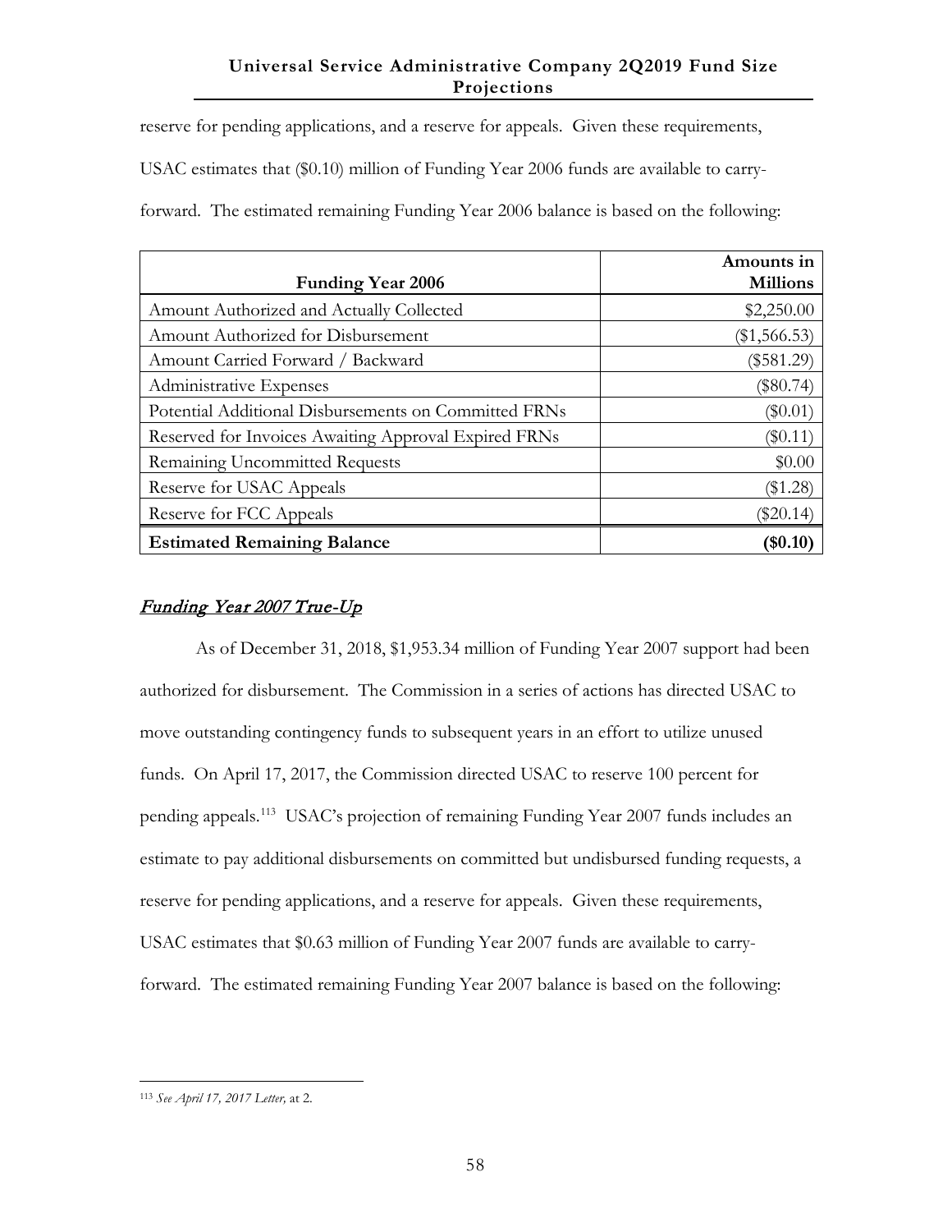reserve for pending applications, and a reserve for appeals. Given these requirements, USAC estimates that ($0.10) million of Funding Year 2006 funds are available to carry-forward. The estimated remaining Funding Year 2006 balance is based on the following:

| Funding Year 2006 | Amounts in Millions |
|---|---|
| Amount Authorized and Actually Collected | $2,250.00 |
| Amount Authorized for Disbursement | ($1,566.53) |
| Amount Carried Forward / Backward | ($581.29) |
| Administrative Expenses | ($80.74) |
| Potential Additional Disbursements on Committed FRNs | ($0.01) |
| Reserved for Invoices Awaiting Approval Expired FRNs | ($0.11) |
| Remaining Uncommitted Requests | $0.00 |
| Reserve for USAC Appeals | ($1.28) |
| Reserve for FCC Appeals | ($20.14) |
| **Estimated Remaining Balance** | **($0.10)** |

### *Funding Year 2007 True-Up*

As of December 31, 2018, $1,953.34 million of Funding Year 2007 support had been authorized for disbursement. The Commission in a series of actions has directed USAC to move outstanding contingency funds to subsequent years in an effort to utilize unused funds. On April 17, 2017, the Commission directed USAC to reserve 100 percent for pending appeals.[113] USAC's projection of remaining Funding Year 2007 funds includes an estimate to pay additional disbursements on committed but undisbursed funding requests, a reserve for pending applications, and a reserve for appeals. Given these requirements, USAC estimates that $0.63 million of Funding Year 2007 funds are available to carry-forward. The estimated remaining Funding Year 2007 balance is based on the following:

[113] *See April 17, 2017 Letter,* at 2.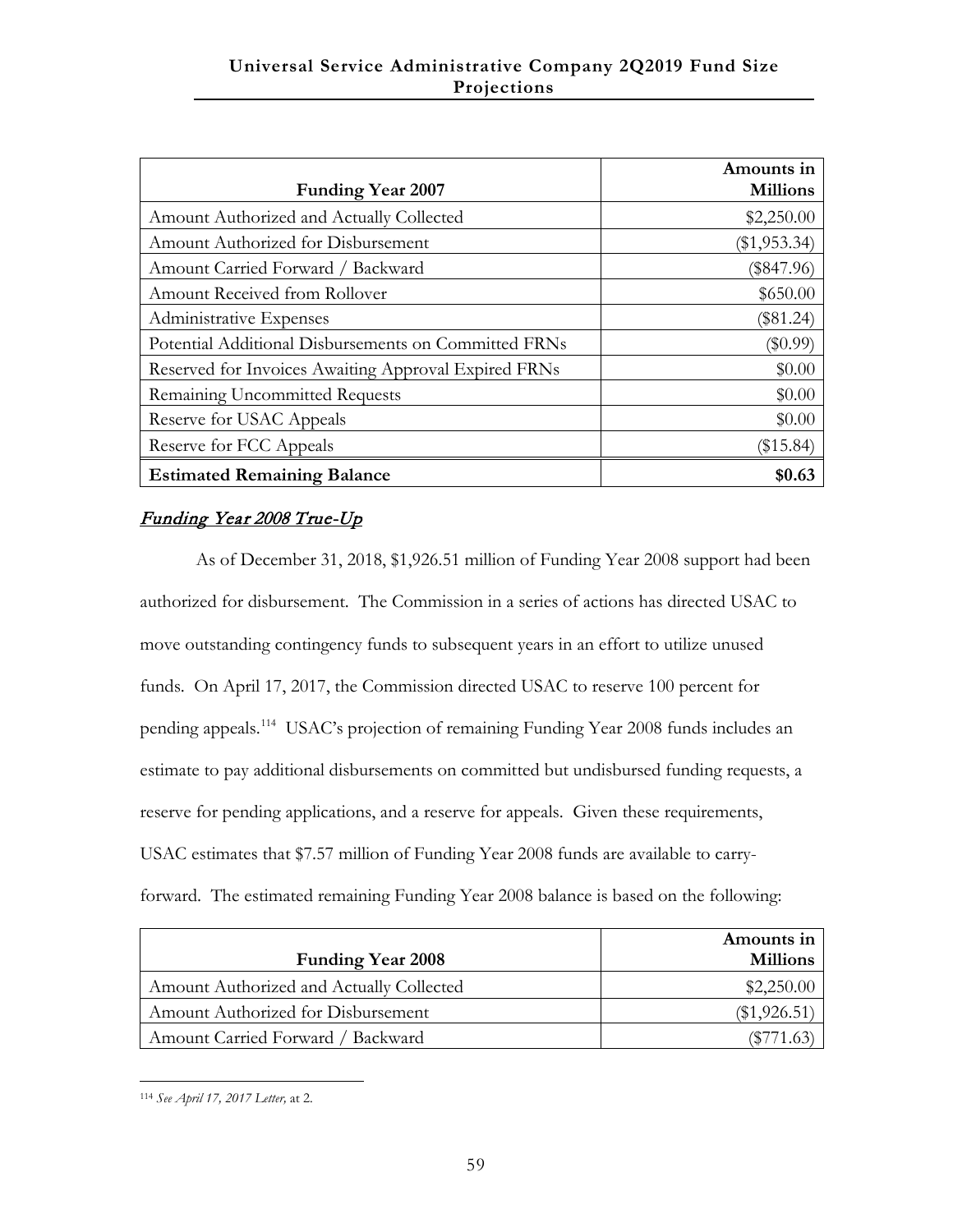| Funding Year 2007 | Amounts in Millions |
|---|---|
| Amount Authorized and Actually Collected | $2,250.00 |
| Amount Authorized for Disbursement | ($1,953.34) |
| Amount Carried Forward / Backward | ($847.96) |
| Amount Received from Rollover | $650.00 |
| Administrative Expenses | ($81.24) |
| Potential Additional Disbursements on Committed FRNs | ($0.99) |
| Reserved for Invoices Awaiting Approval Expired FRNs | $0.00 |
| Remaining Uncommitted Requests | $0.00 |
| Reserve for USAC Appeals | $0.00 |
| Reserve for FCC Appeals | ($15.84) |
| **Estimated Remaining Balance** | **$0.63** |

## *Funding Year 2008 True-Up*

As of December 31, 2018, $1,926.51 million of Funding Year 2008 support had been authorized for disbursement. The Commission in a series of actions has directed USAC to move outstanding contingency funds to subsequent years in an effort to utilize unused funds. On April 17, 2017, the Commission directed USAC to reserve 100 percent for pending appeals.[114] USAC's projection of remaining Funding Year 2008 funds includes an estimate to pay additional disbursements on committed but undisbursed funding requests, a reserve for pending applications, and a reserve for appeals. Given these requirements, USAC estimates that $7.57 million of Funding Year 2008 funds are available to carry-forward. The estimated remaining Funding Year 2008 balance is based on the following:

| Funding Year 2008 | Amounts in Millions |
|---|---|
| Amount Authorized and Actually Collected | $2,250.00 |
| Amount Authorized for Disbursement | ($1,926.51) |
| Amount Carried Forward / Backward | ($771.63) |

[114] *See April 17, 2017 Letter,* at 2.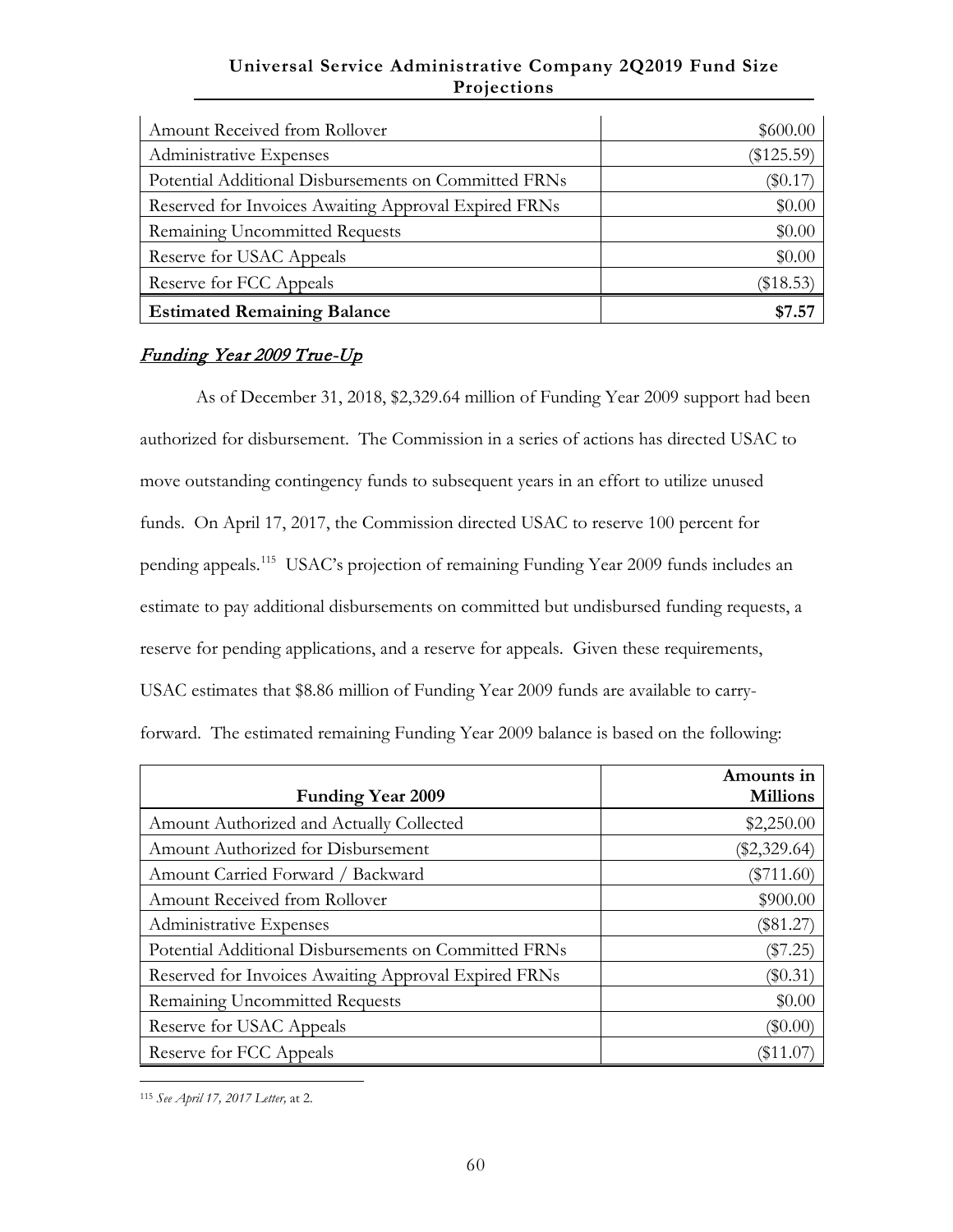| | |
|---|---|
| Amount Received from Rollover | $600.00 |
| Administrative Expenses | ($125.59) |
| Potential Additional Disbursements on Committed FRNs | ($0.17) |
| Reserved for Invoices Awaiting Approval Expired FRNs | $0.00 |
| Remaining Uncommitted Requests | $0.00 |
| Reserve for USAC Appeals | $0.00 |
| Reserve for FCC Appeals | ($18.53) |
| **Estimated Remaining Balance** | **$7.57** |

## *Funding Year 2009 True-Up*

As of December 31, 2018, $2,329.64 million of Funding Year 2009 support had been authorized for disbursement. The Commission in a series of actions has directed USAC to move outstanding contingency funds to subsequent years in an effort to utilize unused funds. On April 17, 2017, the Commission directed USAC to reserve 100 percent for pending appeals.[115] USAC's projection of remaining Funding Year 2009 funds includes an estimate to pay additional disbursements on committed but undisbursed funding requests, a reserve for pending applications, and a reserve for appeals. Given these requirements, USAC estimates that $8.86 million of Funding Year 2009 funds are available to carry-forward. The estimated remaining Funding Year 2009 balance is based on the following:

| Funding Year 2009 | Amounts in Millions |
|---|---|
| Amount Authorized and Actually Collected | $2,250.00 |
| Amount Authorized for Disbursement | ($2,329.64) |
| Amount Carried Forward / Backward | ($711.60) |
| Amount Received from Rollover | $900.00 |
| Administrative Expenses | ($81.27) |
| Potential Additional Disbursements on Committed FRNs | ($7.25) |
| Reserved for Invoices Awaiting Approval Expired FRNs | ($0.31) |
| Remaining Uncommitted Requests | $0.00 |
| Reserve for USAC Appeals | ($0.00) |
| Reserve for FCC Appeals | ($11.07) |

[115] *See April 17, 2017 Letter,* at 2.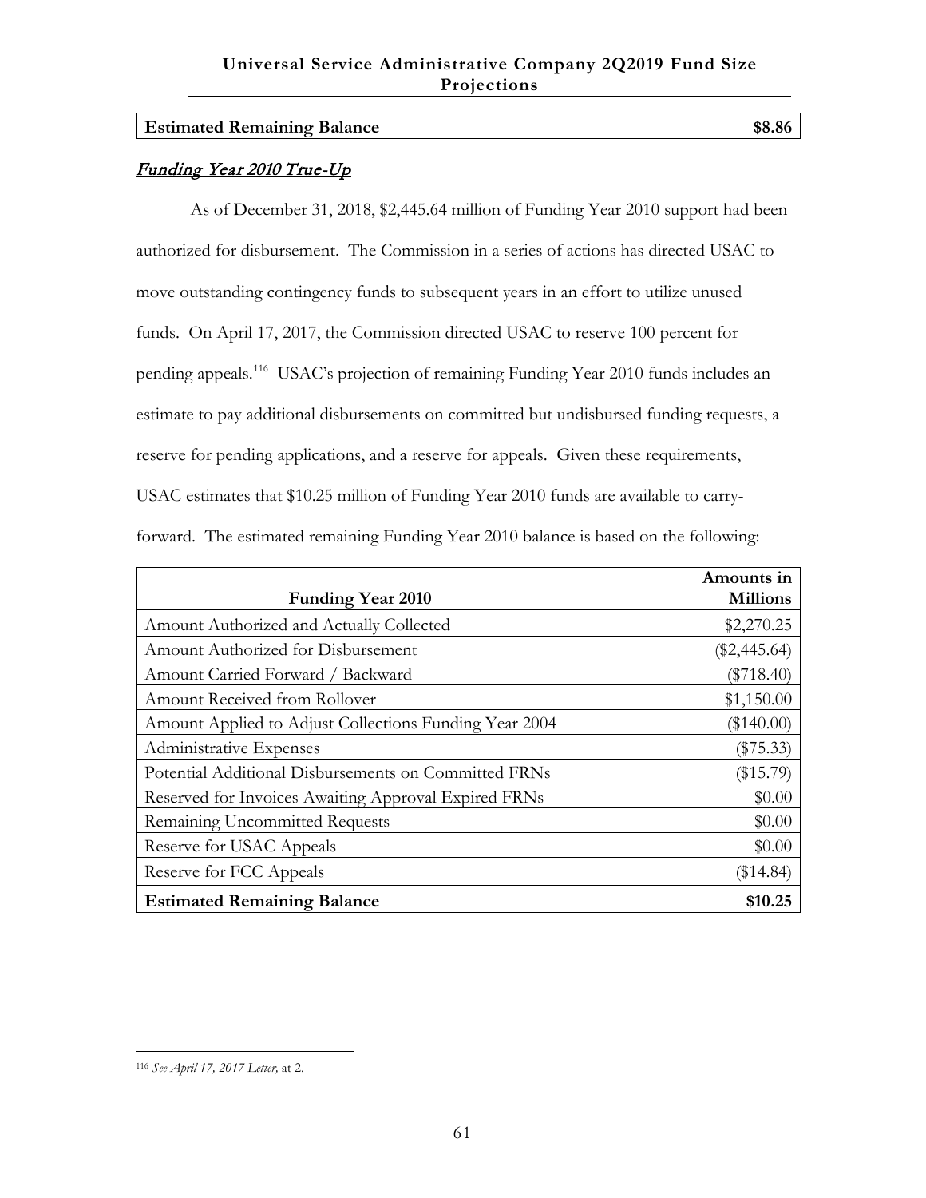| | |
|---|---|
| **Estimated Remaining Balance** | **$8.86** |

## *Funding Year 2010 True-Up*

As of December 31, 2018, $2,445.64 million of Funding Year 2010 support had been authorized for disbursement. The Commission in a series of actions has directed USAC to move outstanding contingency funds to subsequent years in an effort to utilize unused funds. On April 17, 2017, the Commission directed USAC to reserve 100 percent for pending appeals.[116] USAC's projection of remaining Funding Year 2010 funds includes an estimate to pay additional disbursements on committed but undisbursed funding requests, a reserve for pending applications, and a reserve for appeals. Given these requirements, USAC estimates that $10.25 million of Funding Year 2010 funds are available to carry-forward. The estimated remaining Funding Year 2010 balance is based on the following:

| Funding Year 2010 | Amounts in Millions |
|---|---|
| Amount Authorized and Actually Collected | $2,270.25 |
| Amount Authorized for Disbursement | ($2,445.64) |
| Amount Carried Forward / Backward | ($718.40) |
| Amount Received from Rollover | $1,150.00 |
| Amount Applied to Adjust Collections Funding Year 2004 | ($140.00) |
| Administrative Expenses | ($75.33) |
| Potential Additional Disbursements on Committed FRNs | ($15.79) |
| Reserved for Invoices Awaiting Approval Expired FRNs | $0.00 |
| Remaining Uncommitted Requests | $0.00 |
| Reserve for USAC Appeals | $0.00 |
| Reserve for FCC Appeals | ($14.84) |
| **Estimated Remaining Balance** | **$10.25** |

[116] *See April 17, 2017 Letter,* at 2.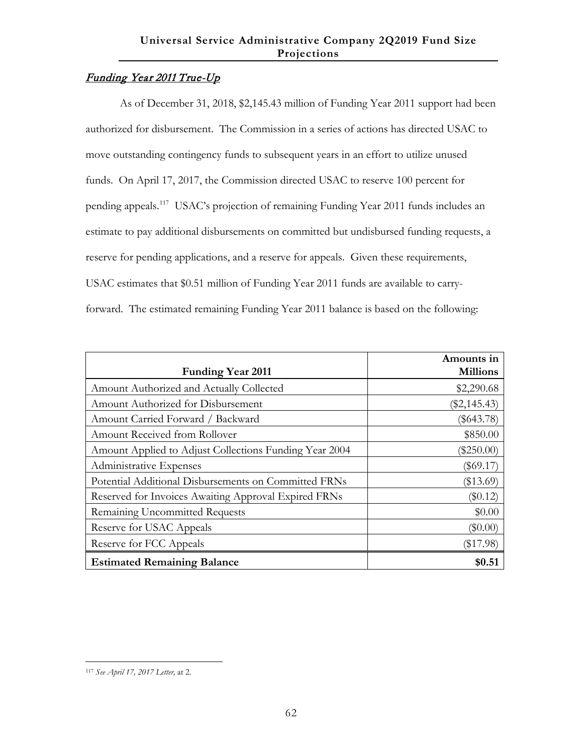## *Funding Year 2011 True-Up*

As of December 31, 2018, $2,145.43 million of Funding Year 2011 support had been authorized for disbursement. The Commission in a series of actions has directed USAC to move outstanding contingency funds to subsequent years in an effort to utilize unused funds. On April 17, 2017, the Commission directed USAC to reserve 100 percent for pending appeals.[117] USAC's projection of remaining Funding Year 2011 funds includes an estimate to pay additional disbursements on committed but undisbursed funding requests, a reserve for pending applications, and a reserve for appeals. Given these requirements, USAC estimates that $0.51 million of Funding Year 2011 funds are available to carry-forward. The estimated remaining Funding Year 2011 balance is based on the following:

| **Funding Year 2011** | **Amounts in Millions** |
|---|---|
| Amount Authorized and Actually Collected | $2,290.68 |
| Amount Authorized for Disbursement | ($2,145.43) |
| Amount Carried Forward / Backward | ($643.78) |
| Amount Received from Rollover | $850.00 |
| Amount Applied to Adjust Collections Funding Year 2004 | ($250.00) |
| Administrative Expenses | ($69.17) |
| Potential Additional Disbursements on Committed FRNs | ($13.69) |
| Reserved for Invoices Awaiting Approval Expired FRNs | ($0.12) |
| Remaining Uncommitted Requests | $0.00 |
| Reserve for USAC Appeals | ($0.00) |
| Reserve for FCC Appeals | ($17.98) |
| **Estimated Remaining Balance** | **$0.51** |

[117] *See April 17, 2017 Letter,* at 2.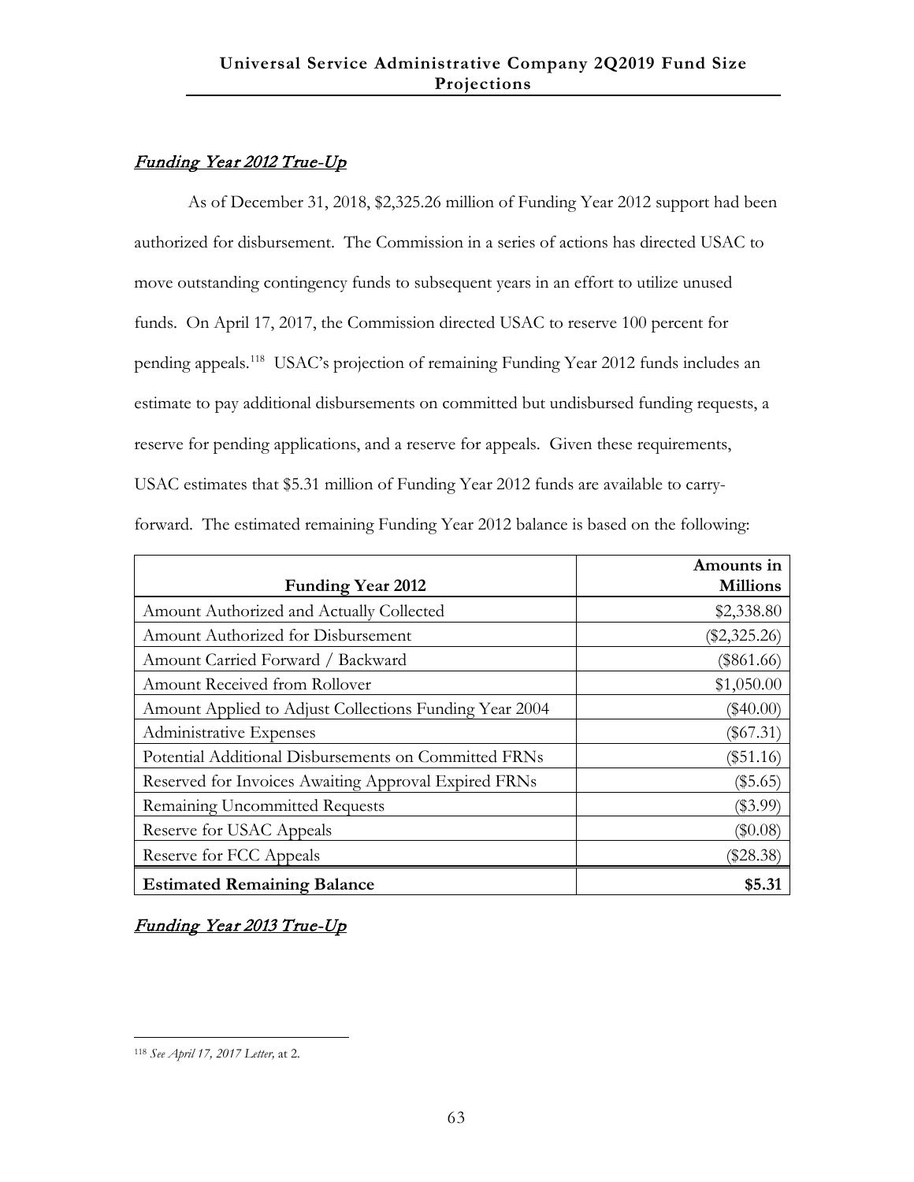### *Funding Year 2012 True-Up*

As of December 31, 2018, $2,325.26 million of Funding Year 2012 support had been authorized for disbursement. The Commission in a series of actions has directed USAC to move outstanding contingency funds to subsequent years in an effort to utilize unused funds. On April 17, 2017, the Commission directed USAC to reserve 100 percent for pending appeals.[118] USAC's projection of remaining Funding Year 2012 funds includes an estimate to pay additional disbursements on committed but undisbursed funding requests, a reserve for pending applications, and a reserve for appeals. Given these requirements, USAC estimates that $5.31 million of Funding Year 2012 funds are available to carry-forward. The estimated remaining Funding Year 2012 balance is based on the following:

| Funding Year 2012 | Amounts in Millions |
|---|---:|
| Amount Authorized and Actually Collected | $2,338.80 |
| Amount Authorized for Disbursement | ($2,325.26) |
| Amount Carried Forward / Backward | ($861.66) |
| Amount Received from Rollover | $1,050.00 |
| Amount Applied to Adjust Collections Funding Year 2004 | ($40.00) |
| Administrative Expenses | ($67.31) |
| Potential Additional Disbursements on Committed FRNs | ($51.16) |
| Reserved for Invoices Awaiting Approval Expired FRNs | ($5.65) |
| Remaining Uncommitted Requests | ($3.99) |
| Reserve for USAC Appeals | ($0.08) |
| Reserve for FCC Appeals | ($28.38) |
| **Estimated Remaining Balance** | **$5.31** |

### *Funding Year 2013 True-Up*

[118] *See April 17, 2017 Letter,* at 2.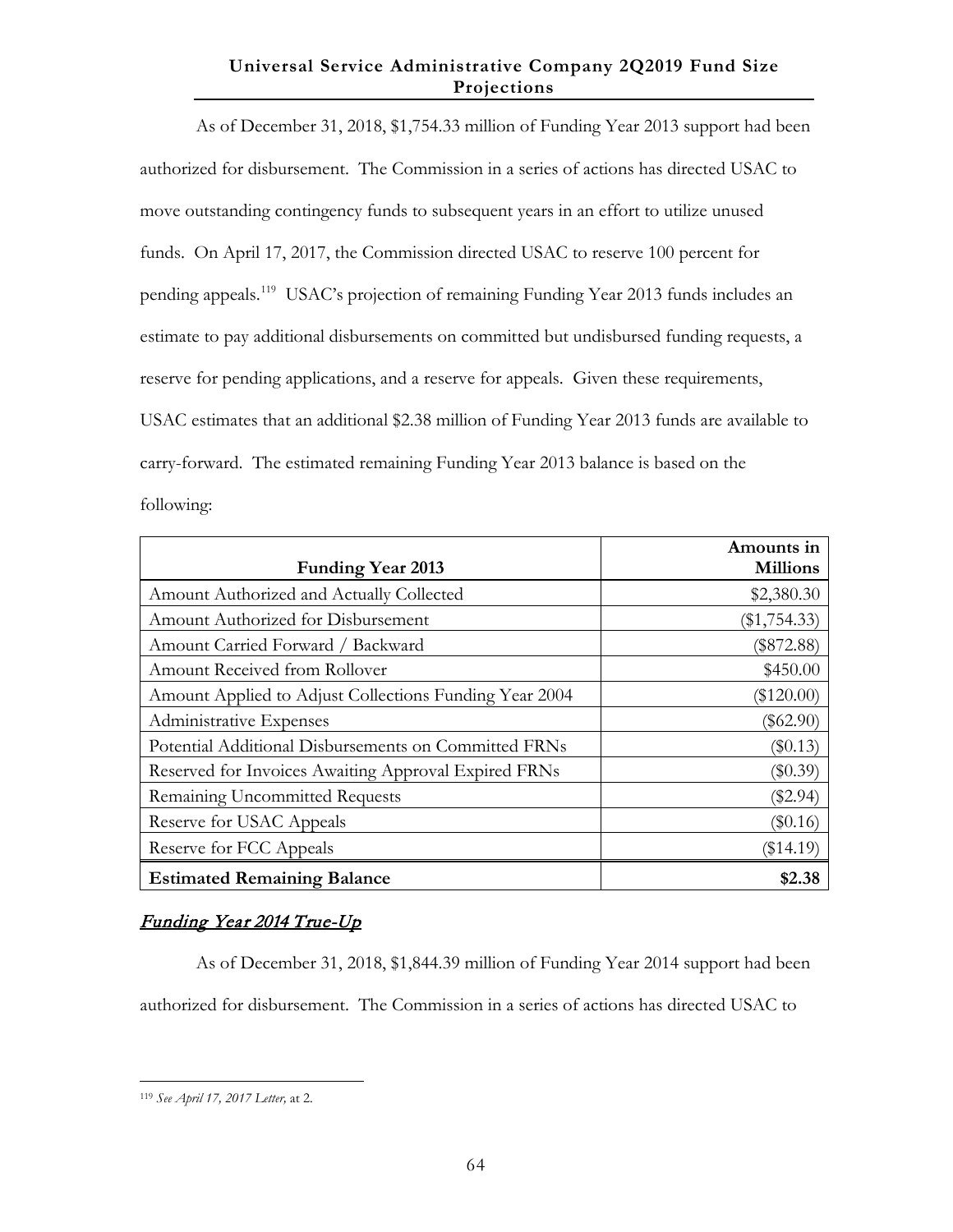As of December 31, 2018, $1,754.33 million of Funding Year 2013 support had been authorized for disbursement. The Commission in a series of actions has directed USAC to move outstanding contingency funds to subsequent years in an effort to utilize unused funds. On April 17, 2017, the Commission directed USAC to reserve 100 percent for pending appeals.[119] USAC's projection of remaining Funding Year 2013 funds includes an estimate to pay additional disbursements on committed but undisbursed funding requests, a reserve for pending applications, and a reserve for appeals. Given these requirements, USAC estimates that an additional $2.38 million of Funding Year 2013 funds are available to carry-forward. The estimated remaining Funding Year 2013 balance is based on the following:

| Funding Year 2013 | Amounts in Millions |
|---|---|
| Amount Authorized and Actually Collected | $2,380.30 |
| Amount Authorized for Disbursement | ($1,754.33) |
| Amount Carried Forward / Backward | ($872.88) |
| Amount Received from Rollover | $450.00 |
| Amount Applied to Adjust Collections Funding Year 2004 | ($120.00) |
| Administrative Expenses | ($62.90) |
| Potential Additional Disbursements on Committed FRNs | ($0.13) |
| Reserved for Invoices Awaiting Approval Expired FRNs | ($0.39) |
| Remaining Uncommitted Requests | ($2.94) |
| Reserve for USAC Appeals | ($0.16) |
| Reserve for FCC Appeals | ($14.19) |
| **Estimated Remaining Balance** | **$2.38** |

## *Funding Year 2014 True-Up*

As of December 31, 2018, $1,844.39 million of Funding Year 2014 support had been authorized for disbursement. The Commission in a series of actions has directed USAC to

[119] *See April 17, 2017 Letter,* at 2.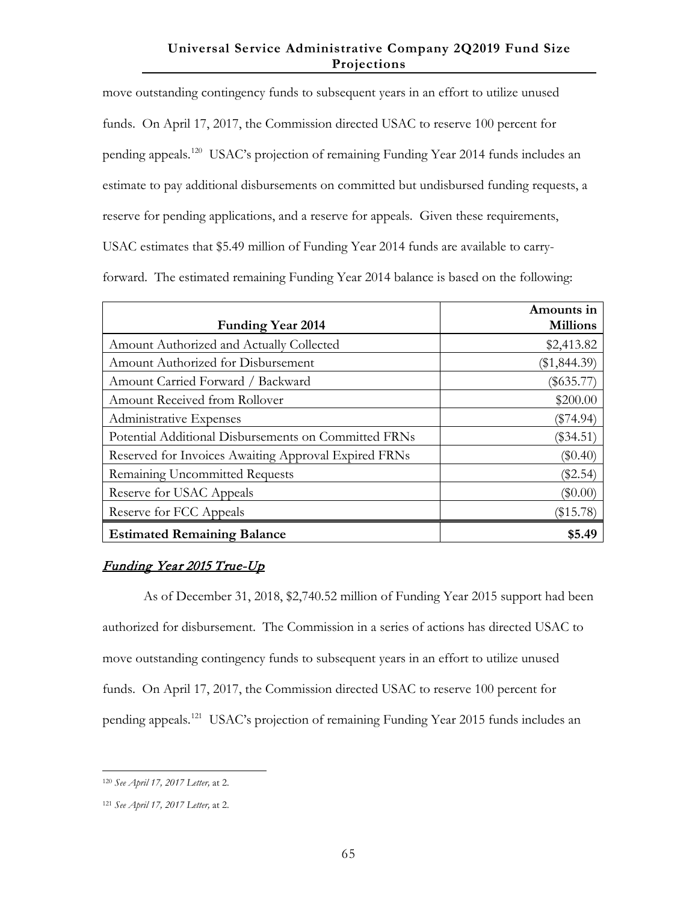move outstanding contingency funds to subsequent years in an effort to utilize unused funds. On April 17, 2017, the Commission directed USAC to reserve 100 percent for pending appeals.[120] USAC's projection of remaining Funding Year 2014 funds includes an estimate to pay additional disbursements on committed but undisbursed funding requests, a reserve for pending applications, and a reserve for appeals. Given these requirements, USAC estimates that $5.49 million of Funding Year 2014 funds are available to carry-forward. The estimated remaining Funding Year 2014 balance is based on the following:

| **Funding Year 2014** | **Amounts in Millions** |
|---|---|
| Amount Authorized and Actually Collected | $2,413.82 |
| Amount Authorized for Disbursement | ($1,844.39) |
| Amount Carried Forward / Backward | ($635.77) |
| Amount Received from Rollover | $200.00 |
| Administrative Expenses | ($74.94) |
| Potential Additional Disbursements on Committed FRNs | ($34.51) |
| Reserved for Invoices Awaiting Approval Expired FRNs | ($0.40) |
| Remaining Uncommitted Requests | ($2.54) |
| Reserve for USAC Appeals | ($0.00) |
| Reserve for FCC Appeals | ($15.78) |
| **Estimated Remaining Balance** | **$5.49** |

## *Funding Year 2015 True-Up*

As of December 31, 2018, $2,740.52 million of Funding Year 2015 support had been authorized for disbursement. The Commission in a series of actions has directed USAC to move outstanding contingency funds to subsequent years in an effort to utilize unused funds. On April 17, 2017, the Commission directed USAC to reserve 100 percent for pending appeals.[121] USAC's projection of remaining Funding Year 2015 funds includes an

[120] *See April 17, 2017 Letter,* at 2.

[121] *See April 17, 2017 Letter,* at 2.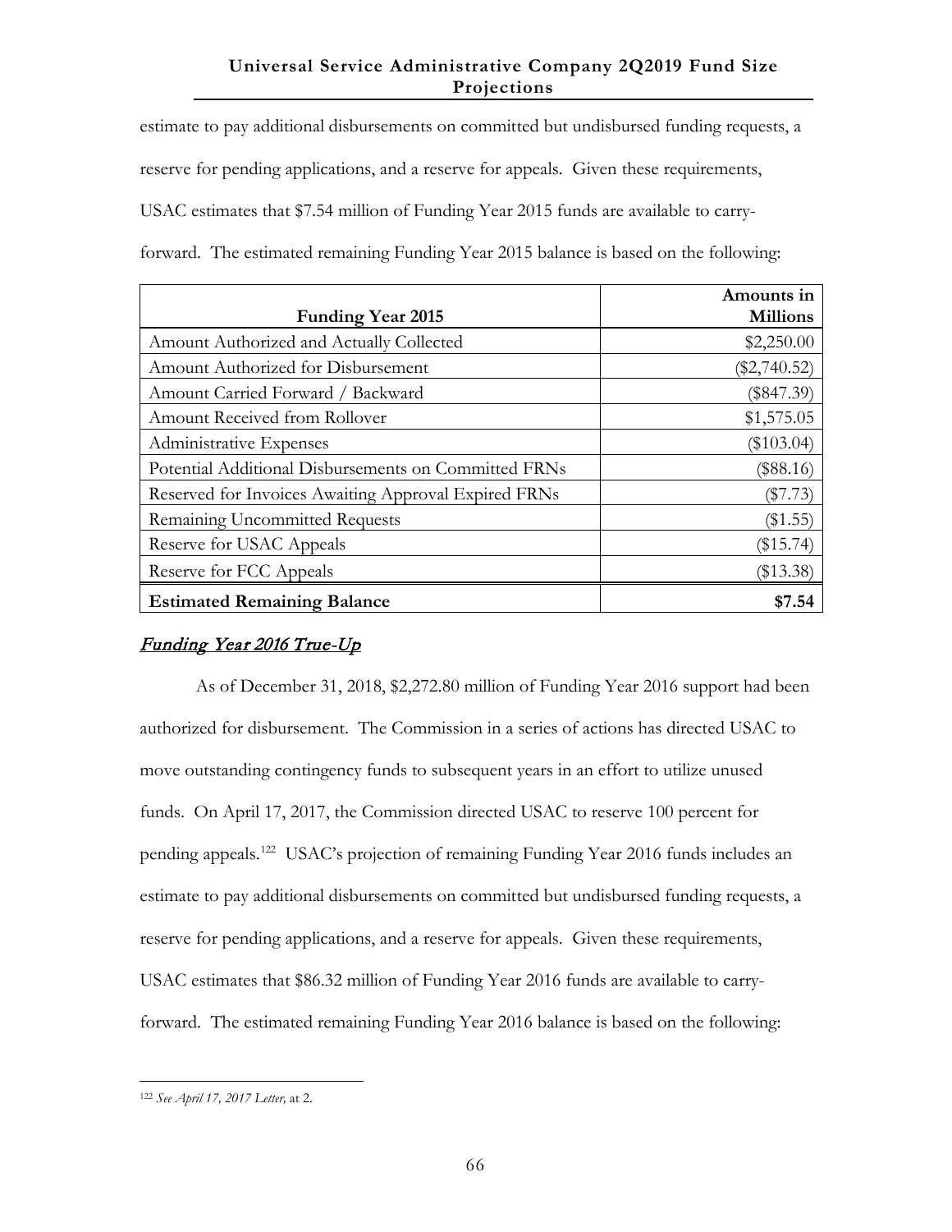estimate to pay additional disbursements on committed but undisbursed funding requests, a reserve for pending applications, and a reserve for appeals. Given these requirements, USAC estimates that $7.54 million of Funding Year 2015 funds are available to carry-forward. The estimated remaining Funding Year 2015 balance is based on the following:

| Funding Year 2015 | Amounts in Millions |
|---|---|
| Amount Authorized and Actually Collected | $2,250.00 |
| Amount Authorized for Disbursement | ($2,740.52) |
| Amount Carried Forward / Backward | ($847.39) |
| Amount Received from Rollover | $1,575.05 |
| Administrative Expenses | ($103.04) |
| Potential Additional Disbursements on Committed FRNs | ($88.16) |
| Reserved for Invoices Awaiting Approval Expired FRNs | ($7.73) |
| Remaining Uncommitted Requests | ($1.55) |
| Reserve for USAC Appeals | ($15.74) |
| Reserve for FCC Appeals | ($13.38) |
| **Estimated Remaining Balance** | **$7.54** |

## *Funding Year 2016 True-Up*

As of December 31, 2018, $2,272.80 million of Funding Year 2016 support had been authorized for disbursement. The Commission in a series of actions has directed USAC to move outstanding contingency funds to subsequent years in an effort to utilize unused funds. On April 17, 2017, the Commission directed USAC to reserve 100 percent for pending appeals.[122] USAC's projection of remaining Funding Year 2016 funds includes an estimate to pay additional disbursements on committed but undisbursed funding requests, a reserve for pending applications, and a reserve for appeals. Given these requirements, USAC estimates that $86.32 million of Funding Year 2016 funds are available to carry-forward. The estimated remaining Funding Year 2016 balance is based on the following:

[122] *See April 17, 2017 Letter,* at 2.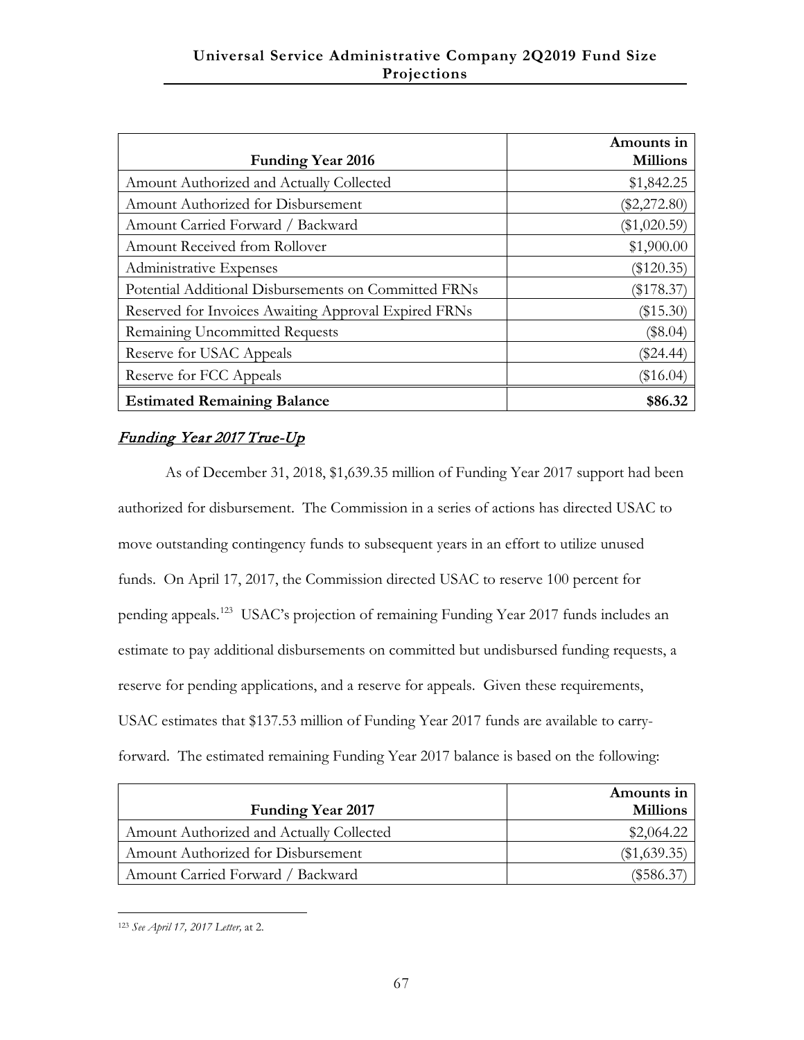| Funding Year 2016 | Amounts in Millions |
|---|---|
| Amount Authorized and Actually Collected | $1,842.25 |
| Amount Authorized for Disbursement | ($2,272.80) |
| Amount Carried Forward / Backward | ($1,020.59) |
| Amount Received from Rollover | $1,900.00 |
| Administrative Expenses | ($120.35) |
| Potential Additional Disbursements on Committed FRNs | ($178.37) |
| Reserved for Invoices Awaiting Approval Expired FRNs | ($15.30) |
| Remaining Uncommitted Requests | ($8.04) |
| Reserve for USAC Appeals | ($24.44) |
| Reserve for FCC Appeals | ($16.04) |
| **Estimated Remaining Balance** | **$86.32** |

## *Funding Year 2017 True-Up*

As of December 31, 2018, $1,639.35 million of Funding Year 2017 support had been authorized for disbursement. The Commission in a series of actions has directed USAC to move outstanding contingency funds to subsequent years in an effort to utilize unused funds. On April 17, 2017, the Commission directed USAC to reserve 100 percent for pending appeals.[123] USAC's projection of remaining Funding Year 2017 funds includes an estimate to pay additional disbursements on committed but undisbursed funding requests, a reserve for pending applications, and a reserve for appeals. Given these requirements, USAC estimates that $137.53 million of Funding Year 2017 funds are available to carry-forward. The estimated remaining Funding Year 2017 balance is based on the following:

| Funding Year 2017 | Amounts in Millions |
|---|---|
| Amount Authorized and Actually Collected | $2,064.22 |
| Amount Authorized for Disbursement | ($1,639.35) |
| Amount Carried Forward / Backward | ($586.37) |

[123] *See April 17, 2017 Letter,* at 2.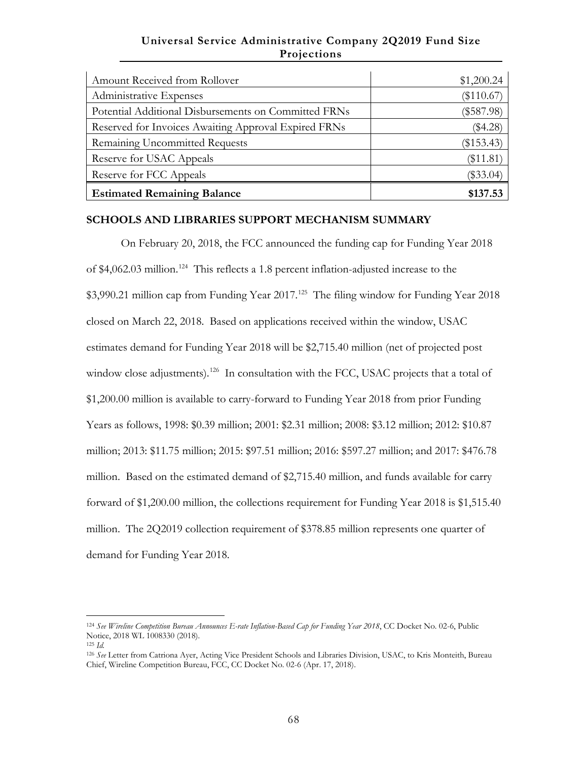| | |
|---|---|
| Amount Received from Rollover | $1,200.24 |
| Administrative Expenses | ($110.67) |
| Potential Additional Disbursements on Committed FRNs | ($587.98) |
| Reserved for Invoices Awaiting Approval Expired FRNs | ($4.28) |
| Remaining Uncommitted Requests | ($153.43) |
| Reserve for USAC Appeals | ($11.81) |
| Reserve for FCC Appeals | ($33.04) |
| **Estimated Remaining Balance** | **$137.53** |

## SCHOOLS AND LIBRARIES SUPPORT MECHANISM SUMMARY

On February 20, 2018, the FCC announced the funding cap for Funding Year 2018 of $4,062.03 million.[124] This reflects a 1.8 percent inflation-adjusted increase to the $3,990.21 million cap from Funding Year 2017.[125] The filing window for Funding Year 2018 closed on March 22, 2018. Based on applications received within the window, USAC estimates demand for Funding Year 2018 will be $2,715.40 million (net of projected post window close adjustments).[126] In consultation with the FCC, USAC projects that a total of $1,200.00 million is available to carry-forward to Funding Year 2018 from prior Funding Years as follows, 1998: $0.39 million; 2001: $2.31 million; 2008: $3.12 million; 2012: $10.87 million; 2013: $11.75 million; 2015: $97.51 million; 2016: $597.27 million; and 2017: $476.78 million. Based on the estimated demand of $2,715.40 million, and funds available for carry forward of $1,200.00 million, the collections requirement for Funding Year 2018 is $1,515.40 million. The 2Q2019 collection requirement of $378.85 million represents one quarter of demand for Funding Year 2018.

---

[124] *See Wireline Competition Bureau Announces E-rate Inflation-Based Cap for Funding Year 2018*, CC Docket No. 02-6, Public Notice, 2018 WL 1008330 (2018).

[125] *Id.*

[126] *See* Letter from Catriona Ayer, Acting Vice President Schools and Libraries Division, USAC, to Kris Monteith, Bureau Chief, Wireline Competition Bureau, FCC, CC Docket No. 02-6 (Apr. 17, 2018).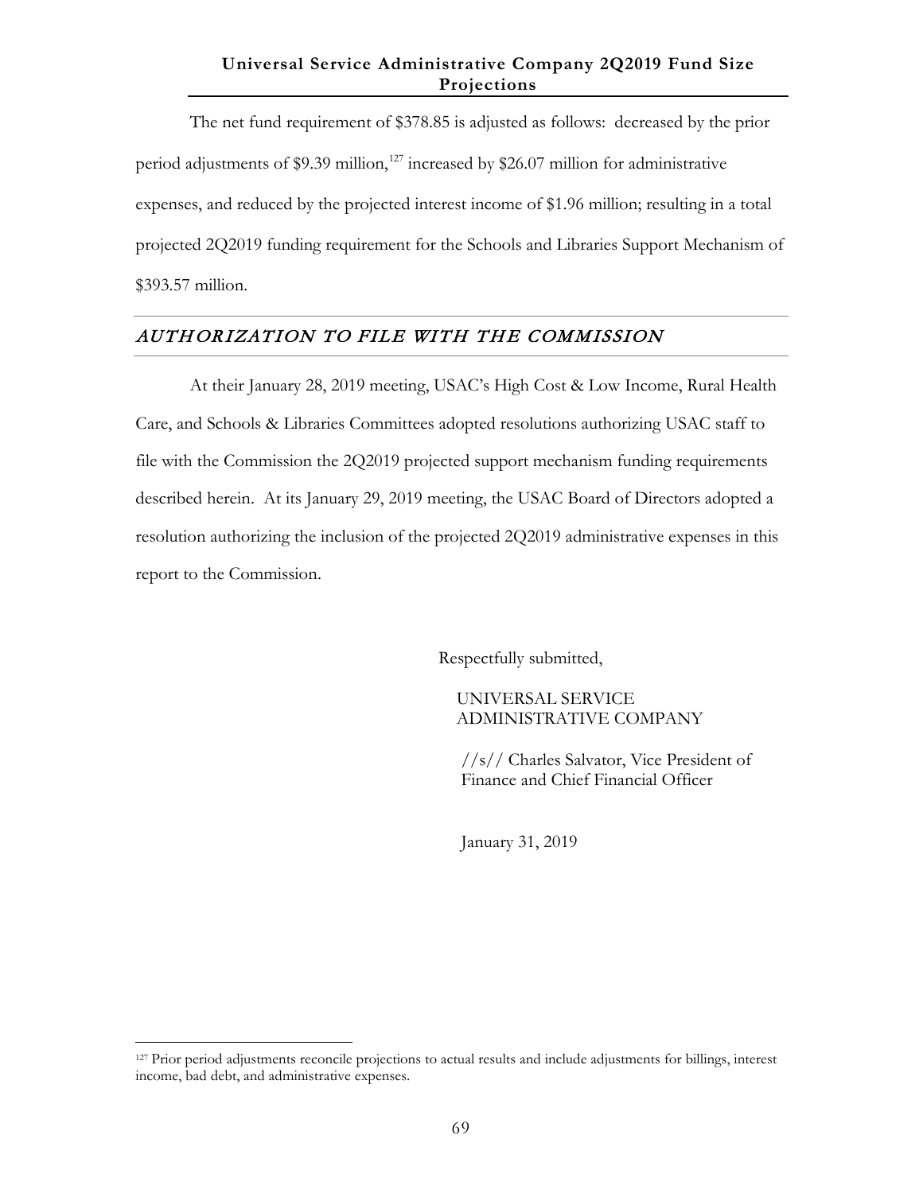The net fund requirement of $378.85 is adjusted as follows: decreased by the prior period adjustments of $9.39 million,[127] increased by $26.07 million for administrative expenses, and reduced by the projected interest income of $1.96 million; resulting in a total projected 2Q2019 funding requirement for the Schools and Libraries Support Mechanism of $393.57 million.

## *AUTHORIZATION TO FILE WITH THE COMMISSION*

At their January 28, 2019 meeting, USAC's High Cost & Low Income, Rural Health Care, and Schools & Libraries Committees adopted resolutions authorizing USAC staff to file with the Commission the 2Q2019 projected support mechanism funding requirements described herein. At its January 29, 2019 meeting, the USAC Board of Directors adopted a resolution authorizing the inclusion of the projected 2Q2019 administrative expenses in this report to the Commission.

Respectfully submitted,

UNIVERSAL SERVICE ADMINISTRATIVE COMPANY

//s// Charles Salvator, Vice President of Finance and Chief Financial Officer

January 31, 2019

---

[127] Prior period adjustments reconcile projections to actual results and include adjustments for billings, interest income, bad debt, and administrative expenses.